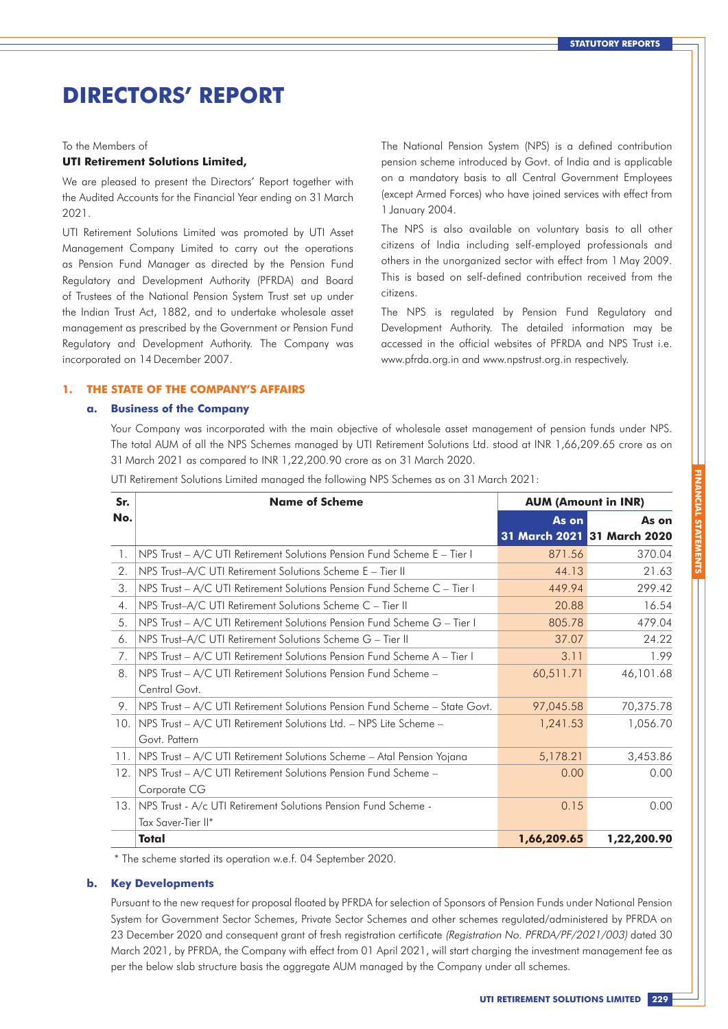# DIRECTORS' REPORT

To the Members of

**UTI Retirement Solutions Limited,**

We are pleased to present the Directors' Report together with the Audited Accounts for the Financial Year ending on 31 March 2021.

UTI Retirement Solutions Limited was promoted by UTI Asset Management Company Limited to carry out the operations as Pension Fund Manager as directed by the Pension Fund Regulatory and Development Authority (PFRDA) and Board of Trustees of the National Pension System Trust set up under the Indian Trust Act, 1882, and to undertake wholesale asset management as prescribed by the Government or Pension Fund Regulatory and Development Authority. The Company was incorporated on 14 December 2007.

The National Pension System (NPS) is a defined contribution pension scheme introduced by Govt. of India and is applicable on a mandatory basis to all Central Government Employees (except Armed Forces) who have joined services with effect from 1 January 2004.

The NPS is also available on voluntary basis to all other citizens of India including self-employed professionals and others in the unorganized sector with effect from 1 May 2009. This is based on self-defined contribution received from the citizens.

The NPS is regulated by Pension Fund Regulatory and Development Authority. The detailed information may be accessed in the official websites of PFRDA and NPS Trust i.e. www.pfrda.org.in and www.npstrust.org.in respectively.

## 1. THE STATE OF THE COMPANY'S AFFAIRS

### a. Business of the Company

Your Company was incorporated with the main objective of wholesale asset management of pension funds under NPS. The total AUM of all the NPS Schemes managed by UTI Retirement Solutions Ltd. stood at INR 1,66,209.65 crore as on 31 March 2021 as compared to INR 1,22,200.90 crore as on 31 March 2020.

UTI Retirement Solutions Limited managed the following NPS Schemes as on 31 March 2021:

| Sr. No. | Name of Scheme | AUM (Amount in INR) | |
|---|---|---|---|
| | | As on 31 March 2021 | As on 31 March 2020 |
| 1. | NPS Trust – A/C UTI Retirement Solutions Pension Fund Scheme E – Tier I | 871.56 | 370.04 |
| 2. | NPS Trust–A/C UTI Retirement Solutions Scheme E – Tier II | 44.13 | 21.63 |
| 3. | NPS Trust – A/C UTI Retirement Solutions Pension Fund Scheme C – Tier I | 449.94 | 299.42 |
| 4. | NPS Trust–A/C UTI Retirement Solutions Scheme C – Tier II | 20.88 | 16.54 |
| 5. | NPS Trust – A/C UTI Retirement Solutions Pension Fund Scheme G – Tier I | 805.78 | 479.04 |
| 6. | NPS Trust–A/C UTI Retirement Solutions Scheme G – Tier II | 37.07 | 24.22 |
| 7. | NPS Trust – A/C UTI Retirement Solutions Pension Fund Scheme A – Tier I | 3.11 | 1.99 |
| 8. | NPS Trust – A/C UTI Retirement Solutions Pension Fund Scheme – Central Govt. | 60,511.71 | 46,101.68 |
| 9. | NPS Trust – A/C UTI Retirement Solutions Pension Fund Scheme – State Govt. | 97,045.58 | 70,375.78 |
| 10. | NPS Trust – A/C UTI Retirement Solutions Ltd. – NPS Lite Scheme – Govt. Pattern | 1,241.53 | 1,056.70 |
| 11. | NPS Trust – A/C UTI Retirement Solutions Scheme – Atal Pension Yojana | 5,178.21 | 3,453.86 |
| 12. | NPS Trust – A/C UTI Retirement Solutions Pension Fund Scheme – Corporate CG | 0.00 | 0.00 |
| 13. | NPS Trust - A/c UTI Retirement Solutions Pension Fund Scheme - Tax Saver-Tier II* | 0.15 | 0.00 |
| | **Total** | **1,66,209.65** | **1,22,200.90** |

\* The scheme started its operation w.e.f. 04 September 2020.

### b. Key Developments

Pursuant to the new request for proposal floated by PFRDA for selection of Sponsors of Pension Funds under National Pension System for Government Sector Schemes, Private Sector Schemes and other schemes regulated/administered by PFRDA on 23 December 2020 and consequent grant of fresh registration certificate *(Registration No. PFRDA/PF/2021/003)* dated 30 March 2021, by PFRDA, the Company with effect from 01 April 2021, will start charging the investment management fee as per the below slab structure basis the aggregate AUM managed by the Company under all schemes.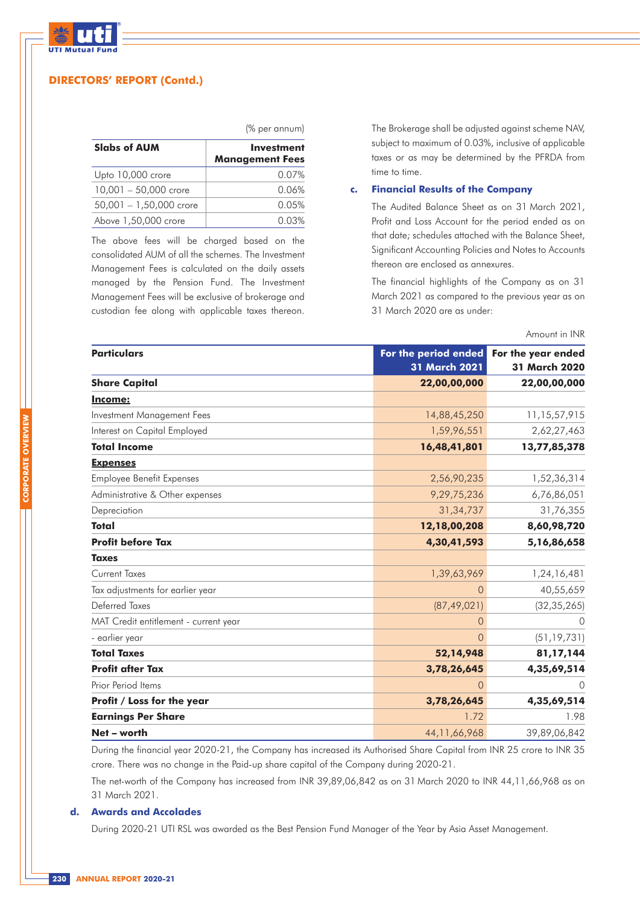## DIRECTORS' REPORT (Contd.)

(% per annum)

| Slabs of AUM | Investment Management Fees |
|---|---|
| Upto 10,000 crore | 0.07% |
| 10,001 – 50,000 crore | 0.06% |
| 50,001 – 1,50,000 crore | 0.05% |
| Above 1,50,000 crore | 0.03% |

The above fees will be charged based on the consolidated AUM of all the schemes. The Investment Management Fees is calculated on the daily assets managed by the Pension Fund. The Investment Management Fees will be exclusive of brokerage and custodian fee along with applicable taxes thereon.

The Brokerage shall be adjusted against scheme NAV, subject to maximum of 0.03%, inclusive of applicable taxes or as may be determined by the PFRDA from time to time.

### c. Financial Results of the Company

The Audited Balance Sheet as on 31 March 2021, Profit and Loss Account for the period ended as on that date; schedules attached with the Balance Sheet, Significant Accounting Policies and Notes to Accounts thereon are enclosed as annexures.

The financial highlights of the Company as on 31 March 2021 as compared to the previous year as on 31 March 2020 are as under:

Amount in INR

| Particulars | For the period ended 31 March 2021 | For the year ended 31 March 2020 |
|---|---|---|
| **Share Capital** | **22,00,00,000** | **22,00,00,000** |
| **Income:** | | |
| Investment Management Fees | 14,88,45,250 | 11,15,57,915 |
| Interest on Capital Employed | 1,59,96,551 | 2,62,27,463 |
| **Total Income** | **16,48,41,801** | **13,77,85,378** |
| **Expenses** | | |
| Employee Benefit Expenses | 2,56,90,235 | 1,52,36,314 |
| Administrative & Other expenses | 9,29,75,236 | 6,76,86,051 |
| Depreciation | 31,34,737 | 31,76,355 |
| **Total** | **12,18,00,208** | **8,60,98,720** |
| **Profit before Tax** | **4,30,41,593** | **5,16,86,658** |
| **Taxes** | | |
| Current Taxes | 1,39,63,969 | 1,24,16,481 |
| Tax adjustments for earlier year | 0 | 40,55,659 |
| Deferred Taxes | (87,49,021) | (32,35,265) |
| MAT Credit entitlement - current year | 0 | 0 |
| - earlier year | 0 | (51,19,731) |
| **Total Taxes** | **52,14,948** | **81,17,144** |
| **Profit after Tax** | **3,78,26,645** | **4,35,69,514** |
| Prior Period Items | 0 | 0 |
| **Profit / Loss for the year** | **3,78,26,645** | **4,35,69,514** |
| **Earnings Per Share** | 1.72 | 1.98 |
| **Net – worth** | 44,11,66,968 | 39,89,06,842 |

During the financial year 2020-21, the Company has increased its Authorised Share Capital from INR 25 crore to INR 35 crore. There was no change in the Paid-up share capital of the Company during 2020-21.

The net-worth of the Company has increased from INR 39,89,06,842 as on 31 March 2020 to INR 44,11,66,968 as on 31 March 2021.

### d. Awards and Accolades

During 2020-21 UTI RSL was awarded as the Best Pension Fund Manager of the Year by Asia Asset Management.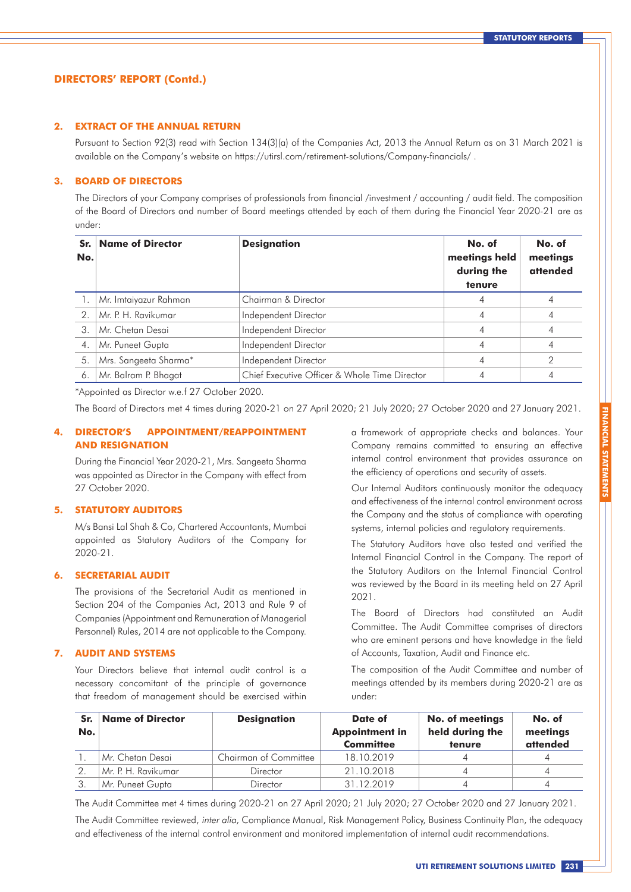## DIRECTORS' REPORT (Contd.)

### 2. EXTRACT OF THE ANNUAL RETURN

Pursuant to Section 92(3) read with Section 134(3)(a) of the Companies Act, 2013 the Annual Return as on 31 March 2021 is available on the Company's website on https://utirsl.com/retirement-solutions/Company-financials/ .

### 3. BOARD OF DIRECTORS

The Directors of your Company comprises of professionals from financial /investment / accounting / audit field. The composition of the Board of Directors and number of Board meetings attended by each of them during the Financial Year 2020-21 are as under:

| Sr. No. | Name of Director | Designation | No. of meetings held during the tenure | No. of meetings attended |
|---|---|---|---|---|
| 1. | Mr. Imtaiyazur Rahman | Chairman & Director | 4 | 4 |
| 2. | Mr. P. H. Ravikumar | Independent Director | 4 | 4 |
| 3. | Mr. Chetan Desai | Independent Director | 4 | 4 |
| 4. | Mr. Puneet Gupta | Independent Director | 4 | 4 |
| 5. | Mrs. Sangeeta Sharma* | Independent Director | 4 | 2 |
| 6. | Mr. Balram P. Bhagat | Chief Executive Officer & Whole Time Director | 4 | 4 |

*Appointed as Director w.e.f 27 October 2020.

The Board of Directors met 4 times during 2020-21 on 27 April 2020; 21 July 2020; 27 October 2020 and 27 January 2021.

### 4. DIRECTOR'S APPOINTMENT/REAPPOINTMENT AND RESIGNATION

During the Financial Year 2020-21, Mrs. Sangeeta Sharma was appointed as Director in the Company with effect from 27 October 2020.

### 5. STATUTORY AUDITORS

M/s Bansi Lal Shah & Co, Chartered Accountants, Mumbai appointed as Statutory Auditors of the Company for 2020-21.

### 6. SECRETARIAL AUDIT

The provisions of the Secretarial Audit as mentioned in Section 204 of the Companies Act, 2013 and Rule 9 of Companies (Appointment and Remuneration of Managerial Personnel) Rules, 2014 are not applicable to the Company.

### 7. AUDIT AND SYSTEMS

Your Directors believe that internal audit control is a necessary concomitant of the principle of governance that freedom of management should be exercised within a framework of appropriate checks and balances. Your Company remains committed to ensuring an effective internal control environment that provides assurance on the efficiency of operations and security of assets.

Our Internal Auditors continuously monitor the adequacy and effectiveness of the internal control environment across the Company and the status of compliance with operating systems, internal policies and regulatory requirements.

The Statutory Auditors have also tested and verified the Internal Financial Control in the Company. The report of the Statutory Auditors on the Internal Financial Control was reviewed by the Board in its meeting held on 27 April 2021.

The Board of Directors had constituted an Audit Committee. The Audit Committee comprises of directors who are eminent persons and have knowledge in the field of Accounts, Taxation, Audit and Finance etc.

The composition of the Audit Committee and number of meetings attended by its members during 2020-21 are as under:

| Sr. No. | Name of Director | Designation | Date of Appointment in Committee | No. of meetings held during the tenure | No. of meetings attended |
|---|---|---|---|---|---|
| 1. | Mr. Chetan Desai | Chairman of Committee | 18.10.2019 | 4 | 4 |
| 2. | Mr. P. H. Ravikumar | Director | 21.10.2018 | 4 | 4 |
| 3. | Mr. Puneet Gupta | Director | 31.12.2019 | 4 | 4 |

The Audit Committee met 4 times during 2020-21 on 27 April 2020; 21 July 2020; 27 October 2020 and 27 January 2021.

The Audit Committee reviewed, *inter alia*, Compliance Manual, Risk Management Policy, Business Continuity Plan, the adequacy and effectiveness of the internal control environment and monitored implementation of internal audit recommendations.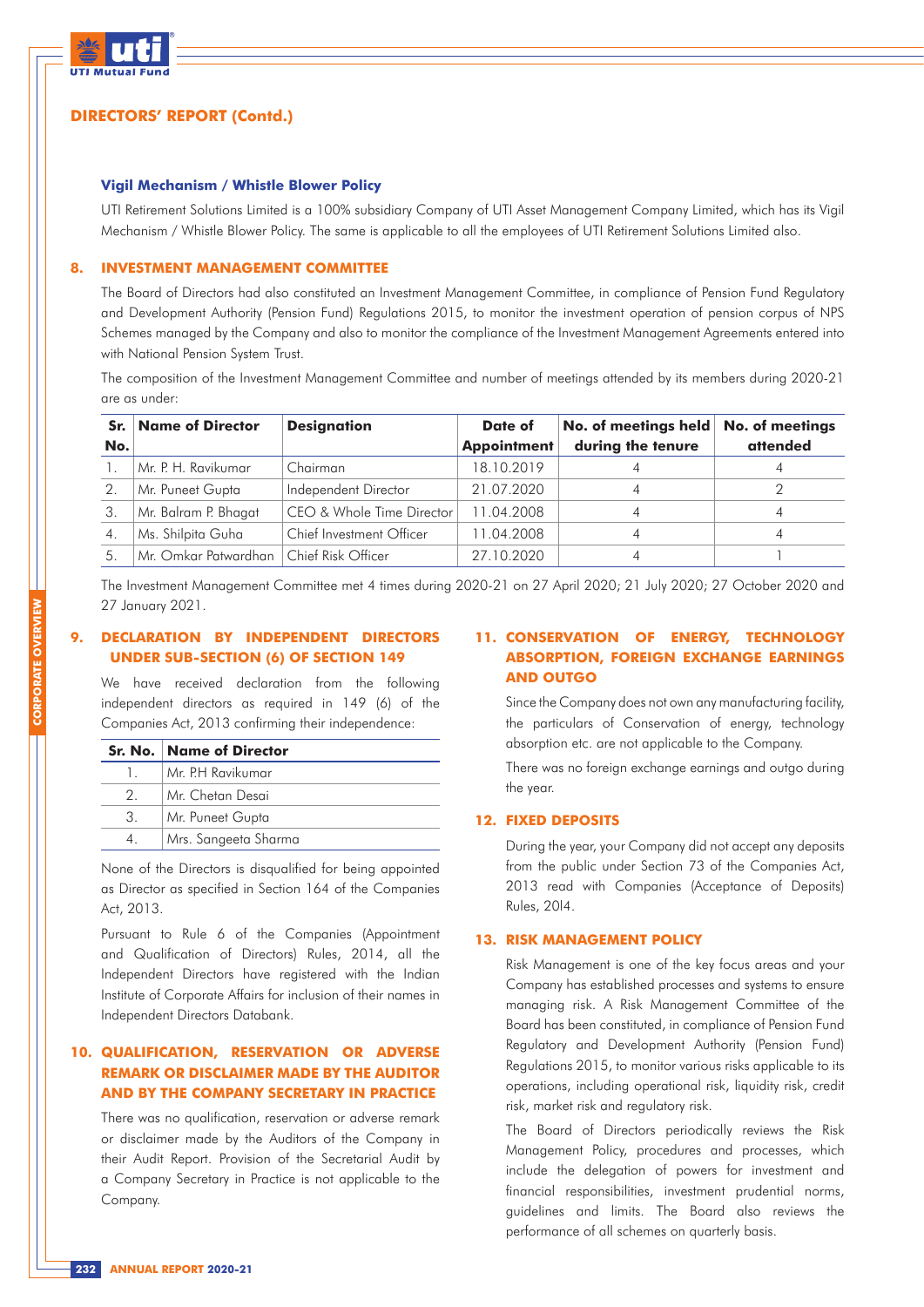## DIRECTORS' REPORT (Contd.)

### Vigil Mechanism / Whistle Blower Policy

UTI Retirement Solutions Limited is a 100% subsidiary Company of UTI Asset Management Company Limited, which has its Vigil Mechanism / Whistle Blower Policy. The same is applicable to all the employees of UTI Retirement Solutions Limited also.

## 8. INVESTMENT MANAGEMENT COMMITTEE

The Board of Directors had also constituted an Investment Management Committee, in compliance of Pension Fund Regulatory and Development Authority (Pension Fund) Regulations 2015, to monitor the investment operation of pension corpus of NPS Schemes managed by the Company and also to monitor the compliance of the Investment Management Agreements entered into with National Pension System Trust.

The composition of the Investment Management Committee and number of meetings attended by its members during 2020-21 are as under:

| Sr. No. | Name of Director | Designation | Date of Appointment | No. of meetings held during the tenure | No. of meetings attended |
|---|---|---|---|---|---|
| 1. | Mr. P. H. Ravikumar | Chairman | 18.10.2019 | 4 | 4 |
| 2. | Mr. Puneet Gupta | Independent Director | 21.07.2020 | 4 | 2 |
| 3. | Mr. Balram P. Bhagat | CEO & Whole Time Director | 11.04.2008 | 4 | 4 |
| 4. | Ms. Shilpita Guha | Chief Investment Officer | 11.04.2008 | 4 | 4 |
| 5. | Mr. Omkar Patwardhan | Chief Risk Officer | 27.10.2020 | 4 | 1 |

The Investment Management Committee met 4 times during 2020-21 on 27 April 2020; 21 July 2020; 27 October 2020 and 27 January 2021.

## 9. DECLARATION BY INDEPENDENT DIRECTORS UNDER SUB-SECTION (6) OF SECTION 149

We have received declaration from the following independent directors as required in 149 (6) of the Companies Act, 2013 confirming their independence:

| Sr. No. | Name of Director |
|---|---|
| 1. | Mr. P.H Ravikumar |
| 2. | Mr. Chetan Desai |
| 3. | Mr. Puneet Gupta |
| 4. | Mrs. Sangeeta Sharma |

None of the Directors is disqualified for being appointed as Director as specified in Section 164 of the Companies Act, 2013.

Pursuant to Rule 6 of the Companies (Appointment and Qualification of Directors) Rules, 2014, all the Independent Directors have registered with the Indian Institute of Corporate Affairs for inclusion of their names in Independent Directors Databank.

## 10. QUALIFICATION, RESERVATION OR ADVERSE REMARK OR DISCLAIMER MADE BY THE AUDITOR AND BY THE COMPANY SECRETARY IN PRACTICE

There was no qualification, reservation or adverse remark or disclaimer made by the Auditors of the Company in their Audit Report. Provision of the Secretarial Audit by a Company Secretary in Practice is not applicable to the Company.

## 11. CONSERVATION OF ENERGY, TECHNOLOGY ABSORPTION, FOREIGN EXCHANGE EARNINGS AND OUTGO

Since the Company does not own any manufacturing facility, the particulars of Conservation of energy, technology absorption etc. are not applicable to the Company.

There was no foreign exchange earnings and outgo during the year.

## 12. FIXED DEPOSITS

During the year, your Company did not accept any deposits from the public under Section 73 of the Companies Act, 2013 read with Companies (Acceptance of Deposits) Rules, 2014.

## 13. RISK MANAGEMENT POLICY

Risk Management is one of the key focus areas and your Company has established processes and systems to ensure managing risk. A Risk Management Committee of the Board has been constituted, in compliance of Pension Fund Regulatory and Development Authority (Pension Fund) Regulations 2015, to monitor various risks applicable to its operations, including operational risk, liquidity risk, credit risk, market risk and regulatory risk.

The Board of Directors periodically reviews the Risk Management Policy, procedures and processes, which include the delegation of powers for investment and financial responsibilities, investment prudential norms, guidelines and limits. The Board also reviews the performance of all schemes on quarterly basis.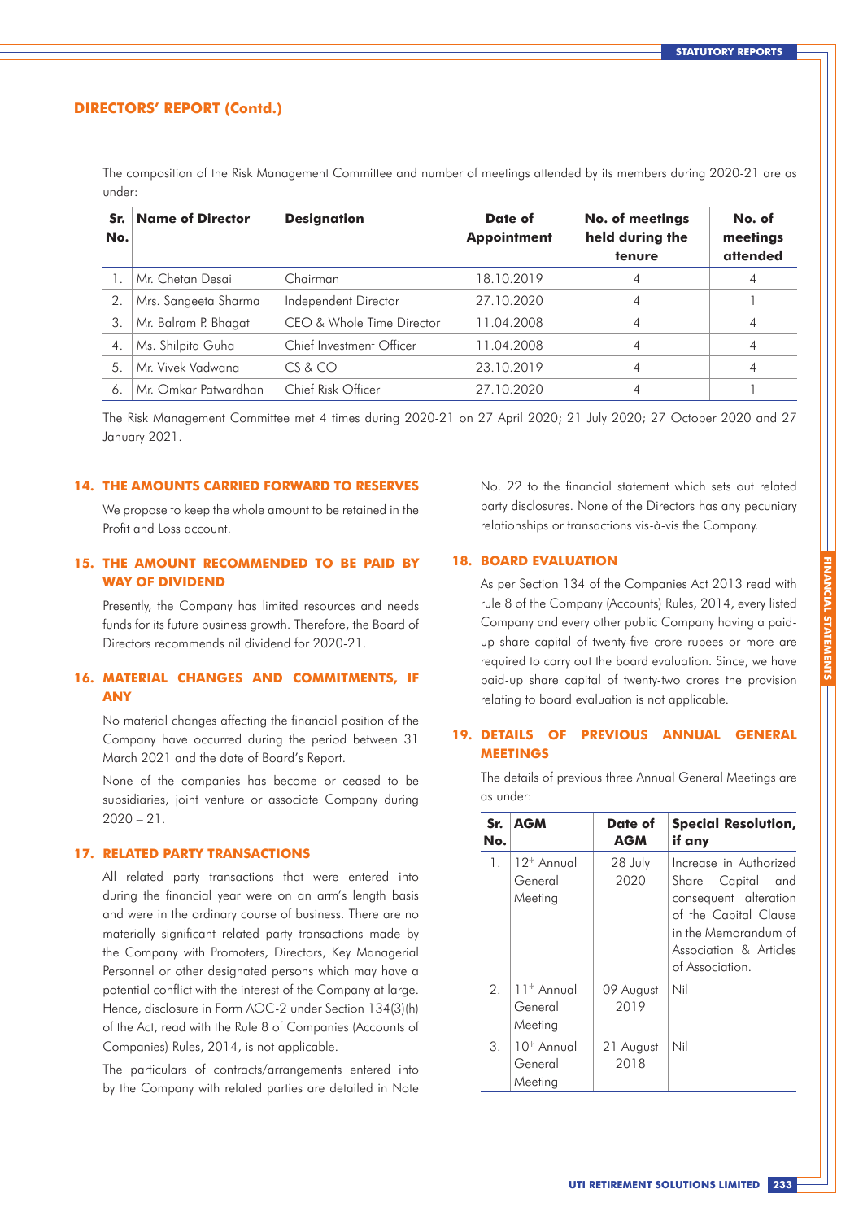## DIRECTORS' REPORT (Contd.)

The composition of the Risk Management Committee and number of meetings attended by its members during 2020-21 are as under:

| Sr. No. | Name of Director | Designation | Date of Appointment | No. of meetings held during the tenure | No. of meetings attended |
|---|---|---|---|---|---|
| 1. | Mr. Chetan Desai | Chairman | 18.10.2019 | 4 | 4 |
| 2. | Mrs. Sangeeta Sharma | Independent Director | 27.10.2020 | 4 | 1 |
| 3. | Mr. Balram P. Bhagat | CEO & Whole Time Director | 11.04.2008 | 4 | 4 |
| 4. | Ms. Shilpita Guha | Chief Investment Officer | 11.04.2008 | 4 | 4 |
| 5. | Mr. Vivek Vadwana | CS & CO | 23.10.2019 | 4 | 4 |
| 6. | Mr. Omkar Patwardhan | Chief Risk Officer | 27.10.2020 | 4 | 1 |

The Risk Management Committee met 4 times during 2020-21 on 27 April 2020; 21 July 2020; 27 October 2020 and 27 January 2021.

### 14. THE AMOUNTS CARRIED FORWARD TO RESERVES

We propose to keep the whole amount to be retained in the Profit and Loss account.

### 15. THE AMOUNT RECOMMENDED TO BE PAID BY WAY OF DIVIDEND

Presently, the Company has limited resources and needs funds for its future business growth. Therefore, the Board of Directors recommends nil dividend for 2020-21.

### 16. MATERIAL CHANGES AND COMMITMENTS, IF ANY

No material changes affecting the financial position of the Company have occurred during the period between 31 March 2021 and the date of Board's Report.

None of the companies has become or ceased to be subsidiaries, joint venture or associate Company during 2020 – 21.

### 17. RELATED PARTY TRANSACTIONS

All related party transactions that were entered into during the financial year were on an arm's length basis and were in the ordinary course of business. There are no materially significant related party transactions made by the Company with Promoters, Directors, Key Managerial Personnel or other designated persons which may have a potential conflict with the interest of the Company at large. Hence, disclosure in Form AOC-2 under Section 134(3)(h) of the Act, read with the Rule 8 of Companies (Accounts of Companies) Rules, 2014, is not applicable.

The particulars of contracts/arrangements entered into by the Company with related parties are detailed in Note No. 22 to the financial statement which sets out related party disclosures. None of the Directors has any pecuniary relationships or transactions vis-à-vis the Company.

### 18. BOARD EVALUATION

As per Section 134 of the Companies Act 2013 read with rule 8 of the Company (Accounts) Rules, 2014, every listed Company and every other public Company having a paid-up share capital of twenty-five crore rupees or more are required to carry out the board evaluation. Since, we have paid-up share capital of twenty-two crores the provision relating to board evaluation is not applicable.

### 19. DETAILS OF PREVIOUS ANNUAL GENERAL MEETINGS

The details of previous three Annual General Meetings are as under:

| Sr. No. | AGM | Date of AGM | Special Resolution, if any |
|---|---|---|---|
| 1. | 12th Annual General Meeting | 28 July 2020 | Increase in Authorized Share Capital and consequent alteration of the Capital Clause in the Memorandum of Association & Articles of Association. |
| 2. | 11th Annual General Meeting | 09 August 2019 | Nil |
| 3. | 10th Annual General Meeting | 21 August 2018 | Nil |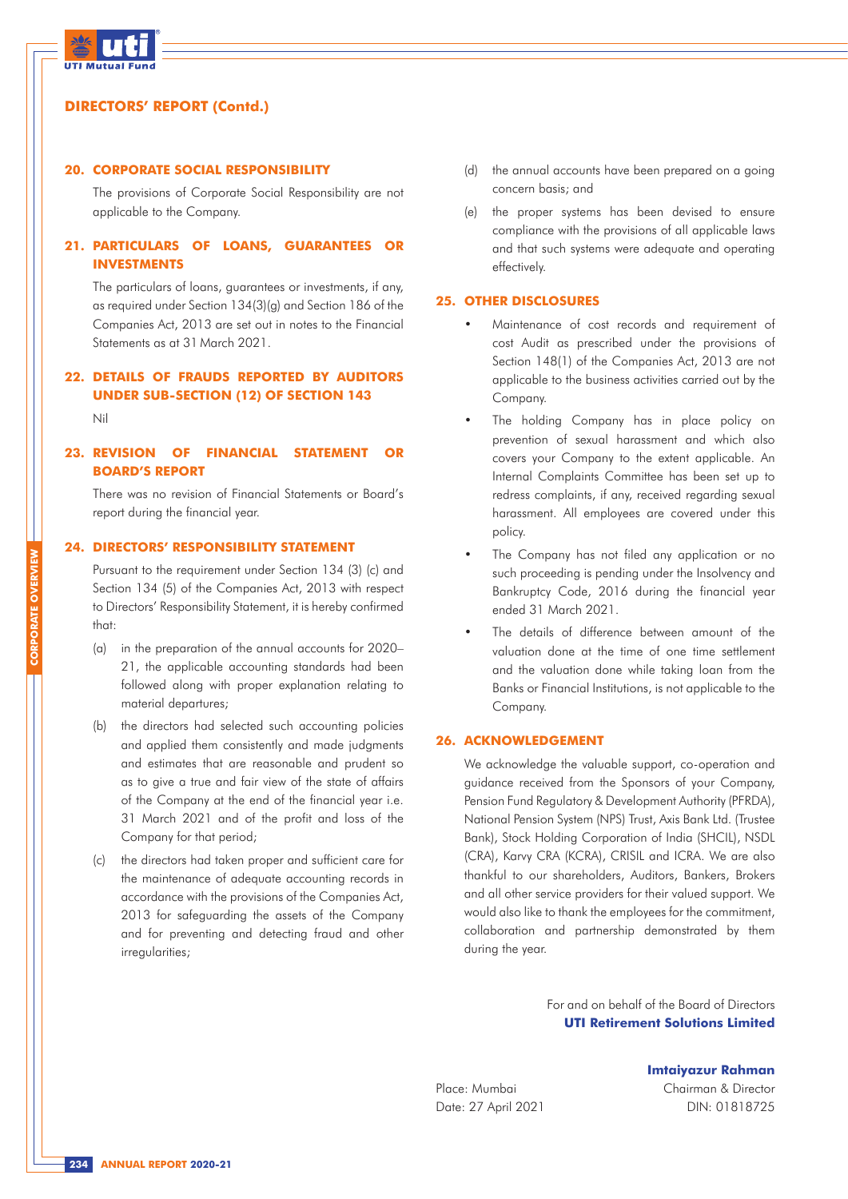## DIRECTORS' REPORT (Contd.)

### 20. CORPORATE SOCIAL RESPONSIBILITY

The provisions of Corporate Social Responsibility are not applicable to the Company.

### 21. PARTICULARS OF LOANS, GUARANTEES OR INVESTMENTS

The particulars of loans, guarantees or investments, if any, as required under Section 134(3)(g) and Section 186 of the Companies Act, 2013 are set out in notes to the Financial Statements as at 31 March 2021.

### 22. DETAILS OF FRAUDS REPORTED BY AUDITORS UNDER SUB-SECTION (12) OF SECTION 143

Nil

### 23. REVISION OF FINANCIAL STATEMENT OR BOARD'S REPORT

There was no revision of Financial Statements or Board's report during the financial year.

### 24. DIRECTORS' RESPONSIBILITY STATEMENT

Pursuant to the requirement under Section 134 (3) (c) and Section 134 (5) of the Companies Act, 2013 with respect to Directors' Responsibility Statement, it is hereby confirmed that:

(a) in the preparation of the annual accounts for 2020–21, the applicable accounting standards had been followed along with proper explanation relating to material departures;

(b) the directors had selected such accounting policies and applied them consistently and made judgments and estimates that are reasonable and prudent so as to give a true and fair view of the state of affairs of the Company at the end of the financial year i.e. 31 March 2021 and of the profit and loss of the Company for that period;

(c) the directors had taken proper and sufficient care for the maintenance of adequate accounting records in accordance with the provisions of the Companies Act, 2013 for safeguarding the assets of the Company and for preventing and detecting fraud and other irregularities;

(d) the annual accounts have been prepared on a going concern basis; and

(e) the proper systems has been devised to ensure compliance with the provisions of all applicable laws and that such systems were adequate and operating effectively.

### 25. OTHER DISCLOSURES

- Maintenance of cost records and requirement of cost Audit as prescribed under the provisions of Section 148(1) of the Companies Act, 2013 are not applicable to the business activities carried out by the Company.
- The holding Company has in place policy on prevention of sexual harassment and which also covers your Company to the extent applicable. An Internal Complaints Committee has been set up to redress complaints, if any, received regarding sexual harassment. All employees are covered under this policy.
- The Company has not filed any application or no such proceeding is pending under the Insolvency and Bankruptcy Code, 2016 during the financial year ended 31 March 2021.
- The details of difference between amount of the valuation done at the time of one time settlement and the valuation done while taking loan from the Banks or Financial Institutions, is not applicable to the Company.

### 26. ACKNOWLEDGEMENT

We acknowledge the valuable support, co-operation and guidance received from the Sponsors of your Company, Pension Fund Regulatory & Development Authority (PFRDA), National Pension System (NPS) Trust, Axis Bank Ltd. (Trustee Bank), Stock Holding Corporation of India (SHCIL), NSDL (CRA), Karvy CRA (KCRA), CRISIL and ICRA. We are also thankful to our shareholders, Auditors, Bankers, Brokers and all other service providers for their valued support. We would also like to thank the employees for the commitment, collaboration and partnership demonstrated by them during the year.

For and on behalf of the Board of Directors
**UTI Retirement Solutions Limited**

**Imtaiyazur Rahman**
Chairman & Director
DIN: 01818725

Place: Mumbai
Date: 27 April 2021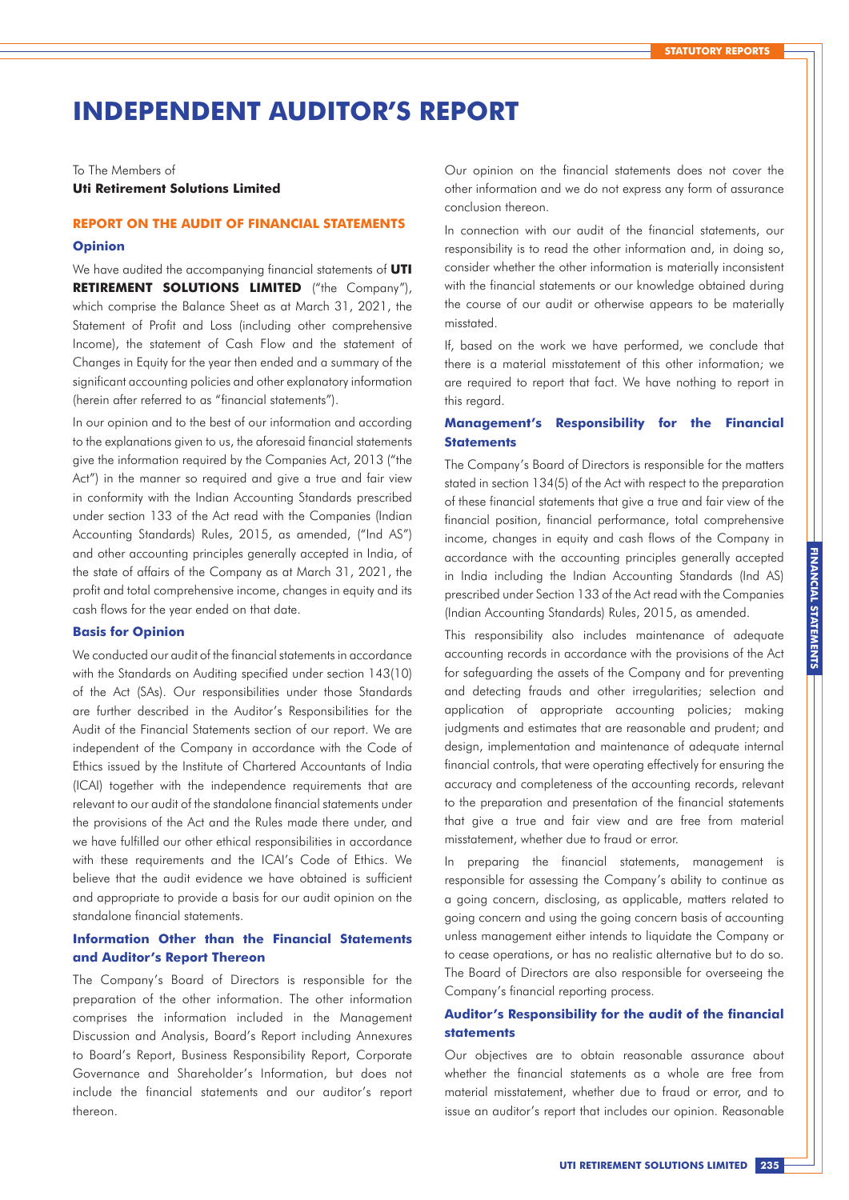# INDEPENDENT AUDITOR'S REPORT

To The Members of
**Uti Retirement Solutions Limited**

## REPORT ON THE AUDIT OF FINANCIAL STATEMENTS

### Opinion

We have audited the accompanying financial statements of **UTI RETIREMENT SOLUTIONS LIMITED** ("the Company"), which comprise the Balance Sheet as at March 31, 2021, the Statement of Profit and Loss (including other comprehensive Income), the statement of Cash Flow and the statement of Changes in Equity for the year then ended and a summary of the significant accounting policies and other explanatory information (herein after referred to as "financial statements").

In our opinion and to the best of our information and according to the explanations given to us, the aforesaid financial statements give the information required by the Companies Act, 2013 ("the Act") in the manner so required and give a true and fair view in conformity with the Indian Accounting Standards prescribed under section 133 of the Act read with the Companies (Indian Accounting Standards) Rules, 2015, as amended, ("Ind AS") and other accounting principles generally accepted in India, of the state of affairs of the Company as at March 31, 2021, the profit and total comprehensive income, changes in equity and its cash flows for the year ended on that date.

### Basis for Opinion

We conducted our audit of the financial statements in accordance with the Standards on Auditing specified under section 143(10) of the Act (SAs). Our responsibilities under those Standards are further described in the Auditor's Responsibilities for the Audit of the Financial Statements section of our report. We are independent of the Company in accordance with the Code of Ethics issued by the Institute of Chartered Accountants of India (ICAI) together with the independence requirements that are relevant to our audit of the standalone financial statements under the provisions of the Act and the Rules made there under, and we have fulfilled our other ethical responsibilities in accordance with these requirements and the ICAI's Code of Ethics. We believe that the audit evidence we have obtained is sufficient and appropriate to provide a basis for our audit opinion on the standalone financial statements.

### Information Other than the Financial Statements and Auditor's Report Thereon

The Company's Board of Directors is responsible for the preparation of the other information. The other information comprises the information included in the Management Discussion and Analysis, Board's Report including Annexures to Board's Report, Business Responsibility Report, Corporate Governance and Shareholder's Information, but does not include the financial statements and our auditor's report thereon.

Our opinion on the financial statements does not cover the other information and we do not express any form of assurance conclusion thereon.

In connection with our audit of the financial statements, our responsibility is to read the other information and, in doing so, consider whether the other information is materially inconsistent with the financial statements or our knowledge obtained during the course of our audit or otherwise appears to be materially misstated.

If, based on the work we have performed, we conclude that there is a material misstatement of this other information; we are required to report that fact. We have nothing to report in this regard.

### Management's Responsibility for the Financial Statements

The Company's Board of Directors is responsible for the matters stated in section 134(5) of the Act with respect to the preparation of these financial statements that give a true and fair view of the financial position, financial performance, total comprehensive income, changes in equity and cash flows of the Company in accordance with the accounting principles generally accepted in India including the Indian Accounting Standards (Ind AS) prescribed under Section 133 of the Act read with the Companies (Indian Accounting Standards) Rules, 2015, as amended.

This responsibility also includes maintenance of adequate accounting records in accordance with the provisions of the Act for safeguarding the assets of the Company and for preventing and detecting frauds and other irregularities; selection and application of appropriate accounting policies; making judgments and estimates that are reasonable and prudent; and design, implementation and maintenance of adequate internal financial controls, that were operating effectively for ensuring the accuracy and completeness of the accounting records, relevant to the preparation and presentation of the financial statements that give a true and fair view and are free from material misstatement, whether due to fraud or error.

In preparing the financial statements, management is responsible for assessing the Company's ability to continue as a going concern, disclosing, as applicable, matters related to going concern and using the going concern basis of accounting unless management either intends to liquidate the Company or to cease operations, or has no realistic alternative but to do so. The Board of Directors are also responsible for overseeing the Company's financial reporting process.

### Auditor's Responsibility for the audit of the financial statements

Our objectives are to obtain reasonable assurance about whether the financial statements as a whole are free from material misstatement, whether due to fraud or error, and to issue an auditor's report that includes our opinion. Reasonable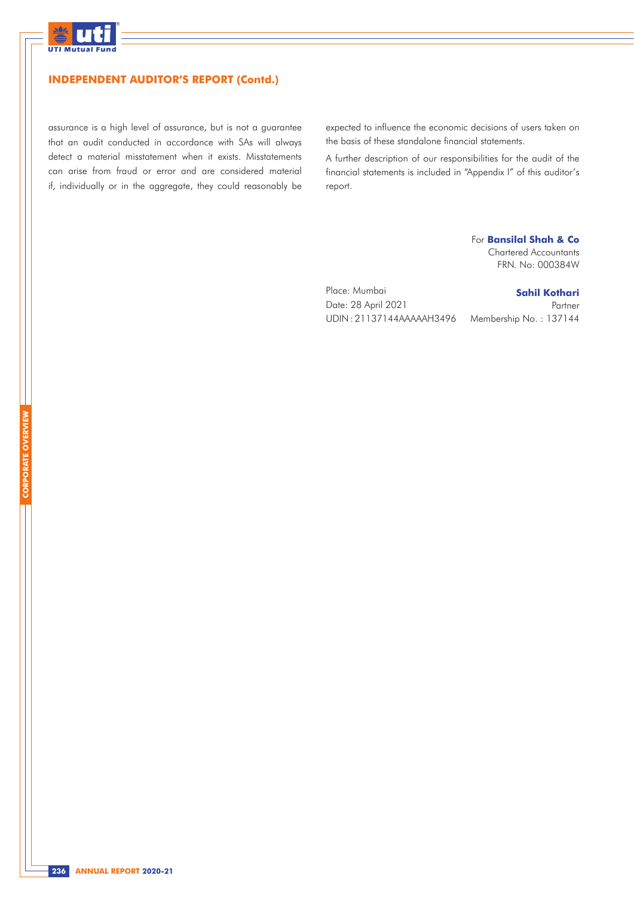## INDEPENDENT AUDITOR'S REPORT (Contd.)

assurance is a high level of assurance, but is not a guarantee that an audit conducted in accordance with SAs will always detect a material misstatement when it exists. Misstatements can arise from fraud or error and are considered material if, individually or in the aggregate, they could reasonably be expected to influence the economic decisions of users taken on the basis of these standalone financial statements.

A further description of our responsibilities for the audit of the financial statements is included in "Appendix I" of this auditor's report.

For **Bansilal Shah & Co**
Chartered Accountants
FRN. No: 000384W

Place: Mumbai
Date: 28 April 2021
UDIN : 21137144AAAAAH3496

**Sahil Kothari**
Partner
Membership No. : 137144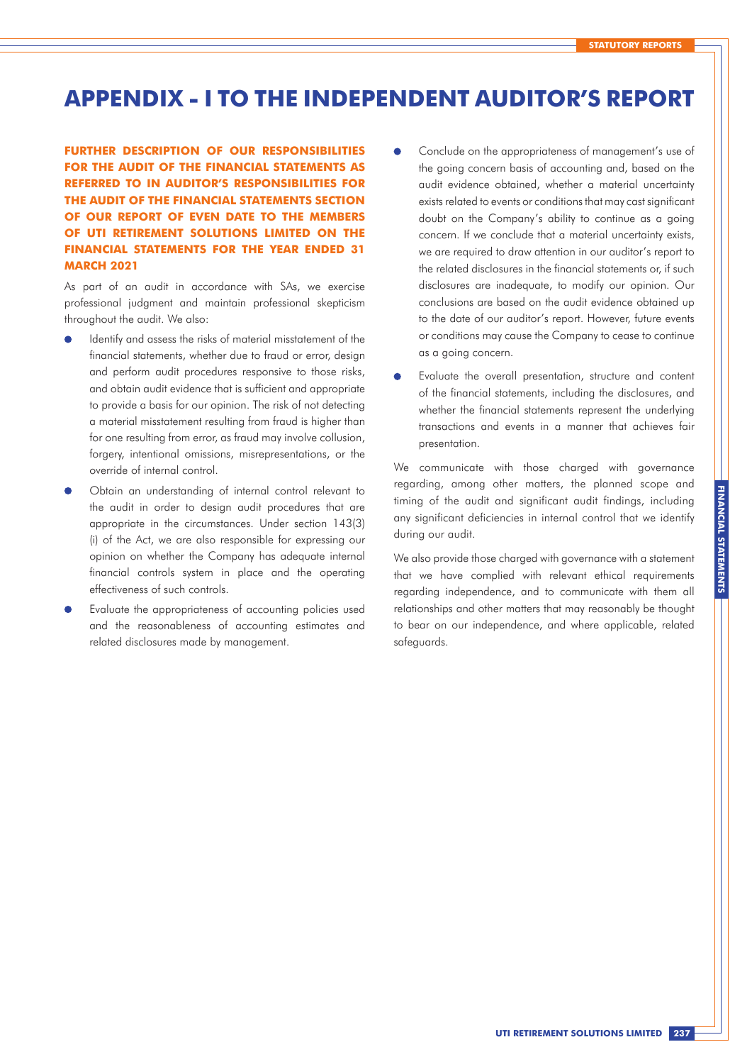# APPENDIX - I TO THE INDEPENDENT AUDITOR'S REPORT

**FURTHER DESCRIPTION OF OUR RESPONSIBILITIES FOR THE AUDIT OF THE FINANCIAL STATEMENTS AS REFERRED TO IN AUDITOR'S RESPONSIBILITIES FOR THE AUDIT OF THE FINANCIAL STATEMENTS SECTION OF OUR REPORT OF EVEN DATE TO THE MEMBERS OF UTI RETIREMENT SOLUTIONS LIMITED ON THE FINANCIAL STATEMENTS FOR THE YEAR ENDED 31 MARCH 2021**

As part of an audit in accordance with SAs, we exercise professional judgment and maintain professional skepticism throughout the audit. We also:

- Identify and assess the risks of material misstatement of the financial statements, whether due to fraud or error, design and perform audit procedures responsive to those risks, and obtain audit evidence that is sufficient and appropriate to provide a basis for our opinion. The risk of not detecting a material misstatement resulting from fraud is higher than for one resulting from error, as fraud may involve collusion, forgery, intentional omissions, misrepresentations, or the override of internal control.
- Obtain an understanding of internal control relevant to the audit in order to design audit procedures that are appropriate in the circumstances. Under section 143(3)(i) of the Act, we are also responsible for expressing our opinion on whether the Company has adequate internal financial controls system in place and the operating effectiveness of such controls.
- Evaluate the appropriateness of accounting policies used and the reasonableness of accounting estimates and related disclosures made by management.
- Conclude on the appropriateness of management's use of the going concern basis of accounting and, based on the audit evidence obtained, whether a material uncertainty exists related to events or conditions that may cast significant doubt on the Company's ability to continue as a going concern. If we conclude that a material uncertainty exists, we are required to draw attention in our auditor's report to the related disclosures in the financial statements or, if such disclosures are inadequate, to modify our opinion. Our conclusions are based on the audit evidence obtained up to the date of our auditor's report. However, future events or conditions may cause the Company to cease to continue as a going concern.
- Evaluate the overall presentation, structure and content of the financial statements, including the disclosures, and whether the financial statements represent the underlying transactions and events in a manner that achieves fair presentation.

We communicate with those charged with governance regarding, among other matters, the planned scope and timing of the audit and significant audit findings, including any significant deficiencies in internal control that we identify during our audit.

We also provide those charged with governance with a statement that we have complied with relevant ethical requirements regarding independence, and to communicate with them all relationships and other matters that may reasonably be thought to bear on our independence, and where applicable, related safeguards.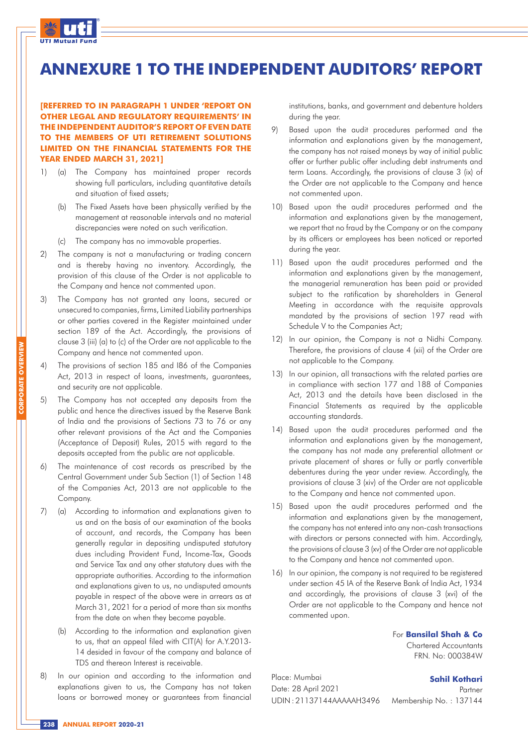# ANNEXURE 1 TO THE INDEPENDENT AUDITORS' REPORT

**[REFERRED TO IN PARAGRAPH 1 UNDER 'REPORT ON OTHER LEGAL AND REGULATORY REQUIREMENTS' IN THE INDEPENDENT AUDITOR'S REPORT OF EVEN DATE TO THE MEMBERS OF UTI RETIREMENT SOLUTIONS LIMITED ON THE FINANCIAL STATEMENTS FOR THE YEAR ENDED MARCH 31, 2021]**

1) (a) The Company has maintained proper records showing full particulars, including quantitative details and situation of fixed assets;

   (b) The Fixed Assets have been physically verified by the management at reasonable intervals and no material discrepancies were noted on such verification.

   (c) The company has no immovable properties.

2) The company is not a manufacturing or trading concern and is thereby having no inventory. Accordingly, the provision of this clause of the Order is not applicable to the Company and hence not commented upon.

3) The Company has not granted any loans, secured or unsecured to companies, firms, Limited Liability partnerships or other parties covered in the Register maintained under section 189 of the Act. Accordingly, the provisions of clause 3 (iii) (a) to (c) of the Order are not applicable to the Company and hence not commented upon.

4) The provisions of section 185 and l86 of the Companies Act, 2013 in respect of loans, investments, guarantees, and security are not applicable.

5) The Company has not accepted any deposits from the public and hence the directives issued by the Reserve Bank of India and the provisions of Sections 73 to 76 or any other relevant provisions of the Act and the Companies (Acceptance of Deposit) Rules, 2015 with regard to the deposits accepted from the public are not applicable.

6) The maintenance of cost records as prescribed by the Central Government under Sub Section (1) of Section 148 of the Companies Act, 2013 are not applicable to the Company.

7) (a) According to information and explanations given to us and on the basis of our examination of the books of account, and records, the Company has been generally regular in depositing undisputed statutory dues including Provident Fund, Income-Tax, Goods and Service Tax and any other statutory dues with the appropriate authorities. According to the information and explanations given to us, no undisputed amounts payable in respect of the above were in arrears as at March 31, 2021 for a period of more than six months from the date on when they become payable.

   (b) According to the information and explanation given to us, that an appeal filed with CIT(A) for A.Y.2013-14 desided in favour of the company and balance of TDS and thereon Interest is receivable.

8) In our opinion and according to the information and explanations given to us, the Company has not taken loans or borrowed money or guarantees from financial institutions, banks, and government and debenture holders during the year.

9) Based upon the audit procedures performed and the information and explanations given by the management, the company has not raised moneys by way of initial public offer or further public offer including debt instruments and term Loans. Accordingly, the provisions of clause 3 (ix) of the Order are not applicable to the Company and hence not commented upon.

10) Based upon the audit procedures performed and the information and explanations given by the management, we report that no fraud by the Company or on the company by its officers or employees has been noticed or reported during the year.

11) Based upon the audit procedures performed and the information and explanations given by the management, the managerial remuneration has been paid or provided subject to the ratification by shareholders in General Meeting in accordance with the requisite approvals mandated by the provisions of section 197 read with Schedule V to the Companies Act;

12) In our opinion, the Company is not a Nidhi Company. Therefore, the provisions of clause 4 (xii) of the Order are not applicable to the Company.

13) In our opinion, all transactions with the related parties are in compliance with section 177 and 188 of Companies Act, 2013 and the details have been disclosed in the Financial Statements as required by the applicable accounting standards.

14) Based upon the audit procedures performed and the information and explanations given by the management, the company has not made any preferential allotment or private placement of shares or fully or partly convertible debentures during the year under review. Accordingly, the provisions of clause 3 (xiv) of the Order are not applicable to the Company and hence not commented upon.

15) Based upon the audit procedures performed and the information and explanations given by the management, the company has not entered into any non-cash transactions with directors or persons connected with him. Accordingly, the provisions of clause 3 (xv) of the Order are not applicable to the Company and hence not commented upon.

16) In our opinion, the company is not required to be registered under section 45 IA of the Reserve Bank of India Act, 1934 and accordingly, the provisions of clause 3 (xvi) of the Order are not applicable to the Company and hence not commented upon.

For **Bansilal Shah & Co**
Chartered Accountants
FRN. No: 000384W

**Sahil Kothari**
Partner
Membership No. : 137144

Place: Mumbai
Date: 28 April 2021
UDIN : 21137144AAAAAH3496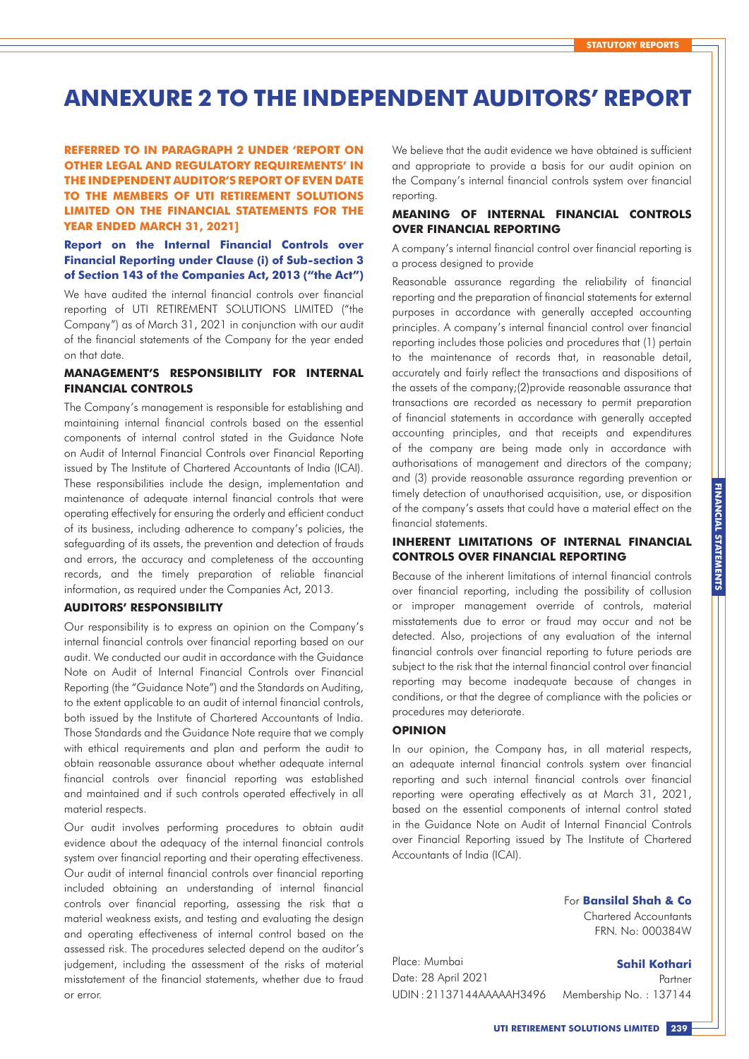# ANNEXURE 2 TO THE INDEPENDENT AUDITORS' REPORT

**REFERRED TO IN PARAGRAPH 2 UNDER 'REPORT ON OTHER LEGAL AND REGULATORY REQUIREMENTS' IN THE INDEPENDENT AUDITOR'S REPORT OF EVEN DATE TO THE MEMBERS OF UTI RETIREMENT SOLUTIONS LIMITED ON THE FINANCIAL STATEMENTS FOR THE YEAR ENDED MARCH 31, 2021]**

**Report on the Internal Financial Controls over Financial Reporting under Clause (i) of Sub-section 3 of Section 143 of the Companies Act, 2013 ("the Act")**

We have audited the internal financial controls over financial reporting of UTI RETIREMENT SOLUTIONS LIMITED ("the Company") as of March 31, 2021 in conjunction with our audit of the financial statements of the Company for the year ended on that date.

## MANAGEMENT'S RESPONSIBILITY FOR INTERNAL FINANCIAL CONTROLS

The Company's management is responsible for establishing and maintaining internal financial controls based on the essential components of internal control stated in the Guidance Note on Audit of Internal Financial Controls over Financial Reporting issued by The Institute of Chartered Accountants of India (ICAI). These responsibilities include the design, implementation and maintenance of adequate internal financial controls that were operating effectively for ensuring the orderly and efficient conduct of its business, including adherence to company's policies, the safeguarding of its assets, the prevention and detection of frauds and errors, the accuracy and completeness of the accounting records, and the timely preparation of reliable financial information, as required under the Companies Act, 2013.

## AUDITORS' RESPONSIBILITY

Our responsibility is to express an opinion on the Company's internal financial controls over financial reporting based on our audit. We conducted our audit in accordance with the Guidance Note on Audit of Internal Financial Controls over Financial Reporting (the "Guidance Note") and the Standards on Auditing, to the extent applicable to an audit of internal financial controls, both issued by the Institute of Chartered Accountants of India. Those Standards and the Guidance Note require that we comply with ethical requirements and plan and perform the audit to obtain reasonable assurance about whether adequate internal financial controls over financial reporting was established and maintained and if such controls operated effectively in all material respects.

Our audit involves performing procedures to obtain audit evidence about the adequacy of the internal financial controls system over financial reporting and their operating effectiveness. Our audit of internal financial controls over financial reporting included obtaining an understanding of internal financial controls over financial reporting, assessing the risk that a material weakness exists, and testing and evaluating the design and operating effectiveness of internal control based on the assessed risk. The procedures selected depend on the auditor's judgement, including the assessment of the risks of material misstatement of the financial statements, whether due to fraud or error.

We believe that the audit evidence we have obtained is sufficient and appropriate to provide a basis for our audit opinion on the Company's internal financial controls system over financial reporting.

## MEANING OF INTERNAL FINANCIAL CONTROLS OVER FINANCIAL REPORTING

A company's internal financial control over financial reporting is a process designed to provide

Reasonable assurance regarding the reliability of financial reporting and the preparation of financial statements for external purposes in accordance with generally accepted accounting principles. A company's internal financial control over financial reporting includes those policies and procedures that (1) pertain to the maintenance of records that, in reasonable detail, accurately and fairly reflect the transactions and dispositions of the assets of the company;(2)provide reasonable assurance that transactions are recorded as necessary to permit preparation of financial statements in accordance with generally accepted accounting principles, and that receipts and expenditures of the company are being made only in accordance with authorisations of management and directors of the company; and (3) provide reasonable assurance regarding prevention or timely detection of unauthorised acquisition, use, or disposition of the company's assets that could have a material effect on the financial statements.

## INHERENT LIMITATIONS OF INTERNAL FINANCIAL CONTROLS OVER FINANCIAL REPORTING

Because of the inherent limitations of internal financial controls over financial reporting, including the possibility of collusion or improper management override of controls, material misstatements due to error or fraud may occur and not be detected. Also, projections of any evaluation of the internal financial controls over financial reporting to future periods are subject to the risk that the internal financial control over financial reporting may become inadequate because of changes in conditions, or that the degree of compliance with the policies or procedures may deteriorate.

## OPINION

In our opinion, the Company has, in all material respects, an adequate internal financial controls system over financial reporting and such internal financial controls over financial reporting were operating effectively as at March 31, 2021, based on the essential components of internal control stated in the Guidance Note on Audit of Internal Financial Controls over Financial Reporting issued by The Institute of Chartered Accountants of India (ICAI).

For **Bansilal Shah & Co**
Chartered Accountants
FRN. No: 000384W

**Sahil Kothari**
Partner
Membership No. : 137144

Place: Mumbai
Date: 28 April 2021
UDIN : 21137144AAAAAH3496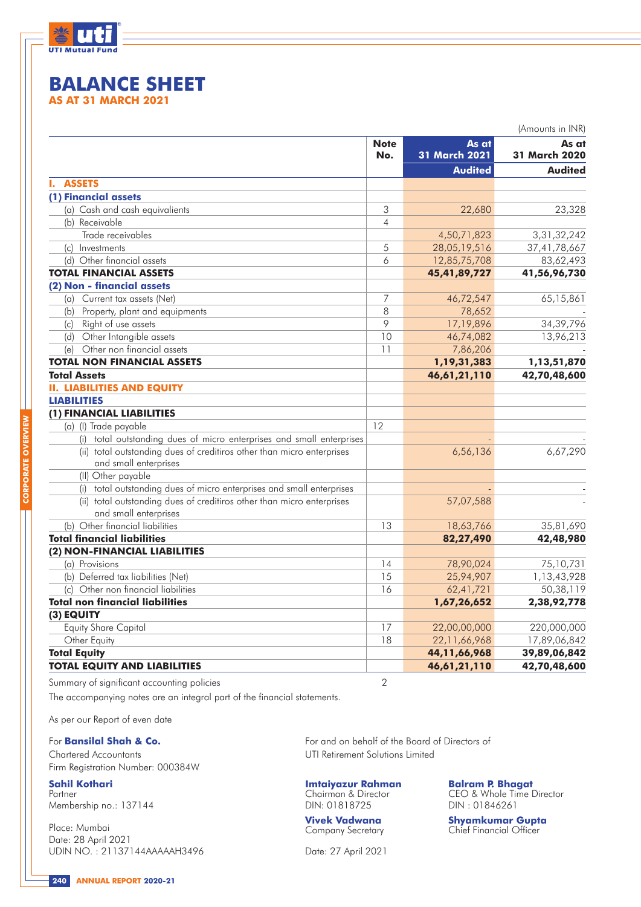# BALANCE SHEET

## AS AT 31 MARCH 2021

(Amounts in INR)

| | Note No. | As at 31 March 2021 | As at 31 March 2020 |
|---|---|---|---|
| | | **Audited** | **Audited** |
| **I. ASSETS** | | | |
| **(1) Financial assets** | | | |
| (a) Cash and cash equivalients | 3 | 22,680 | 23,328 |
| (b) Receivable | 4 | | |
| Trade receivables | | 4,50,71,823 | 3,31,32,242 |
| (c) Investments | 5 | 28,05,19,516 | 37,41,78,667 |
| (d) Other financial assets | 6 | 12,85,75,708 | 83,62,493 |
| **TOTAL FINANCIAL ASSETS** | | **45,41,89,727** | **41,56,96,730** |
| **(2) Non - financial assets** | | | |
| (a) Current tax assets (Net) | 7 | 46,72,547 | 65,15,861 |
| (b) Property, plant and equipments | 8 | 78,652 | - |
| (c) Right of use assets | 9 | 17,19,896 | 34,39,796 |
| (d) Other Intangible assets | 10 | 46,74,082 | 13,96,213 |
| (e) Other non financial assets | 11 | 7,86,206 | - |
| **TOTAL NON FINANCIAL ASSETS** | | **1,19,31,383** | **1,13,51,870** |
| **Total Assets** | | **46,61,21,110** | **42,70,48,600** |
| **II. LIABILITIES AND EQUITY** | | | |
| **LIABILITIES** | | | |
| **(1) FINANCIAL LIABILITIES** | | | |
| (a) (I) Trade payable | 12 | | |
| (i) total outstanding dues of micro enterprises and small enterprises | | - | - |
| (ii) total outstanding dues of creditiros other than micro enterprises and small enterprises | | 6,56,136 | 6,67,290 |
| (II) Other payable | | | |
| (i) total outstanding dues of micro enterprises and small enterprises | | - | - |
| (ii) total outstanding dues of creditiros other than micro enterprises and small enterprises | | 57,07,588 | - |
| (b) Other financial liabilities | 13 | 18,63,766 | 35,81,690 |
| **Total financial liabilities** | | **82,27,490** | **42,48,980** |
| **(2) NON-FINANCIAL LIABILITIES** | | | |
| (a) Provisions | 14 | 78,90,024 | 75,10,731 |
| (b) Deferred tax liabilities (Net) | 15 | 25,94,907 | 1,13,43,928 |
| (c) Other non financial liabilities | 16 | 62,41,721 | 50,38,119 |
| **Total non financial liabilities** | | **1,67,26,652** | **2,38,92,778** |
| **(3) EQUITY** | | | |
| Equity Share Capital | 17 | 22,00,00,000 | 220,000,000 |
| Other Equity | 18 | 22,11,66,968 | 17,89,06,842 |
| **Total Equity** | | **44,11,66,968** | **39,89,06,842** |
| **TOTAL EQUITY AND LIABILITIES** | | **46,61,21,110** | **42,70,48,600** |

Summary of significant accounting policies 2

The accompanying notes are an integral part of the financial statements.

As per our Report of even date

For **Bansilal Shah & Co.**
Chartered Accountants
Firm Registration Number: 000384W

**Sahil Kothari**
Partner
Membership no.: 137144

Place: Mumbai
Date: 28 April 2021
UDIN NO. : 21137144AAAAAH3496

For and on behalf of the Board of Directors of
UTI Retirement Solutions Limited

**Imtaiyazur Rahman**
Chairman & Director
DIN: 01818725

**Balram P. Bhagat**
CEO & Whole Time Director
DIN : 01846261

**Vivek Vadwana**
Company Secretary

**Shyamkumar Gupta**
Chief Financial Officer

Date: 27 April 2021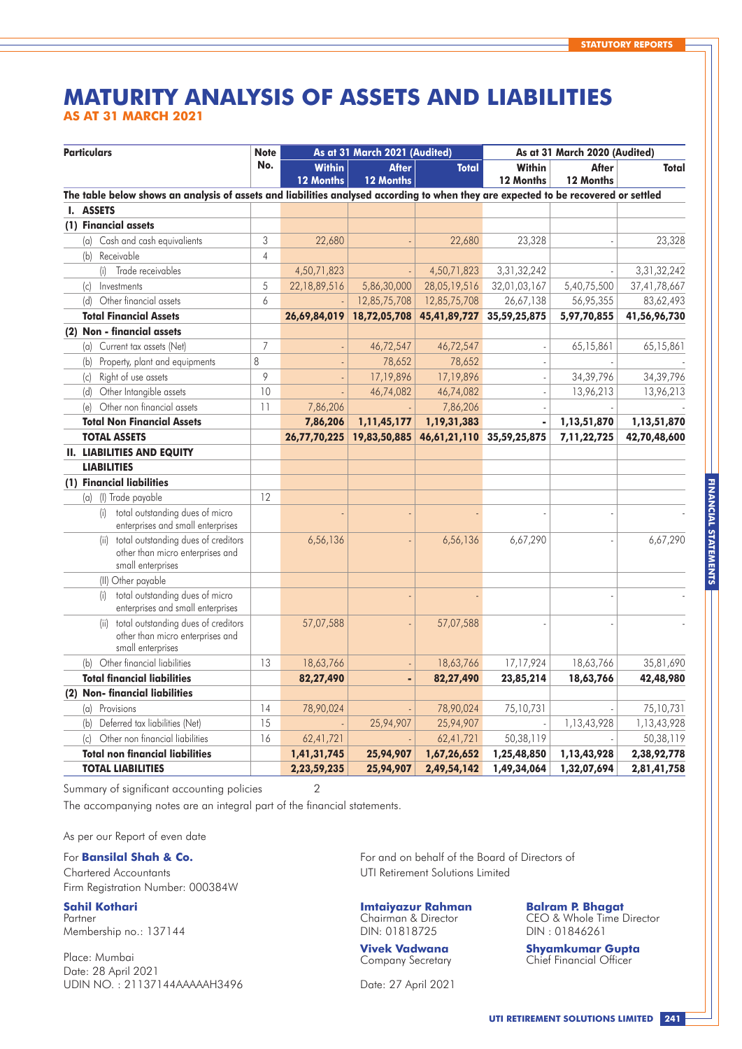# MATURITY ANALYSIS OF ASSETS AND LIABILITIES

## AS AT 31 MARCH 2021

| Particulars | Note No. | As at 31 March 2021 (Audited) | | | As at 31 March 2020 (Audited) | | |
|---|---|---|---|---|---|---|---|
| | | Within 12 Months | After 12 Months | Total | Within 12 Months | After 12 Months | Total |
| **The table below shows an analysis of assets and liabilities analysed according to when they are expected to be recovered or settled** | | | | | | | |
| **I. ASSETS** | | | | | | | |
| **(1) Financial assets** | | | | | | | |
| (a) Cash and cash equivalents | 3 | 22,680 | - | 22,680 | 23,328 | - | 23,328 |
| (b) Receivable | 4 | | | | | | |
| (i) Trade receivables | | 4,50,71,823 | - | 4,50,71,823 | 3,31,32,242 | - | 3,31,32,242 |
| (c) Investments | 5 | 22,18,89,516 | 5,86,30,000 | 28,05,19,516 | 32,01,03,167 | 5,40,75,500 | 37,41,78,667 |
| (d) Other financial assets | 6 | - | 12,85,75,708 | 12,85,75,708 | 26,67,138 | 56,95,355 | 83,62,493 |
| **Total Financial Assets** | | **26,69,84,019** | **18,72,05,708** | **45,41,89,727** | **35,59,25,875** | **5,97,70,855** | **41,56,96,730** |
| **(2) Non - financial assets** | | | | | | | |
| (a) Current tax assets (Net) | 7 | - | 46,72,547 | 46,72,547 | - | 65,15,861 | 65,15,861 |
| (b) Property, plant and equipments | 8 | - | 78,652 | 78,652 | - | - | - |
| (c) Right of use assets | 9 | - | 17,19,896 | 17,19,896 | - | 34,39,796 | 34,39,796 |
| (d) Other Intangible assets | 10 | - | 46,74,082 | 46,74,082 | - | 13,96,213 | 13,96,213 |
| (e) Other non financial assets | 11 | 7,86,206 | - | 7,86,206 | - | - | - |
| **Total Non Financial Assets** | | **7,86,206** | **1,11,45,177** | **1,19,31,383** | **-** | **1,13,51,870** | **1,13,51,870** |
| **TOTAL ASSETS** | | **26,77,70,225** | **19,83,50,885** | **46,61,21,110** | **35,59,25,875** | **7,11,22,725** | **42,70,48,600** |
| **II. LIABILITIES AND EQUITY** | | | | | | | |
| **LIABILITIES** | | | | | | | |
| **(1) Financial liabilities** | | | | | | | |
| (a) (I) Trade payable | 12 | | | | | | |
| (i) total outstanding dues of micro enterprises and small enterprises | | - | - | - | - | - | - |
| (ii) total outstanding dues of creditors other than micro enterprises and small enterprises | | 6,56,136 | - | 6,56,136 | 6,67,290 | - | 6,67,290 |
| (II) Other payable | | | | | | | |
| (i) total outstanding dues of micro enterprises and small enterprises | | | - | - | | - | - |
| (ii) total outstanding dues of creditors other than micro enterprises and small enterprises | | 57,07,588 | - | 57,07,588 | - | - | - |
| (b) Other financial liabilities | 13 | 18,63,766 | - | 18,63,766 | 17,17,924 | 18,63,766 | 35,81,690 |
| **Total financial liabilities** | | **82,27,490** | **-** | **82,27,490** | **23,85,214** | **18,63,766** | **42,48,980** |
| **(2) Non- financial liabilities** | | | | | | | |
| (a) Provisions | 14 | 78,90,024 | - | 78,90,024 | 75,10,731 | - | 75,10,731 |
| (b) Deferred tax liabilities (Net) | 15 | - | 25,94,907 | 25,94,907 | - | 1,13,43,928 | 1,13,43,928 |
| (c) Other non financial liabilities | 16 | 62,41,721 | - | 62,41,721 | 50,38,119 | - | 50,38,119 |
| **Total non financial liabilities** | | **1,41,31,745** | **25,94,907** | **1,67,26,652** | **1,25,48,850** | **1,13,43,928** | **2,38,92,778** |
| **TOTAL LIABILITIES** | | **2,23,59,235** | **25,94,907** | **2,49,54,142** | **1,49,34,064** | **1,32,07,694** | **2,81,41,758** |

Summary of significant accounting policies 2

The accompanying notes are an integral part of the financial statements.

As per our Report of even date

For **Bansilal Shah & Co.**
Chartered Accountants
Firm Registration Number: 000384W

**Sahil Kothari**
Partner
Membership no.: 137144

Place: Mumbai
Date: 28 April 2021
UDIN NO. : 21137144AAAAAH3496

For and on behalf of the Board of Directors of
UTI Retirement Solutions Limited

**Imtaiyazur Rahman**
Chairman & Director
DIN: 01818725

**Balram P. Bhagat**
CEO & Whole Time Director
DIN : 01846261

**Vivek Vadwana**
Company Secretary

**Shyamkumar Gupta**
Chief Financial Officer

Date: 27 April 2021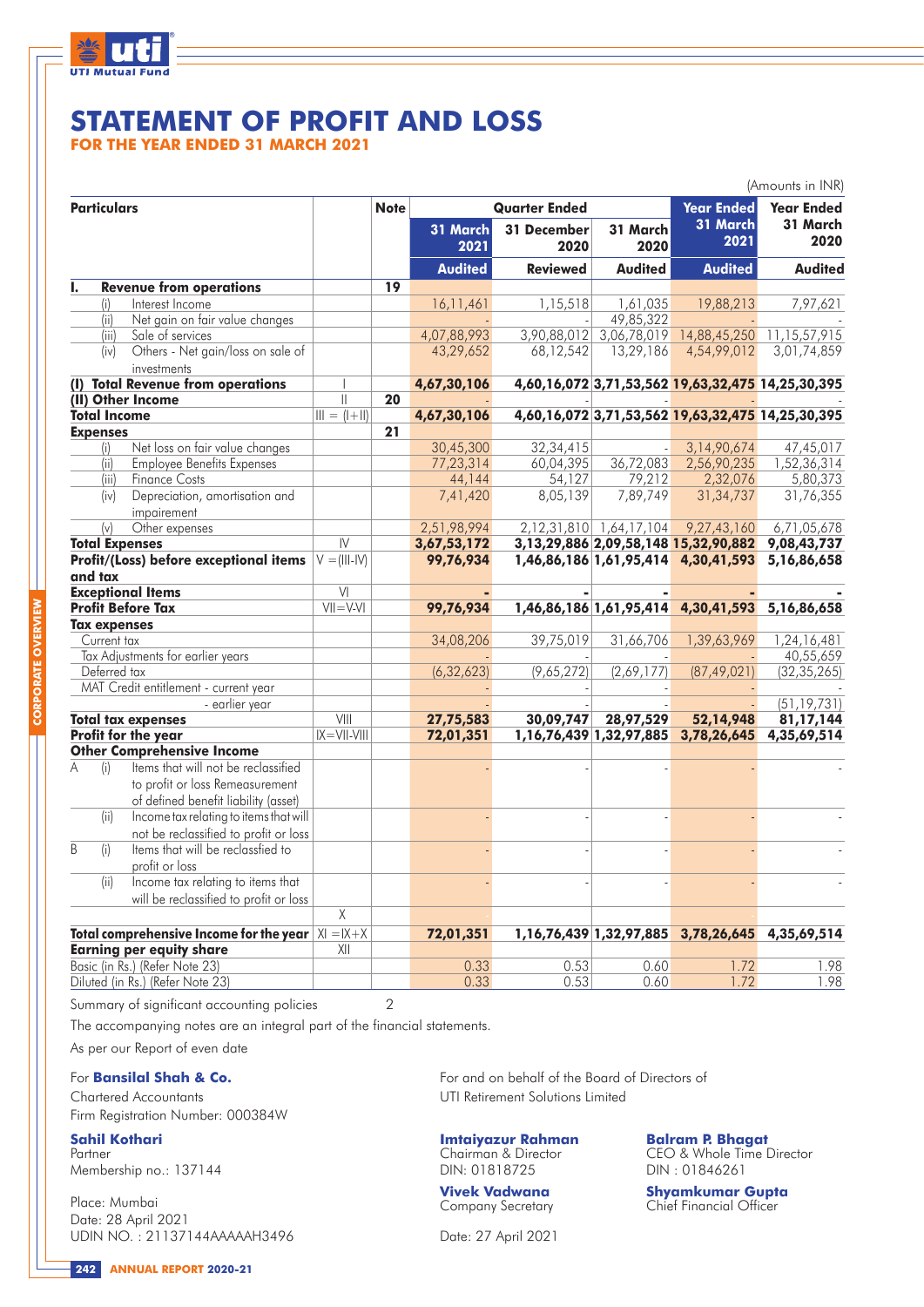# STATEMENT OF PROFIT AND LOSS

## FOR THE YEAR ENDED 31 MARCH 2021

(Amounts in INR)

| Particulars | | Note | Quarter Ended | | | Year Ended 31 March 2021 | Year Ended 31 March 2020 |
|---|---|---|---|---|---|---|---|
| | | | 31 March 2021 | 31 December 2020 | 31 March 2020 | | |
| | | | Audited | Reviewed | Audited | Audited | Audited |
| **I. Revenue from operations** | | 19 | | | | | |
| (i) Interest Income | | | 16,11,461 | 1,15,518 | 1,61,035 | 19,88,213 | 7,97,621 |
| (ii) Net gain on fair value changes | | | - | - | 49,85,322 | - | - |
| (iii) Sale of services | | | 4,07,88,993 | 3,90,88,012 | 3,06,78,019 | 14,88,45,250 | 11,15,57,915 |
| (iv) Others - Net gain/loss on sale of investments | | | 43,29,652 | 68,12,542 | 13,29,186 | 4,54,99,012 | 3,01,74,859 |
| **(I) Total Revenue from operations** | I | | **4,67,30,106** | **4,60,16,072** | **3,71,53,562** | **19,63,32,475** | **14,25,30,395** |
| **(II) Other Income** | II | 20 | - | - | - | - | - |
| **Total Income** | III = (I+II) | | **4,67,30,106** | **4,60,16,072** | **3,71,53,562** | **19,63,32,475** | **14,25,30,395** |
| **Expenses** | | 21 | | | | | |
| (i) Net loss on fair value changes | | | 30,45,300 | 32,34,415 | - | 3,14,90,674 | 47,45,017 |
| (ii) Employee Benefits Expenses | | | 77,23,314 | 60,04,395 | 36,72,083 | 2,56,90,235 | 1,52,36,314 |
| (iii) Finance Costs | | | 44,144 | 54,127 | 79,212 | 2,32,076 | 5,80,373 |
| (iv) Depreciation, amortisation and impairement | | | 7,41,420 | 8,05,139 | 7,89,749 | 31,34,737 | 31,76,355 |
| (v) Other expenses | | | 2,51,98,994 | 2,12,31,810 | 1,64,17,104 | 9,27,43,160 | 6,71,05,678 |
| **Total Expenses** | IV | | **3,67,53,172** | **3,13,29,886** | **2,09,58,148** | **15,32,90,882** | **9,08,43,737** |
| **Profit/(Loss) before exceptional items and tax** | V =(III-IV) | | **99,76,934** | **1,46,86,186** | **1,61,95,414** | **4,30,41,593** | **5,16,86,658** |
| **Exceptional Items** | VI | | **-** | **-** | **-** | **-** | **-** |
| **Profit Before Tax** | VII=V-VI | | **99,76,934** | **1,46,86,186** | **1,61,95,414** | **4,30,41,593** | **5,16,86,658** |
| **Tax expenses** | | | | | | | |
| Current tax | | | 34,08,206 | 39,75,019 | 31,66,706 | 1,39,63,969 | 1,24,16,481 |
| Tax Adjustments for earlier years | | | - | - | - | - | 40,55,659 |
| Deferred tax | | | (6,32,623) | (9,65,272) | (2,69,177) | (87,49,021) | (32,35,265) |
| MAT Credit entitlement - current year | | | - | - | - | - | - |
| - earlier year | | | - | - | - | - | (51,19,731) |
| **Total tax expenses** | VIII | | **27,75,583** | **30,09,747** | **28,97,529** | **52,14,948** | **81,17,144** |
| **Profit for the year** | IX=VII-VIII | | **72,01,351** | **1,16,76,439** | **1,32,97,885** | **3,78,26,645** | **4,35,69,514** |
| **Other Comprehensive Income** | | | | | | | |
| A (i) Items that will not be reclassified to profit or loss Remeasurement of defined benefit liability (asset) | | | - | - | - | - | - |
| (ii) Income tax relating to items that will not be reclassified to profit or loss | | | - | - | - | - | - |
| B (i) Items that will be reclassfied to profit or loss | | | - | - | - | - | - |
| (ii) Income tax relating to items that will be reclassified to profit or loss | | | - | - | - | - | - |
| | X | | - | | | | |
| **Total comprehensive Income for the year** | XI =IX+X | | **72,01,351** | **1,16,76,439** | **1,32,97,885** | **3,78,26,645** | **4,35,69,514** |
| **Earning per equity share** | XII | | | | | | |
| Basic (in Rs.) (Refer Note 23) | | | 0.33 | 0.53 | 0.60 | 1.72 | 1.98 |
| Diluted (in Rs.) (Refer Note 23) | | | 0.33 | 0.53 | 0.60 | 1.72 | 1.98 |

Summary of significant accounting policies 2

The accompanying notes are an integral part of the financial statements.

As per our Report of even date

For **Bansilal Shah & Co.**
Chartered Accountants
Firm Registration Number: 000384W

**Sahil Kothari**
Partner
Membership no.: 137144

Place: Mumbai
Date: 28 April 2021
UDIN NO. : 21137144AAAAAH3496

For and on behalf of the Board of Directors of
UTI Retirement Solutions Limited

**Imtaiyazur Rahman**
Chairman & Director
DIN: 01818725

**Balram P. Bhagat**
CEO & Whole Time Director
DIN : 01846261

**Vivek Vadwana**
Company Secretary

**Shyamkumar Gupta**
Chief Financial Officer

Date: 27 April 2021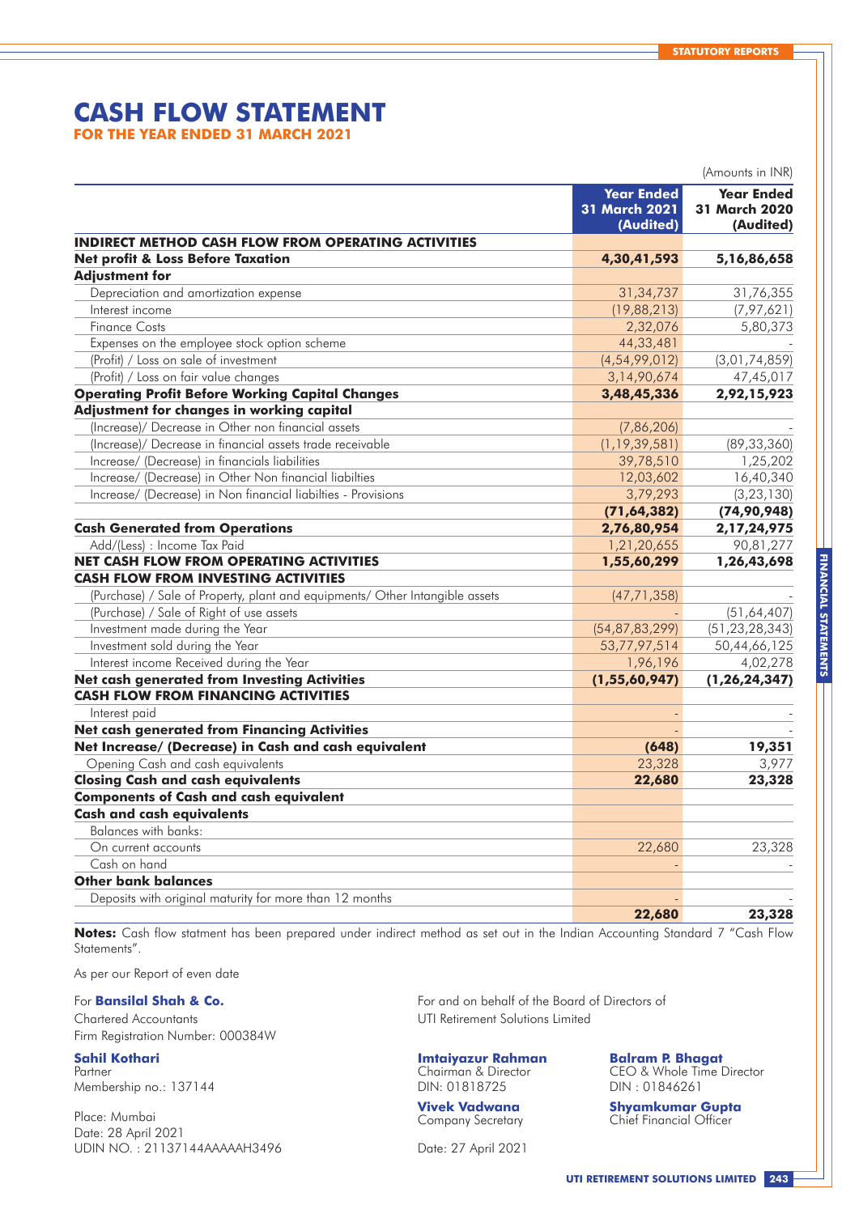# CASH FLOW STATEMENT

## FOR THE YEAR ENDED 31 MARCH 2021

(Amounts in INR)

| | Year Ended 31 March 2021 (Audited) | Year Ended 31 March 2020 (Audited) |
|---|---|---|
| **INDIRECT METHOD CASH FLOW FROM OPERATING ACTIVITIES** | | |
| **Net profit & Loss Before Taxation** | **4,30,41,593** | **5,16,86,658** |
| **Adjustment for** | | |
| Depreciation and amortization expense | 31,34,737 | 31,76,355 |
| Interest income | (19,88,213) | (7,97,621) |
| Finance Costs | 2,32,076 | 5,80,373 |
| Expenses on the employee stock option scheme | 44,33,481 | - |
| (Profit) / Loss on sale of investment | (4,54,99,012) | (3,01,74,859) |
| (Profit) / Loss on fair value changes | 3,14,90,674 | 47,45,017 |
| **Operating Profit Before Working Capital Changes** | **3,48,45,336** | **2,92,15,923** |
| **Adjustment for changes in working capital** | | |
| (Increase)/ Decrease in Other non financial assets | (7,86,206) | - |
| (Increase)/ Decrease in financial assets trade receivable | (1,19,39,581) | (89,33,360) |
| Increase/ (Decrease) in financials liabilities | 39,78,510 | 1,25,202 |
| Increase/ (Decrease) in Other Non financial liabilties | 12,03,602 | 16,40,340 |
| Increase/ (Decrease) in Non financial liabilties - Provisions | 3,79,293 | (3,23,130) |
| | **(71,64,382)** | **(74,90,948)** |
| **Cash Generated from Operations** | **2,76,80,954** | **2,17,24,975** |
| Add/(Less) : Income Tax Paid | 1,21,20,655 | 90,81,277 |
| **NET CASH FLOW FROM OPERATING ACTIVITIES** | **1,55,60,299** | **1,26,43,698** |
| **CASH FLOW FROM INVESTING ACTIVITIES** | | |
| (Purchase) / Sale of Property, plant and equipments/ Other Intangible assets | (47,71,358) | - |
| (Purchase) / Sale of Right of use assets | - | (51,64,407) |
| Investment made during the Year | (54,87,83,299) | (51,23,28,343) |
| Investment sold during the Year | 53,77,97,514 | 50,44,66,125 |
| Interest income Received during the Year | 1,96,196 | 4,02,278 |
| **Net cash generated from Investing Activities** | **(1,55,60,947)** | **(1,26,24,347)** |
| **CASH FLOW FROM FINANCING ACTIVITIES** | | |
| Interest paid | - | - |
| **Net cash generated from Financing Activities** | - | - |
| **Net Increase/ (Decrease) in Cash and cash equivalent** | **(648)** | **19,351** |
| Opening Cash and cash equivalents | 23,328 | 3,977 |
| **Closing Cash and cash equivalents** | **22,680** | **23,328** |
| **Components of Cash and cash equivalent** | | |
| **Cash and cash equivalents** | | |
| Balances with banks: | | |
| On current accounts | 22,680 | 23,328 |
| Cash on hand | - | - |
| **Other bank balances** | | |
| Deposits with original maturity for more than 12 months | - | - |
| | **22,680** | **23,328** |

**Notes:** Cash flow statment has been prepared under indirect method as set out in the Indian Accounting Standard 7 "Cash Flow Statements".

As per our Report of even date

For **Bansilal Shah & Co.**
Chartered Accountants
Firm Registration Number: 000384W

**Sahil Kothari**
Partner
Membership no.: 137144

Place: Mumbai
Date: 28 April 2021
UDIN NO. : 21137144AAAAAH3496

For and on behalf of the Board of Directors of
UTI Retirement Solutions Limited

**Imtaiyazur Rahman**
Chairman & Director
DIN: 01818725

**Balram P. Bhagat**
CEO & Whole Time Director
DIN : 01846261

**Vivek Vadwana**
Company Secretary

**Shyamkumar Gupta**
Chief Financial Officer

Date: 27 April 2021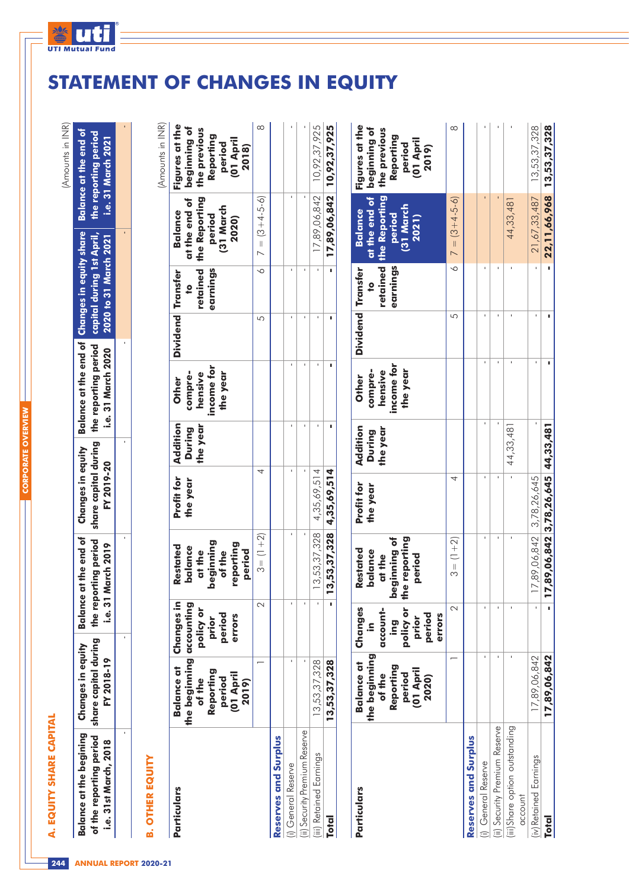# STATEMENT OF CHANGES IN EQUITY

## A. EQUITY SHARE CAPITAL

(Amounts in INR)

| Balance at the begining of the reporting period i.e. 31st March, 2018 | Changes in equity share capital during FY 2018-19 | Balance at the end of the reporting period i.e. 31 March 2019 | Changes in equity share capital during FY 2019-20 | Balance at the end of the reporting period i.e. 31 March 2020 | Changes in equity share capital during 1st April, 2020 to 31 March 2021 | Balance at the end of the reporting period i.e. 31 March 2021 |
|---|---|---|---|---|---|---|
| - | - | - | - | - | - | - |

## B. OTHER EQUITY

(Amounts in INR)

| Particulars | Balance at the beginning of the Reporting period (01 April 2019) | Changes in accounting policy or prior period errors | Restated balance at the beginning of the reporting period | Profit for the year | Addition During the year | Other compre-hensive income for the year | Dividend | Transfer to retained earnings | Balance at the end of the Reporting period (31 March 2020) | Figures at the beginning of the previous Reporting period (01 April 2018) |
|---|---|---|---|---|---|---|---|---|---|---|
| | 1 | 2 | 3 = (1+2) | 4 | | | | 5 | 6 | 7 = (3+4-5-6) | 8 |
| **Reserves and Surplus** | | | | | | | | | | |
| (i) General Reserve | - | - | - | - | - | - | - | - | - | - |
| (ii) Security Premium Reserve | - | - | - | - | - | - | - | - | - | - |
| (iii) Retained Earnings | 13,53,37,328 | - | 13,53,37,328 | 4,35,69,514 | - | - | - | - | 17,89,06,842 | 10,92,37,925 |
| **Total** | **13,53,37,328** | **-** | **13,53,37,328** | **4,35,69,514** | **-** | **-** | **-** | **-** | **17,89,06,842** | **10,92,37,925** |

| Particulars | Balance at the beginning of the Reporting period (01 April 2020) | Changes in account-ing policy or prior period errors | Restated balance at the beginning of the reporting period | Profit for the year | Addition During the year | Other compre-hensive income for the year | Dividend | Transfer to retained earnings | Balance at the end of the Reporting period (31 March 2021) | Figures at the beginning of the previous Reporting period (01 April 2019) |
|---|---|---|---|---|---|---|---|---|---|---|
| | 1 | 2 | 3 = (1+2) | 4 | | | 5 | 6 | 7 = (3+4-5-6) | 8 |
| **Reserves and Surplus** | | | | | | | | | | |
| (i) General Reserve | - | - | - | - | - | - | - | - | - | - |
| (ii) Security Premium Reserve | - | - | - | - | - | - | - | - | - | - |
| (iii)Share option outstanding account | - | - | - | - | 44,33,481 | - | - | - | 44,33,481 | - |
| (iv) Retained Earnings | 17,89,06,842 | - | 17,89,06,842 | 3,78,26,645 | - | - | - | - | 21,67,33,487 | 13,53,37,328 |
| **Total** | **17,89,06,842** | **-** | **17,89,06,842** | **3,78,26,645** | **44,33,481** | **-** | **-** | **-** | **22,11,66,968** | **13,53,37,328** |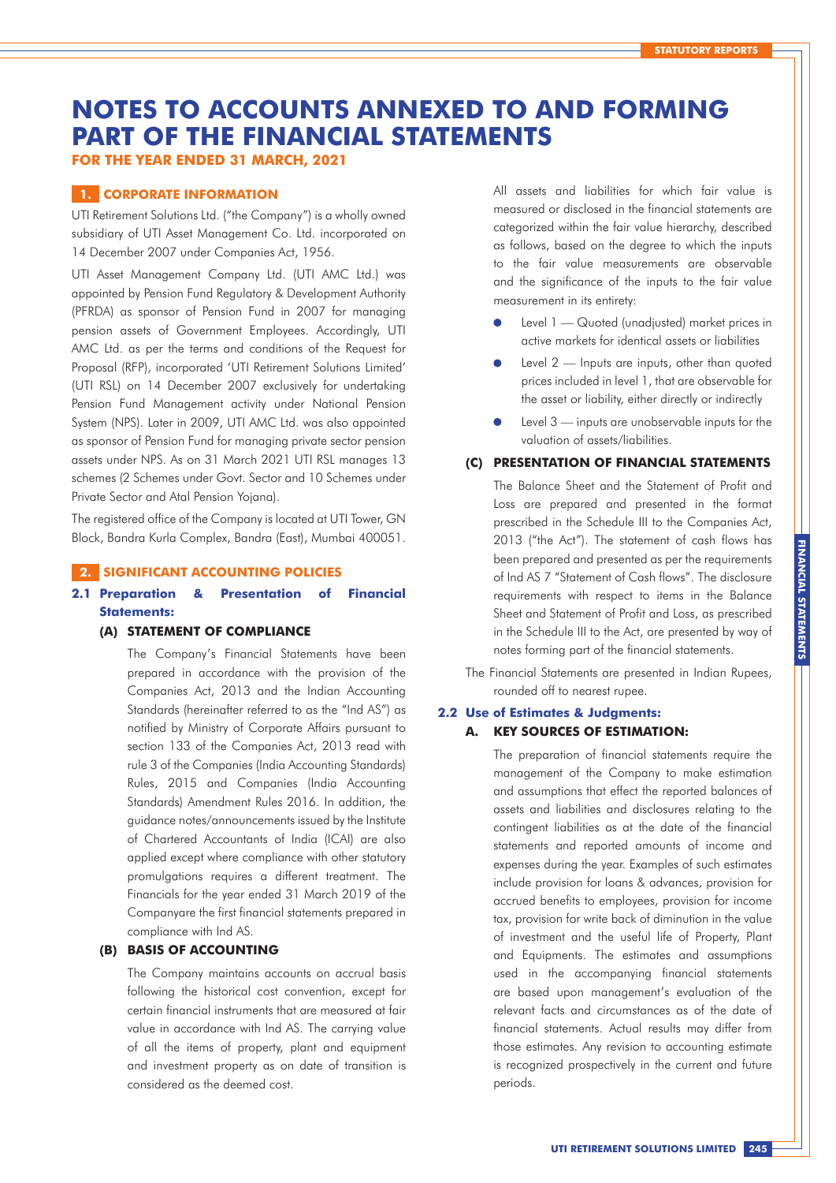# NOTES TO ACCOUNTS ANNEXED TO AND FORMING PART OF THE FINANCIAL STATEMENTS

**FOR THE YEAR ENDED 31 MARCH, 2021**

## 1. CORPORATE INFORMATION

UTI Retirement Solutions Ltd. ("the Company") is a wholly owned subsidiary of UTI Asset Management Co. Ltd. incorporated on 14 December 2007 under Companies Act, 1956.

UTI Asset Management Company Ltd. (UTI AMC Ltd.) was appointed by Pension Fund Regulatory & Development Authority (PFRDA) as sponsor of Pension Fund in 2007 for managing pension assets of Government Employees. Accordingly, UTI AMC Ltd. as per the terms and conditions of the Request for Proposal (RFP), incorporated 'UTI Retirement Solutions Limited' (UTI RSL) on 14 December 2007 exclusively for undertaking Pension Fund Management activity under National Pension System (NPS). Later in 2009, UTI AMC Ltd. was also appointed as sponsor of Pension Fund for managing private sector pension assets under NPS. As on 31 March 2021 UTI RSL manages 13 schemes (2 Schemes under Govt. Sector and 10 Schemes under Private Sector and Atal Pension Yojana).

The registered office of the Company is located at UTI Tower, GN Block, Bandra Kurla Complex, Bandra (East), Mumbai 400051.

## 2. SIGNIFICANT ACCOUNTING POLICIES

### 2.1 Preparation & Presentation of Financial Statements:

#### (A) STATEMENT OF COMPLIANCE

The Company's Financial Statements have been prepared in accordance with the provision of the Companies Act, 2013 and the Indian Accounting Standards (hereinafter referred to as the "Ind AS") as notified by Ministry of Corporate Affairs pursuant to section 133 of the Companies Act, 2013 read with rule 3 of the Companies (India Accounting Standards) Rules, 2015 and Companies (India Accounting Standards) Amendment Rules 2016. In addition, the guidance notes/announcements issued by the Institute of Chartered Accountants of India (ICAI) are also applied except where compliance with other statutory promulgations requires a different treatment. The Financials for the year ended 31 March 2019 of the Companyare the first financial statements prepared in compliance with Ind AS.

#### (B) BASIS OF ACCOUNTING

The Company maintains accounts on accrual basis following the historical cost convention, except for certain financial instruments that are measured at fair value in accordance with Ind AS. The carrying value of all the items of property, plant and equipment and investment property as on date of transition is considered as the deemed cost.

All assets and liabilities for which fair value is measured or disclosed in the financial statements are categorized within the fair value hierarchy, described as follows, based on the degree to which the inputs to the fair value measurements are observable and the significance of the inputs to the fair value measurement in its entirety:

- Level 1 — Quoted (unadjusted) market prices in active markets for identical assets or liabilities
- Level 2 — Inputs are inputs, other than quoted prices included in level 1, that are observable for the asset or liability, either directly or indirectly
- Level 3 — inputs are unobservable inputs for the valuation of assets/liabilities.

#### (C) PRESENTATION OF FINANCIAL STATEMENTS

The Balance Sheet and the Statement of Profit and Loss are prepared and presented in the format prescribed in the Schedule III to the Companies Act, 2013 ("the Act"). The statement of cash flows has been prepared and presented as per the requirements of Ind AS 7 "Statement of Cash Flows". The disclosure requirements with respect to items in the Balance Sheet and Statement of Profit and Loss, as prescribed in the Schedule III to the Act, are presented by way of notes forming part of the financial statements.

The Financial Statements are presented in Indian Rupees, rounded off to nearest rupee.

### 2.2 Use of Estimates & Judgments:

#### A. KEY SOURCES OF ESTIMATION:

The preparation of financial statements require the management of the Company to make estimation and assumptions that effect the reported balances of assets and liabilities and disclosures relating to the contingent liabilities as at the date of the financial statements and reported amounts of income and expenses during the year. Examples of such estimates include provision for loans & advances, provision for accrued benefits to employees, provision for income tax, provision for write back of diminution in the value of investment and the useful life of Property, Plant and Equipments. The estimates and assumptions used in the accompanying financial statements are based upon management's evaluation of the relevant facts and circumstances as of the date of financial statements. Actual results may differ from those estimates. Any revision to accounting estimate is recognized prospectively in the current and future periods.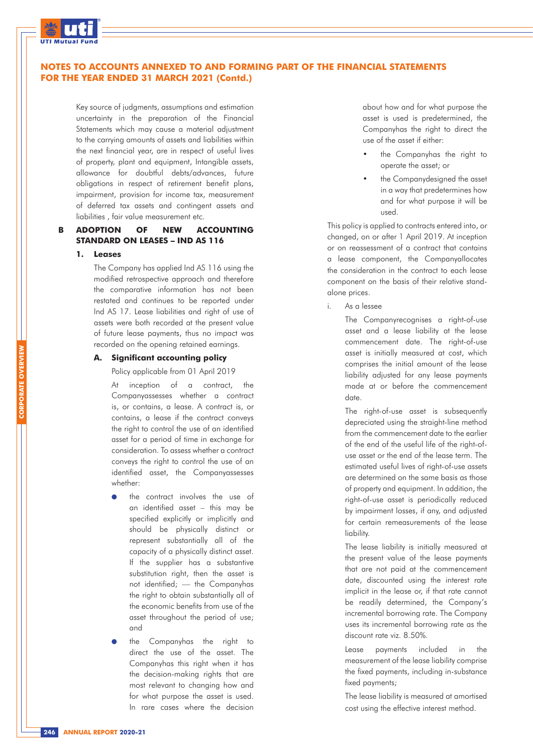## NOTES TO ACCOUNTS ANNEXED TO AND FORMING PART OF THE FINANCIAL STATEMENTS FOR THE YEAR ENDED 31 MARCH 2021 (Contd.)

Key source of judgments, assumptions and estimation uncertainty in the preparation of the Financial Statements which may cause a material adjustment to the carrying amounts of assets and liabilities within the next financial year, are in respect of useful lives of property, plant and equipment, Intangible assets, allowance for doubtful debts/advances, future obligations in respect of retirement benefit plans, impairment, provision for income tax, measurement of deferred tax assets and contingent assets and liabilities , fair value measurement etc.

### B ADOPTION OF NEW ACCOUNTING STANDARD ON LEASES – IND AS 116

#### 1. Leases

The Company has applied Ind AS 116 using the modified retrospective approach and therefore the comparative information has not been restated and continues to be reported under Ind AS 17. Lease liabilities and right of use of assets were both recorded at the present value of future lease payments, thus no impact was recorded on the opening retained earnings.

##### A. Significant accounting policy

Policy applicable from 01 April 2019

At inception of a contract, the Companyassesses whether a contract is, or contains, a lease. A contract is, or contains, a lease if the contract conveys the right to control the use of an identified asset for a period of time in exchange for consideration. To assess whether a contract conveys the right to control the use of an identified asset, the Companyassesses whether:

- the contract involves the use of an identified asset – this may be specified explicitly or implicitly and should be physically distinct or represent substantially all of the capacity of a physically distinct asset. If the supplier has a substantive substitution right, then the asset is not identified; — the Companyhas the right to obtain substantially all of the economic benefits from use of the asset throughout the period of use; and
- the Companyhas the right to direct the use of the asset. The Companyhas this right when it has the decision-making rights that are most relevant to changing how and for what purpose the asset is used. In rare cases where the decision about how and for what purpose the asset is used is predetermined, the Companyhas the right to direct the use of the asset if either:
  - the Companyhas the right to operate the asset; or
  - the Companydesigned the asset in a way that predetermines how and for what purpose it will be used.

This policy is applied to contracts entered into, or changed, on or after 1 April 2019. At inception or on reassessment of a contract that contains a lease component, the Companyallocates the consideration in the contract to each lease component on the basis of their relative stand-alone prices.

i. As a lessee

The Companyrecognises a right-of-use asset and a lease liability at the lease commencement date. The right-of-use asset is initially measured at cost, which comprises the initial amount of the lease liability adjusted for any lease payments made at or before the commencement date.

The right-of-use asset is subsequently depreciated using the straight-line method from the commencement date to the earlier of the end of the useful life of the right-of-use asset or the end of the lease term. The estimated useful lives of right-of-use assets are determined on the same basis as those of property and equipment. In addition, the right-of-use asset is periodically reduced by impairment losses, if any, and adjusted for certain remeasurements of the lease liability.

The lease liability is initially measured at the present value of the lease payments that are not paid at the commencement date, discounted using the interest rate implicit in the lease or, if that rate cannot be readily determined, the Company's incremental borrowing rate. The Company uses its incremental borrowing rate as the discount rate viz. 8.50%.

Lease payments included in the measurement of the lease liability comprise the fixed payments, including in-substance fixed payments;

The lease liability is measured at amortised cost using the effective interest method.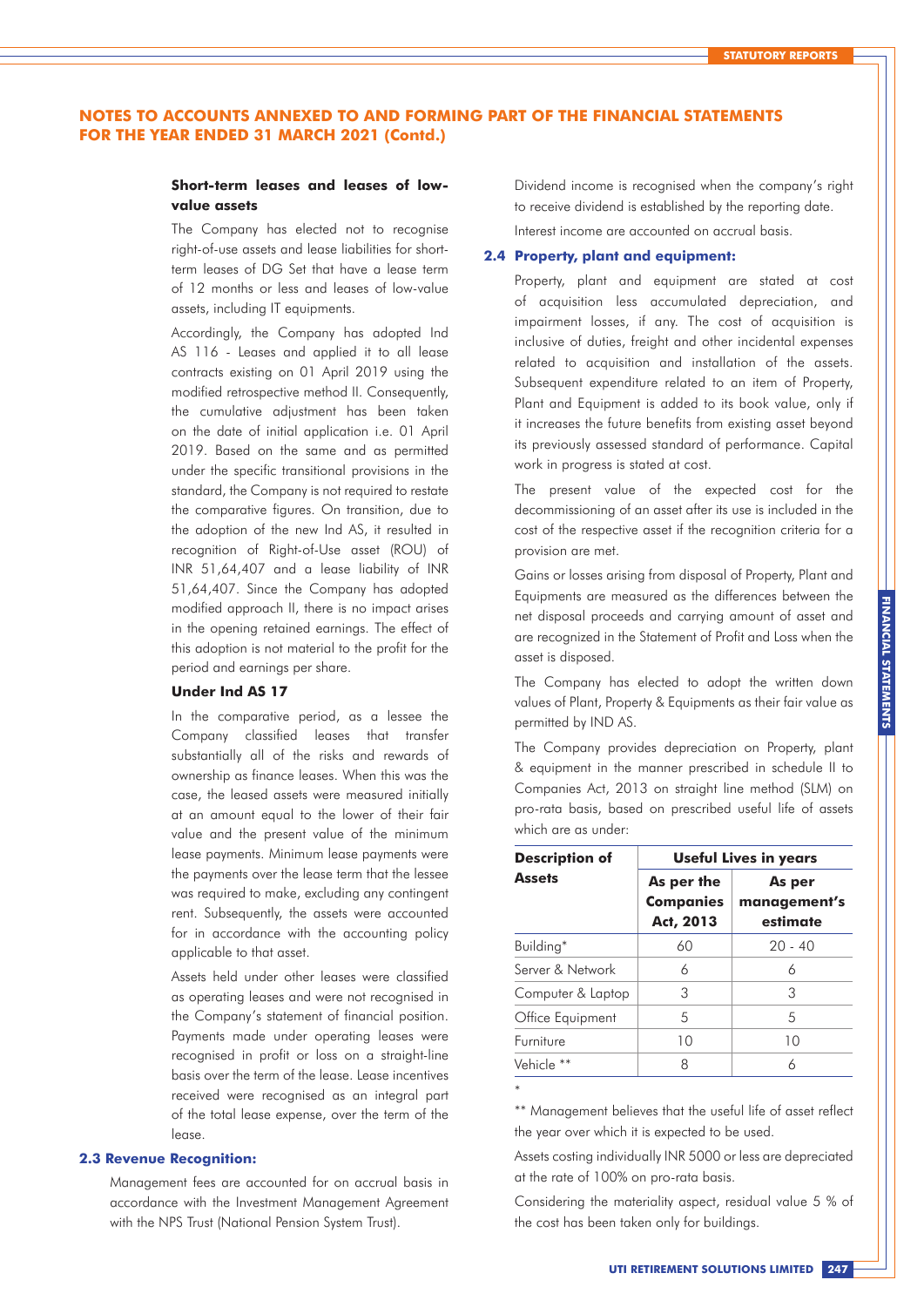# NOTES TO ACCOUNTS ANNEXED TO AND FORMING PART OF THE FINANCIAL STATEMENTS FOR THE YEAR ENDED 31 MARCH 2021 (Contd.)

**Short-term leases and leases of low-value assets**

The Company has elected not to recognise right-of-use assets and lease liabilities for short-term leases of DG Set that have a lease term of 12 months or less and leases of low-value assets, including IT equipments.

Accordingly, the Company has adopted Ind AS 116 - Leases and applied it to all lease contracts existing on 01 April 2019 using the modified retrospective method II. Consequently, the cumulative adjustment has been taken on the date of initial application i.e. 01 April 2019. Based on the same and as permitted under the specific transitional provisions in the standard, the Company is not required to restate the comparative figures. On transition, due to the adoption of the new Ind AS, it resulted in recognition of Right-of-Use asset (ROU) of INR 51,64,407 and a lease liability of INR 51,64,407. Since the Company has adopted modified approach II, there is no impact arises in the opening retained earnings. The effect of this adoption is not material to the profit for the period and earnings per share.

**Under Ind AS 17**

In the comparative period, as a lessee the Company classified leases that transfer substantially all of the risks and rewards of ownership as finance leases. When this was the case, the leased assets were measured initially at an amount equal to the lower of their fair value and the present value of the minimum lease payments. Minimum lease payments were the payments over the lease term that the lessee was required to make, excluding any contingent rent. Subsequently, the assets were accounted for in accordance with the accounting policy applicable to that asset.

Assets held under other leases were classified as operating leases and were not recognised in the Company's statement of financial position. Payments made under operating leases were recognised in profit or loss on a straight-line basis over the term of the lease. Lease incentives received were recognised as an integral part of the total lease expense, over the term of the lease.

## 2.3 Revenue Recognition:

Management fees are accounted for on accrual basis in accordance with the Investment Management Agreement with the NPS Trust (National Pension System Trust).

Dividend income is recognised when the company's right to receive dividend is established by the reporting date.

Interest income are accounted on accrual basis.

## 2.4 Property, plant and equipment:

Property, plant and equipment are stated at cost of acquisition less accumulated depreciation, and impairment losses, if any. The cost of acquisition is inclusive of duties, freight and other incidental expenses related to acquisition and installation of the assets. Subsequent expenditure related to an item of Property, Plant and Equipment is added to its book value, only if it increases the future benefits from existing asset beyond its previously assessed standard of performance. Capital work in progress is stated at cost.

The present value of the expected cost for the decommissioning of an asset after its use is included in the cost of the respective asset if the recognition criteria for a provision are met.

Gains or losses arising from disposal of Property, Plant and Equipments are measured as the differences between the net disposal proceeds and carrying amount of asset and are recognized in the Statement of Profit and Loss when the asset is disposed.

The Company has elected to adopt the written down values of Plant, Property & Equipments as their fair value as permitted by IND AS.

The Company provides depreciation on Property, plant & equipment in the manner prescribed in schedule II to Companies Act, 2013 on straight line method (SLM) on pro-rata basis, based on prescribed useful life of assets which are as under:

| Description of Assets | Useful Lives in years | |
|---|---|---|
| | As per the Companies Act, 2013 | As per management's estimate |
| Building* | 60 | 20 - 40 |
| Server & Network | 6 | 6 |
| Computer & Laptop | 3 | 3 |
| Office Equipment | 5 | 5 |
| Furniture | 10 | 10 |
| Vehicle ** | 8 | 6 |

*

** Management believes that the useful life of asset reflect the year over which it is expected to be used.

Assets costing individually INR 5000 or less are depreciated at the rate of 100% on pro-rata basis.

Considering the materiality aspect, residual value 5 % of the cost has been taken only for buildings.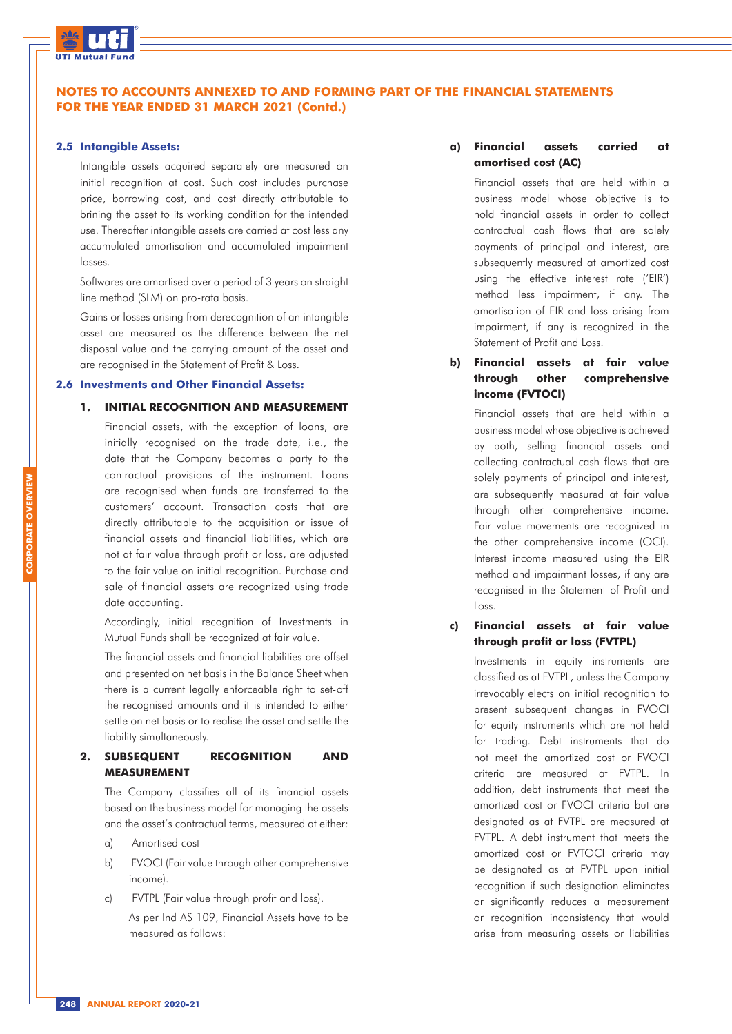## NOTES TO ACCOUNTS ANNEXED TO AND FORMING PART OF THE FINANCIAL STATEMENTS FOR THE YEAR ENDED 31 MARCH 2021 (Contd.)

### 2.5 Intangible Assets:

Intangible assets acquired separately are measured on initial recognition at cost. Such cost includes purchase price, borrowing cost, and cost directly attributable to brining the asset to its working condition for the intended use. Thereafter intangible assets are carried at cost less any accumulated amortisation and accumulated impairment losses.

Softwares are amortised over a period of 3 years on straight line method (SLM) on pro-rata basis.

Gains or losses arising from derecognition of an intangible asset are measured as the difference between the net disposal value and the carrying amount of the asset and are recognised in the Statement of Profit & Loss.

### 2.6 Investments and Other Financial Assets:

**1. INITIAL RECOGNITION AND MEASUREMENT**

Financial assets, with the exception of loans, are initially recognised on the trade date, i.e., the date that the Company becomes a party to the contractual provisions of the instrument. Loans are recognised when funds are transferred to the customers' account. Transaction costs that are directly attributable to the acquisition or issue of financial assets and financial liabilities, which are not at fair value through profit or loss, are adjusted to the fair value on initial recognition. Purchase and sale of financial assets are recognized using trade date accounting.

Accordingly, initial recognition of Investments in Mutual Funds shall be recognized at fair value.

The financial assets and financial liabilities are offset and presented on net basis in the Balance Sheet when there is a current legally enforceable right to set-off the recognised amounts and it is intended to either settle on net basis or to realise the asset and settle the liability simultaneously.

**2. SUBSEQUENT RECOGNITION AND MEASUREMENT**

The Company classifies all of its financial assets based on the business model for managing the assets and the asset's contractual terms, measured at either:

a) Amortised cost

b) FVOCI (Fair value through other comprehensive income).

c) FVTPL (Fair value through profit and loss).

As per Ind AS 109, Financial Assets have to be measured as follows:

**a) Financial assets carried at amortised cost (AC)**

Financial assets that are held within a business model whose objective is to hold financial assets in order to collect contractual cash flows that are solely payments of principal and interest, are subsequently measured at amortized cost using the effective interest rate ('EIR') method less impairment, if any. The amortisation of EIR and loss arising from impairment, if any is recognized in the Statement of Profit and Loss.

**b) Financial assets at fair value through other comprehensive income (FVTOCI)**

Financial assets that are held within a business model whose objective is achieved by both, selling financial assets and collecting contractual cash flows that are solely payments of principal and interest, are subsequently measured at fair value through other comprehensive income. Fair value movements are recognized in the other comprehensive income (OCI). Interest income measured using the EIR method and impairment losses, if any are recognised in the Statement of Profit and Loss.

**c) Financial assets at fair value through profit or loss (FVTPL)**

Investments in equity instruments are classified as at FVTPL, unless the Company irrevocably elects on initial recognition to present subsequent changes in FVOCI for equity instruments which are not held for trading. Debt instruments that do not meet the amortized cost or FVOCI criteria are measured at FVTPL. In addition, debt instruments that meet the amortized cost or FVOCI criteria but are designated as at FVTPL are measured at FVTPL. A debt instrument that meets the amortized cost or FVTOCI criteria may be designated as at FVTPL upon initial recognition if such designation eliminates or significantly reduces a measurement or recognition inconsistency that would arise from measuring assets or liabilities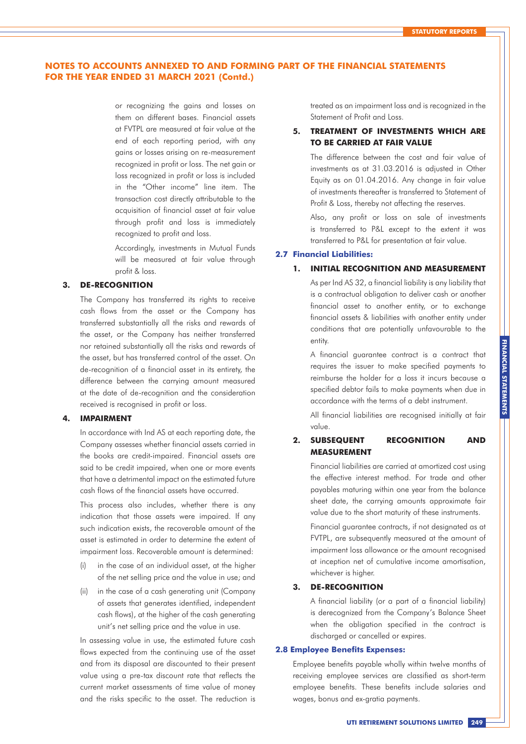## NOTES TO ACCOUNTS ANNEXED TO AND FORMING PART OF THE FINANCIAL STATEMENTS FOR THE YEAR ENDED 31 MARCH 2021 (Contd.)

or recognizing the gains and losses on them on different bases. Financial assets at FVTPL are measured at fair value at the end of each reporting period, with any gains or losses arising on re-measurement recognized in profit or loss. The net gain or loss recognized in profit or loss is included in the "Other income" line item. The transaction cost directly attributable to the acquisition of financial asset at fair value through profit and loss is immediately recognized to profit and loss.

Accordingly, investments in Mutual Funds will be measured at fair value through profit & loss.

**3. DE-RECOGNITION**

The Company has transferred its rights to receive cash flows from the asset or the Company has transferred substantially all the risks and rewards of the asset, or the Company has neither transferred nor retained substantially all the risks and rewards of the asset, but has transferred control of the asset. On de-recognition of a financial asset in its entirety, the difference between the carrying amount measured at the date of de-recognition and the consideration received is recognised in profit or loss.

**4. IMPAIRMENT**

In accordance with Ind AS at each reporting date, the Company assesses whether financial assets carried in the books are credit-impaired. Financial assets are said to be credit impaired, when one or more events that have a detrimental impact on the estimated future cash flows of the financial assets have occurred.

This process also includes, whether there is any indication that those assets were impaired. If any such indication exists, the recoverable amount of the asset is estimated in order to determine the extent of impairment loss. Recoverable amount is determined:

(i) in the case of an individual asset, at the higher of the net selling price and the value in use; and

(ii) in the case of a cash generating unit (Company of assets that generates identified, independent cash flows), at the higher of the cash generating unit's net selling price and the value in use.

In assessing value in use, the estimated future cash flows expected from the continuing use of the asset and from its disposal are discounted to their present value using a pre-tax discount rate that reflects the current market assessments of time value of money and the risks specific to the asset. The reduction is treated as an impairment loss and is recognized in the Statement of Profit and Loss.

**5. TREATMENT OF INVESTMENTS WHICH ARE TO BE CARRIED AT FAIR VALUE**

The difference between the cost and fair value of investments as at 31.03.2016 is adjusted in Other Equity as on 01.04.2016. Any change in fair value of investments thereafter is transferred to Statement of Profit & Loss, thereby not affecting the reserves.

Also, any profit or loss on sale of investments is transferred to P&L except to the extent it was transferred to P&L for presentation at fair value.

### 2.7 Financial Liabilities:

**1. INITIAL RECOGNITION AND MEASUREMENT**

As per Ind AS 32, a financial liability is any liability that is a contractual obligation to deliver cash or another financial asset to another entity, or to exchange financial assets & liabilities with another entity under conditions that are potentially unfavourable to the entity.

A financial guarantee contract is a contract that requires the issuer to make specified payments to reimburse the holder for a loss it incurs because a specified debtor fails to make payments when due in accordance with the terms of a debt instrument.

All financial liabilities are recognised initially at fair value.

**2. SUBSEQUENT RECOGNITION AND MEASUREMENT**

Financial liabilities are carried at amortized cost using the effective interest method. For trade and other payables maturing within one year from the balance sheet date, the carrying amounts approximate fair value due to the short maturity of these instruments.

Financial guarantee contracts, if not designated as at FVTPL, are subsequently measured at the amount of impairment loss allowance or the amount recognised at inception net of cumulative income amortisation, whichever is higher.

**3. DE-RECOGNITION**

A financial liability (or a part of a financial liability) is derecognized from the Company's Balance Sheet when the obligation specified in the contract is discharged or cancelled or expires.

### 2.8 Employee Benefits Expenses:

Employee benefits payable wholly within twelve months of receiving employee services are classified as short-term employee benefits. These benefits include salaries and wages, bonus and ex-gratia payments.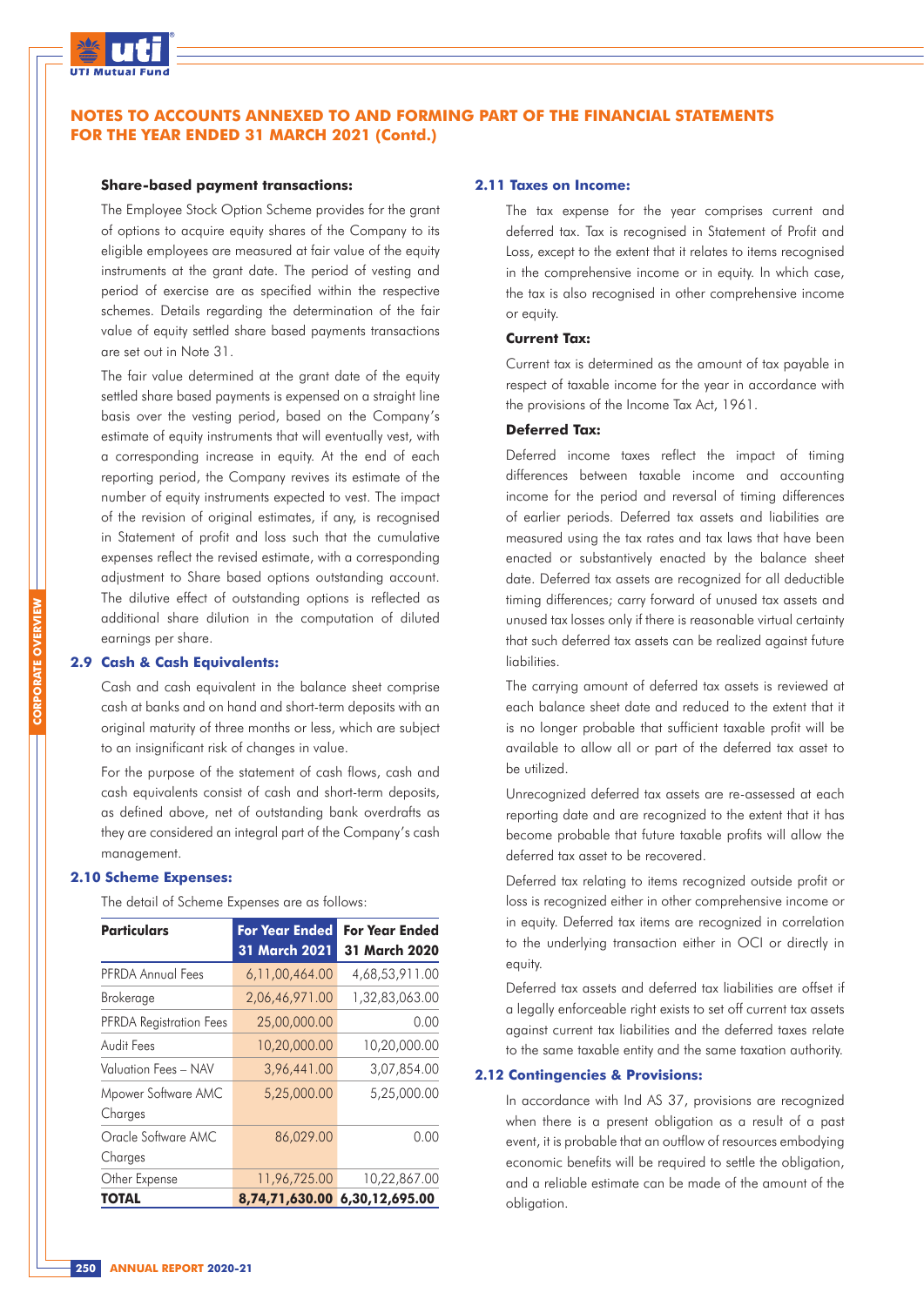# NOTES TO ACCOUNTS ANNEXED TO AND FORMING PART OF THE FINANCIAL STATEMENTS FOR THE YEAR ENDED 31 MARCH 2021 (Contd.)

**Share-based payment transactions:**

The Employee Stock Option Scheme provides for the grant of options to acquire equity shares of the Company to its eligible employees are measured at fair value of the equity instruments at the grant date. The period of vesting and period of exercise are as specified within the respective schemes. Details regarding the determination of the fair value of equity settled share based payments transactions are set out in Note 31.

The fair value determined at the grant date of the equity settled share based payments is expensed on a straight line basis over the vesting period, based on the Company's estimate of equity instruments that will eventually vest, with a corresponding increase in equity. At the end of each reporting period, the Company revives its estimate of the number of equity instruments expected to vest. The impact of the revision of original estimates, if any, is recognised in Statement of profit and loss such that the cumulative expenses reflect the revised estimate, with a corresponding adjustment to Share based options outstanding account. The dilutive effect of outstanding options is reflected as additional share dilution in the computation of diluted earnings per share.

### 2.9 Cash & Cash Equivalents:

Cash and cash equivalent in the balance sheet comprise cash at banks and on hand and short-term deposits with an original maturity of three months or less, which are subject to an insignificant risk of changes in value.

For the purpose of the statement of cash flows, cash and cash equivalents consist of cash and short-term deposits, as defined above, net of outstanding bank overdrafts as they are considered an integral part of the Company's cash management.

### 2.10 Scheme Expenses:

The detail of Scheme Expenses are as follows:

| Particulars | For Year Ended 31 March 2021 | For Year Ended 31 March 2020 |
|---|---|---|
| PFRDA Annual Fees | 6,11,00,464.00 | 4,68,53,911.00 |
| Brokerage | 2,06,46,971.00 | 1,32,83,063.00 |
| PFRDA Registration Fees | 25,00,000.00 | 0.00 |
| Audit Fees | 10,20,000.00 | 10,20,000.00 |
| Valuation Fees – NAV | 3,96,441.00 | 3,07,854.00 |
| Mpower Software AMC Charges | 5,25,000.00 | 5,25,000.00 |
| Oracle Software AMC Charges | 86,029.00 | 0.00 |
| Other Expense | 11,96,725.00 | 10,22,867.00 |
| **TOTAL** | **8,74,71,630.00** | **6,30,12,695.00** |

### 2.11 Taxes on Income:

The tax expense for the year comprises current and deferred tax. Tax is recognised in Statement of Profit and Loss, except to the extent that it relates to items recognised in the comprehensive income or in equity. In which case, the tax is also recognised in other comprehensive income or equity.

**Current Tax:**

Current tax is determined as the amount of tax payable in respect of taxable income for the year in accordance with the provisions of the Income Tax Act, 1961.

**Deferred Tax:**

Deferred income taxes reflect the impact of timing differences between taxable income and accounting income for the period and reversal of timing differences of earlier periods. Deferred tax assets and liabilities are measured using the tax rates and tax laws that have been enacted or substantively enacted by the balance sheet date. Deferred tax assets are recognized for all deductible timing differences; carry forward of unused tax assets and unused tax losses only if there is reasonable virtual certainty that such deferred tax assets can be realized against future liabilities.

The carrying amount of deferred tax assets is reviewed at each balance sheet date and reduced to the extent that it is no longer probable that sufficient taxable profit will be available to allow all or part of the deferred tax asset to be utilized.

Unrecognized deferred tax assets are re-assessed at each reporting date and are recognized to the extent that it has become probable that future taxable profits will allow the deferred tax asset to be recovered.

Deferred tax relating to items recognized outside profit or loss is recognized either in other comprehensive income or in equity. Deferred tax items are recognized in correlation to the underlying transaction either in OCI or directly in equity.

Deferred tax assets and deferred tax liabilities are offset if a legally enforceable right exists to set off current tax assets against current tax liabilities and the deferred taxes relate to the same taxable entity and the same taxation authority.

### 2.12 Contingencies & Provisions:

In accordance with Ind AS 37, provisions are recognized when there is a present obligation as a result of a past event, it is probable that an outflow of resources embodying economic benefits will be required to settle the obligation, and a reliable estimate can be made of the amount of the obligation.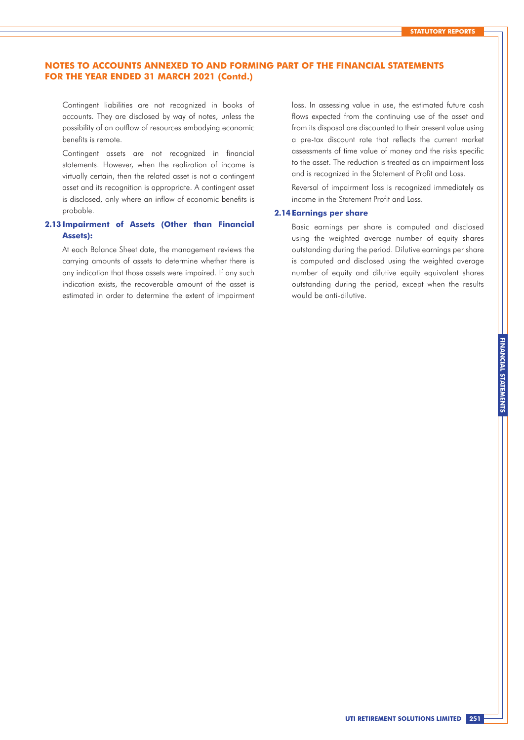## NOTES TO ACCOUNTS ANNEXED TO AND FORMING PART OF THE FINANCIAL STATEMENTS FOR THE YEAR ENDED 31 MARCH 2021 (Contd.)

Contingent liabilities are not recognized in books of accounts. They are disclosed by way of notes, unless the possibility of an outflow of resources embodying economic benefits is remote.

Contingent assets are not recognized in financial statements. However, when the realization of income is virtually certain, then the related asset is not a contingent asset and its recognition is appropriate. A contingent asset is disclosed, only where an inflow of economic benefits is probable.

### 2.13 Impairment of Assets (Other than Financial Assets):

At each Balance Sheet date, the management reviews the carrying amounts of assets to determine whether there is any indication that those assets were impaired. If any such indication exists, the recoverable amount of the asset is estimated in order to determine the extent of impairment loss. In assessing value in use, the estimated future cash flows expected from the continuing use of the asset and from its disposal are discounted to their present value using a pre-tax discount rate that reflects the current market assessments of time value of money and the risks specific to the asset. The reduction is treated as an impairment loss and is recognized in the Statement of Profit and Loss.

Reversal of impairment loss is recognized immediately as income in the Statement Profit and Loss.

### 2.14 Earnings per share

Basic earnings per share is computed and disclosed using the weighted average number of equity shares outstanding during the period. Dilutive earnings per share is computed and disclosed using the weighted average number of equity and dilutive equity equivalent shares outstanding during the period, except when the results would be anti-dilutive.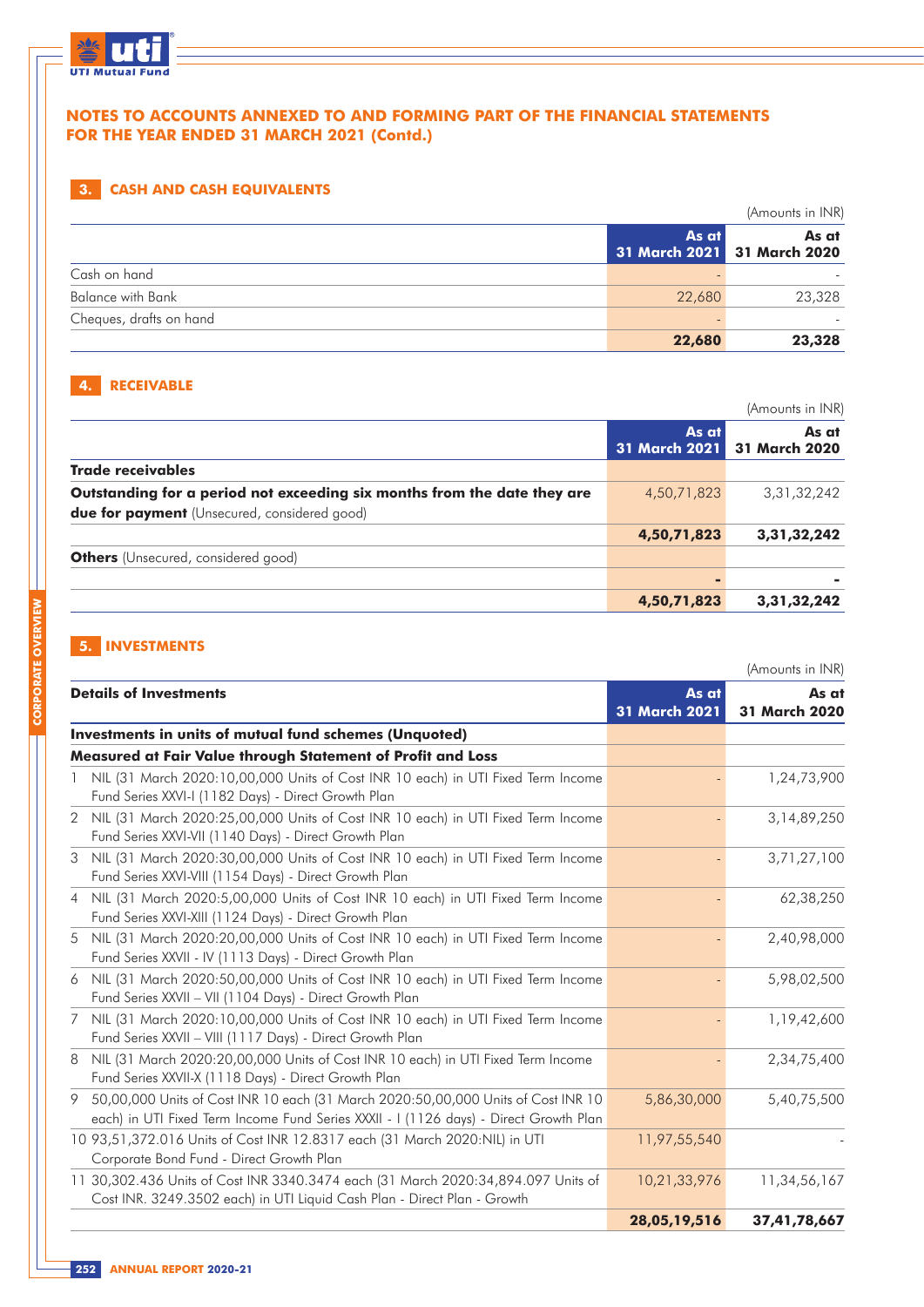## NOTES TO ACCOUNTS ANNEXED TO AND FORMING PART OF THE FINANCIAL STATEMENTS FOR THE YEAR ENDED 31 MARCH 2021 (Contd.)

### 3. CASH AND CASH EQUIVALENTS

(Amounts in INR)

| | As at 31 March 2021 | As at 31 March 2020 |
|---|---|---|
| Cash on hand | - | - |
| Balance with Bank | 22,680 | 23,328 |
| Cheques, drafts on hand | - | - |
| | **22,680** | **23,328** |

### 4. RECEIVABLE

(Amounts in INR)

| | As at 31 March 2021 | As at 31 March 2020 |
|---|---|---|
| **Trade receivables** | | |
| **Outstanding for a period not exceeding six months from the date they are due for payment** (Unsecured, considered good) | 4,50,71,823 | 3,31,32,242 |
| | **4,50,71,823** | **3,31,32,242** |
| **Others** (Unsecured, considered good) | | |
| | **-** | **-** |
| | **4,50,71,823** | **3,31,32,242** |

### 5. INVESTMENTS

(Amounts in INR)

| Details of Investments | As at 31 March 2021 | As at 31 March 2020 |
|---|---|---|
| **Investments in units of mutual fund schemes (Unquoted)** | | |
| **Measured at Fair Value through Statement of Profit and Loss** | | |
| 1 NIL (31 March 2020:10,00,000 Units of Cost INR 10 each) in UTI Fixed Term Income Fund Series XXVI-I (1182 Days) - Direct Growth Plan | - | 1,24,73,900 |
| 2 NIL (31 March 2020:25,00,000 Units of Cost INR 10 each) in UTI Fixed Term Income Fund Series XXVI-VII (1140 Days) - Direct Growth Plan | - | 3,14,89,250 |
| 3 NIL (31 March 2020:30,00,000 Units of Cost INR 10 each) in UTI Fixed Term Income Fund Series XXVI-VIII (1154 Days) - Direct Growth Plan | - | 3,71,27,100 |
| 4 NIL (31 March 2020:5,00,000 Units of Cost INR 10 each) in UTI Fixed Term Income Fund Series XXVI-XIII (1124 Days) - Direct Growth Plan | - | 62,38,250 |
| 5 NIL (31 March 2020:20,00,000 Units of Cost INR 10 each) in UTI Fixed Term Income Fund Series XXVII - IV (1113 Days) - Direct Growth Plan | - | 2,40,98,000 |
| 6 NIL (31 March 2020:50,00,000 Units of Cost INR 10 each) in UTI Fixed Term Income Fund Series XXVII – VII (1104 Days) - Direct Growth Plan | - | 5,98,02,500 |
| 7 NIL (31 March 2020:10,00,000 Units of Cost INR 10 each) in UTI Fixed Term Income Fund Series XXVII – VIII (1117 Days) - Direct Growth Plan | - | 1,19,42,600 |
| 8 NIL (31 March 2020:20,00,000 Units of Cost INR 10 each) in UTI Fixed Term Income Fund Series XXVII-X (1118 Days) - Direct Growth Plan | - | 2,34,75,400 |
| 9 50,00,000 Units of Cost INR 10 each (31 March 2020:50,00,000 Units of Cost INR 10 each) in UTI Fixed Term Income Fund Series XXXII - I (1126 days) - Direct Growth Plan | 5,86,30,000 | 5,40,75,500 |
| 10 93,51,372.016 Units of Cost INR 12.8317 each (31 March 2020:NIL) in UTI Corporate Bond Fund - Direct Growth Plan | 11,97,55,540 | - |
| 11 30,302.436 Units of Cost INR 3340.3474 each (31 March 2020:34,894.097 Units of Cost INR. 3249.3502 each) in UTI Liquid Cash Plan - Direct Plan - Growth | 10,21,33,976 | 11,34,56,167 |
| | **28,05,19,516** | **37,41,78,667** |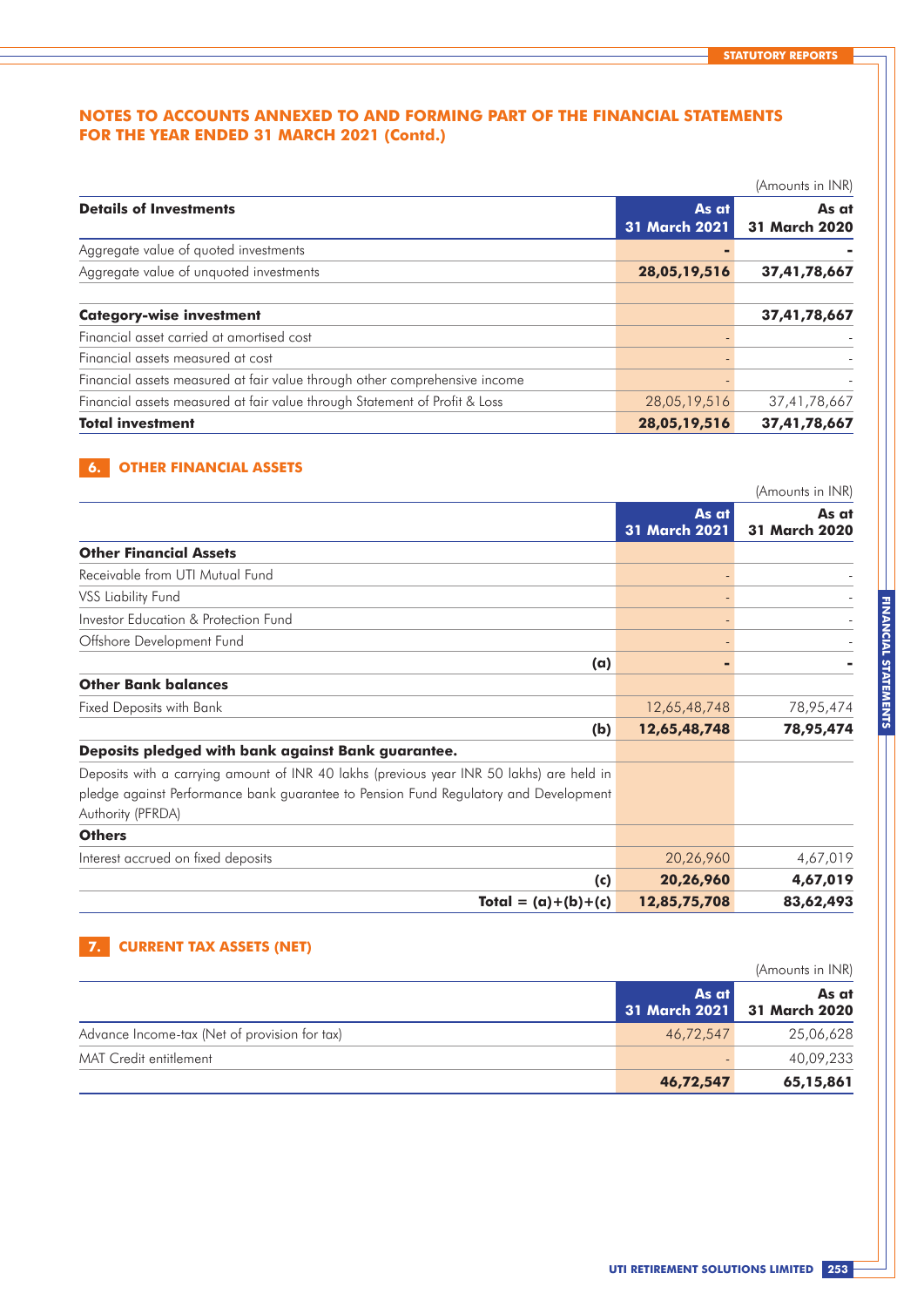## NOTES TO ACCOUNTS ANNEXED TO AND FORMING PART OF THE FINANCIAL STATEMENTS FOR THE YEAR ENDED 31 MARCH 2021 (Contd.)

(Amounts in INR)

| Details of Investments | As at 31 March 2021 | As at 31 March 2020 |
|---|---|---|
| Aggregate value of quoted investments | - | - |
| Aggregate value of unquoted investments | **28,05,19,516** | **37,41,78,667** |
| | | |
| **Category-wise investment** | | **37,41,78,667** |
| Financial asset carried at amortised cost | - | - |
| Financial assets measured at cost | - | - |
| Financial assets measured at fair value through other comprehensive income | - | - |
| Financial assets measured at fair value through Statement of Profit & Loss | 28,05,19,516 | 37,41,78,667 |
| **Total investment** | **28,05,19,516** | **37,41,78,667** |

### 6. OTHER FINANCIAL ASSETS

(Amounts in INR)

| | As at 31 March 2021 | As at 31 March 2020 |
|---|---|---|
| **Other Financial Assets** | | |
| Receivable from UTI Mutual Fund | - | - |
| VSS Liability Fund | - | - |
| Investor Education & Protection Fund | - | - |
| Offshore Development Fund | - | - |
| **(a)** | **-** | **-** |
| **Other Bank balances** | | |
| Fixed Deposits with Bank | 12,65,48,748 | 78,95,474 |
| **(b)** | **12,65,48,748** | **78,95,474** |
| **Deposits pledged with bank against Bank guarantee.** | | |
| Deposits with a carrying amount of INR 40 lakhs (previous year INR 50 lakhs) are held in pledge against Performance bank guarantee to Pension Fund Regulatory and Development Authority (PFRDA) | | |
| **Others** | | |
| Interest accrued on fixed deposits | 20,26,960 | 4,67,019 |
| **(c)** | **20,26,960** | **4,67,019** |
| **Total = (a)+(b)+(c)** | **12,85,75,708** | **83,62,493** |

### 7. CURRENT TAX ASSETS (NET)

(Amounts in INR)

| | As at 31 March 2021 | As at 31 March 2020 |
|---|---|---|
| Advance Income-tax (Net of provision for tax) | 46,72,547 | 25,06,628 |
| MAT Credit entitlement | - | 40,09,233 |
| | **46,72,547** | **65,15,861** |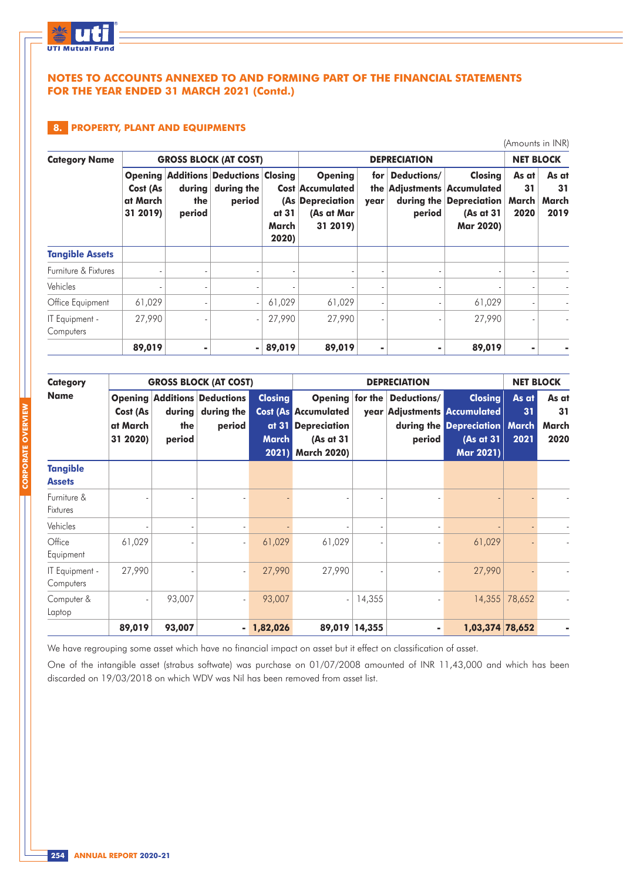## NOTES TO ACCOUNTS ANNEXED TO AND FORMING PART OF THE FINANCIAL STATEMENTS FOR THE YEAR ENDED 31 MARCH 2021 (Contd.)

### 8. PROPERTY, PLANT AND EQUIPMENTS

(Amounts in INR)

| Category Name | GROSS BLOCK (AT COST) | | | | DEPRECIATION | | | | NET BLOCK | |
|---|---|---|---|---|---|---|---|---|---|---|
| | Opening Cost (As at March 31 2019) | Additions during the period | Deductions during the period | Closing Cost (As at 31 March 2020) | Opening Accumulated Depreciation (As at Mar 31 2019) | for the year | Deductions/ Adjustments during the period | Closing Accumulated Depreciation (As at 31 Mar 2020) | As at 31 March 2020 | As at 31 March 2019 |
| **Tangible Assets** | | | | | | | | | | |
| Furniture & Fixtures | - | - | - | - | - | - | - | - | - | - |
| Vehicles | - | - | - | - | - | - | - | - | - | - |
| Office Equipment | 61,029 | - | - | 61,029 | 61,029 | - | - | 61,029 | - | - |
| IT Equipment - Computers | 27,990 | - | - | 27,990 | 27,990 | - | - | 27,990 | - | - |
| | **89,019** | **-** | **-** | **89,019** | **89,019** | **-** | **-** | **89,019** | **-** | **-** |

| Category Name | GROSS BLOCK (AT COST) | | | | DEPRECIATION | | | | NET BLOCK | |
|---|---|---|---|---|---|---|---|---|---|---|
| | Opening Cost (As at March 31 2020) | Additions during the period | Deductions during the period | Closing Cost (As at 31 March 2021) | Opening Accumulated Depreciation (As at 31 March 2020) | for the year | Deductions/ Adjustments during the period | Closing Accumulated Depreciation (As at 31 Mar 2021) | As at 31 March 2021 | As at 31 March 2020 |
| **Tangible Assets** | | | | | | | | | | |
| Furniture & Fixtures | - | - | - | - | - | - | - | - | - | - |
| Vehicles | - | - | - | - | - | - | - | - | - | - |
| Office Equipment | 61,029 | - | - | 61,029 | 61,029 | - | - | 61,029 | - | - |
| IT Equipment - Computers | 27,990 | - | - | 27,990 | 27,990 | - | - | 27,990 | - | - |
| Computer & Laptop | - | 93,007 | - | 93,007 | - | 14,355 | - | 14,355 | 78,652 | - |
| | **89,019** | **93,007** | **-** | **1,82,026** | **89,019** | **14,355** | **-** | **1,03,374** | **78,652** | **-** |

We have regrouping some asset which have no financial impact on asset but it effect on classification of asset.

One of the intangible asset (strabus softwate) was purchase on 01/07/2008 amounted of INR 11,43,000 and which has been discarded on 19/03/2018 on which WDV was Nil has been removed from asset list.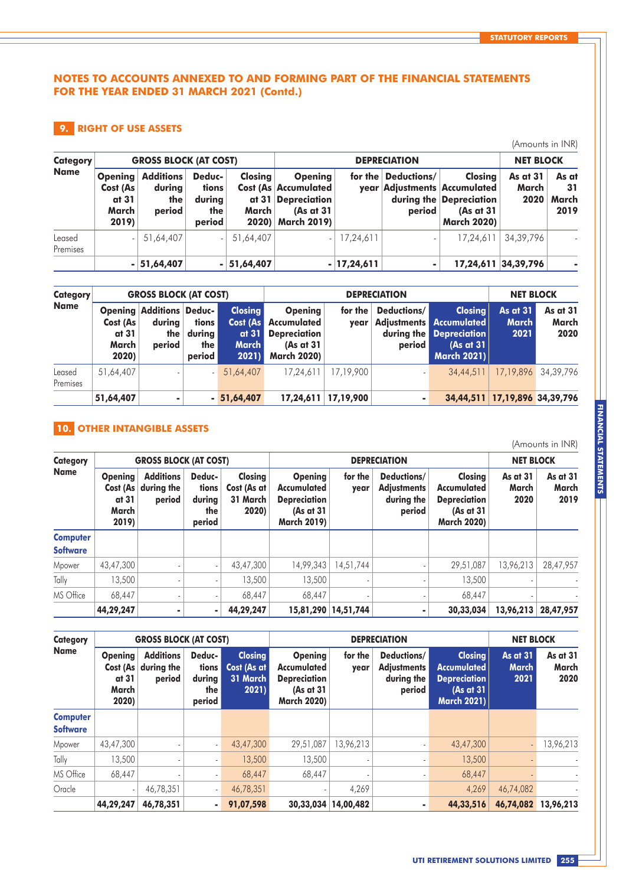## NOTES TO ACCOUNTS ANNEXED TO AND FORMING PART OF THE FINANCIAL STATEMENTS FOR THE YEAR ENDED 31 MARCH 2021 (Contd.)

### 9. RIGHT OF USE ASSETS

(Amounts in INR)

| Category Name | GROSS BLOCK (AT COST) | | | | DEPRECIATION | | | | NET BLOCK | |
|---|---|---|---|---|---|---|---|---|---|---|
| | Opening Cost (As at 31 March 2019) | Additions during the period | Deductions during the period | Closing Cost (As at 31 March 2020) | Opening Accumulated Depreciation (As at 31 March 2019) | for the year | Deductions/ Adjustments during the period | Closing Accumulated Depreciation (As at 31 March 2020) | As at 31 March 2020 | As at 31 March 2019 |
| Leased Premises | - | 51,64,407 | - | 51,64,407 | - | 17,24,611 | - | 17,24,611 | 34,39,796 | - |
| | **-** | **51,64,407** | **-** | **51,64,407** | **-** | **17,24,611** | **-** | **17,24,611** | **34,39,796** | **-** |

| Category Name | GROSS BLOCK (AT COST) | | | | DEPRECIATION | | | | NET BLOCK | |
|---|---|---|---|---|---|---|---|---|---|---|
| | Opening Cost (As at 31 March 2020) | Additions during the period | Deductions during the period | Closing Cost (As at 31 March 2021) | Opening Accumulated Depreciation (As at 31 March 2020) | for the year | Deductions/ Adjustments during the period | Closing Accumulated Depreciation (As at 31 March 2021) | As at 31 March 2021 | As at 31 March 2020 |
| Leased Premises | 51,64,407 | - | - | 51,64,407 | 17,24,611 | 17,19,900 | - | 34,44,511 | 17,19,896 | 34,39,796 |
| | **51,64,407** | **-** | **-** | **51,64,407** | **17,24,611** | **17,19,900** | **-** | **34,44,511** | **17,19,896** | **34,39,796** |

### 10. OTHER INTANGIBLE ASSETS

(Amounts in INR)

| Category Name | GROSS BLOCK (AT COST) | | | | DEPRECIATION | | | | NET BLOCK | |
|---|---|---|---|---|---|---|---|---|---|---|
| | Opening Cost (As at 31 March 2019) | Additions during the period | Deductions during the period | Closing Cost (As at 31 March 2020) | Opening Accumulated Depreciation (As at 31 March 2019) | for the year | Deductions/ Adjustments during the period | Closing Accumulated Depreciation (As at 31 March 2020) | As at 31 March 2020 | As at 31 March 2019 |
| **Computer Software** | | | | | | | | | | |
| Mpower | 43,47,300 | - | - | 43,47,300 | 14,99,343 | 14,51,744 | - | 29,51,087 | 13,96,213 | 28,47,957 |
| Tally | 13,500 | - | - | 13,500 | 13,500 | - | - | 13,500 | - | - |
| MS Office | 68,447 | - | - | 68,447 | 68,447 | - | - | 68,447 | - | - |
| | **44,29,247** | **-** | **-** | **44,29,247** | **15,81,290** | **14,51,744** | **-** | **30,33,034** | **13,96,213** | **28,47,957** |

| Category Name | GROSS BLOCK (AT COST) | | | | DEPRECIATION | | | | NET BLOCK | |
|---|---|---|---|---|---|---|---|---|---|---|
| | Opening Cost (As at 31 March 2020) | Additions during the period | Deductions during the period | Closing Cost (As at 31 March 2021) | Opening Accumulated Depreciation (As at 31 March 2020) | for the year | Deductions/ Adjustments during the period | Closing Accumulated Depreciation (As at 31 March 2021) | As at 31 March 2021 | As at 31 March 2020 |
| **Computer Software** | | | | | | | | | | |
| Mpower | 43,47,300 | - | - | 43,47,300 | 29,51,087 | 13,96,213 | - | 43,47,300 | - | 13,96,213 |
| Tally | 13,500 | - | - | 13,500 | 13,500 | - | - | 13,500 | - | - |
| MS Office | 68,447 | - | - | 68,447 | 68,447 | - | - | 68,447 | - | - |
| Oracle | - | 46,78,351 | - | 46,78,351 | - | 4,269 | - | 4,269 | 46,74,082 | - |
| | **44,29,247** | **46,78,351** | **-** | **91,07,598** | **30,33,034** | **14,00,482** | **-** | **44,33,516** | **46,74,082** | **13,96,213** |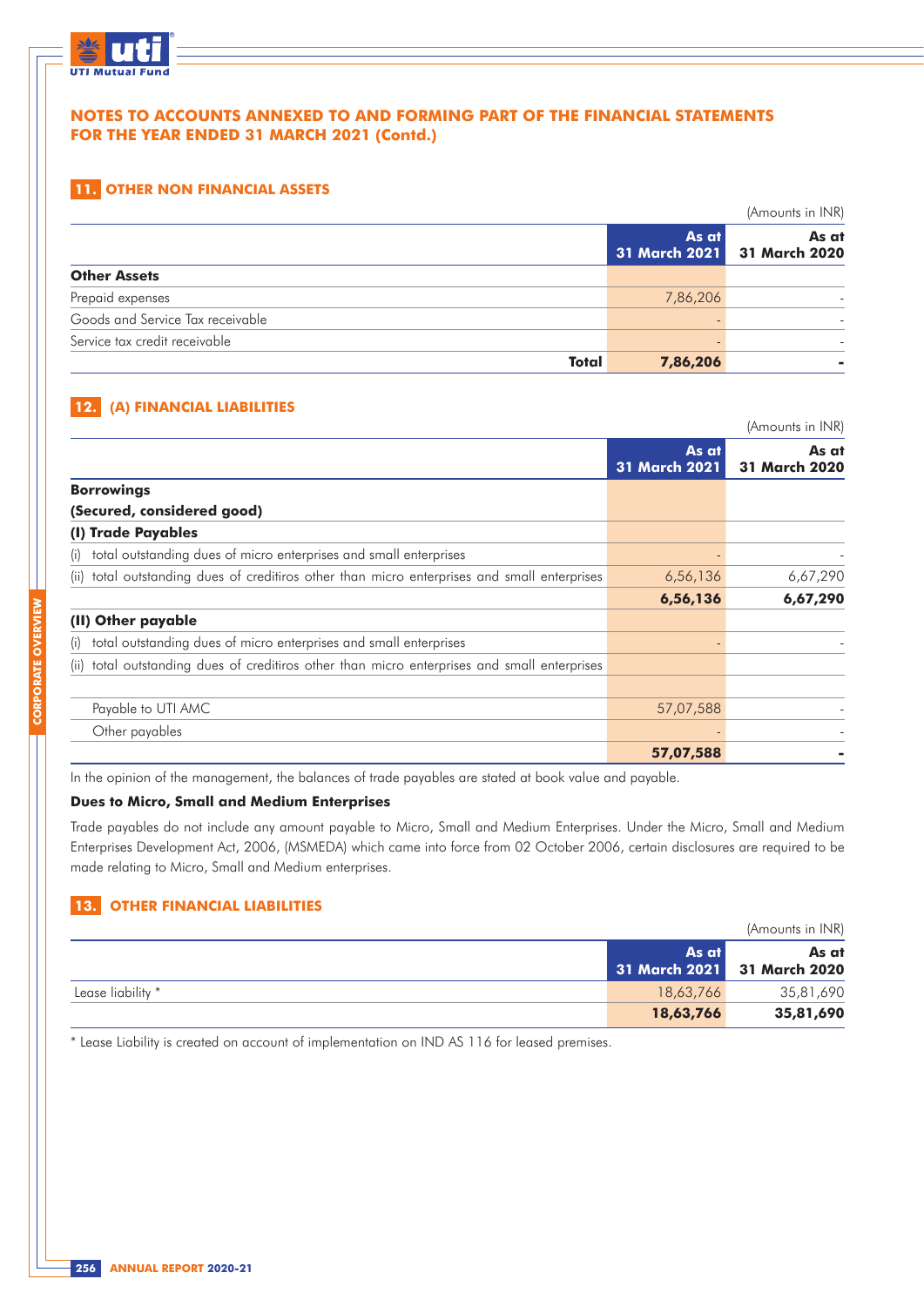## NOTES TO ACCOUNTS ANNEXED TO AND FORMING PART OF THE FINANCIAL STATEMENTS FOR THE YEAR ENDED 31 MARCH 2021 (Contd.)

### 11. OTHER NON FINANCIAL ASSETS

(Amounts in INR)

| | As at 31 March 2021 | As at 31 March 2020 |
|---|---|---|
| **Other Assets** | | |
| Prepaid expenses | 7,86,206 | - |
| Goods and Service Tax receivable | - | - |
| Service tax credit receivable | - | - |
| **Total** | **7,86,206** | **-** |

### 12. (A) FINANCIAL LIABILITIES

(Amounts in INR)

| | As at 31 March 2021 | As at 31 March 2020 |
|---|---|---|
| **Borrowings** | | |
| **(Secured, considered good)** | | |
| **(I) Trade Payables** | | |
| (i) total outstanding dues of micro enterprises and small enterprises | - | - |
| (ii) total outstanding dues of creditiros other than micro enterprises and small enterprises | 6,56,136 | 6,67,290 |
| | **6,56,136** | **6,67,290** |
| **(II) Other payable** | | |
| (i) total outstanding dues of micro enterprises and small enterprises | - | - |
| (ii) total outstanding dues of creditiros other than micro enterprises and small enterprises | | |
| Payable to UTI AMC | 57,07,588 | - |
| Other payables | - | - |
| | **57,07,588** | **-** |

In the opinion of the management, the balances of trade payables are stated at book value and payable.

**Dues to Micro, Small and Medium Enterprises**

Trade payables do not include any amount payable to Micro, Small and Medium Enterprises. Under the Micro, Small and Medium Enterprises Development Act, 2006, (MSMEDA) which came into force from 02 October 2006, certain disclosures are required to be made relating to Micro, Small and Medium enterprises.

### 13. OTHER FINANCIAL LIABILITIES

(Amounts in INR)

| | As at 31 March 2021 | As at 31 March 2020 |
|---|---|---|
| Lease liability * | 18,63,766 | 35,81,690 |
| | **18,63,766** | **35,81,690** |

* Lease Liability is created on account of implementation on IND AS 116 for leased premises.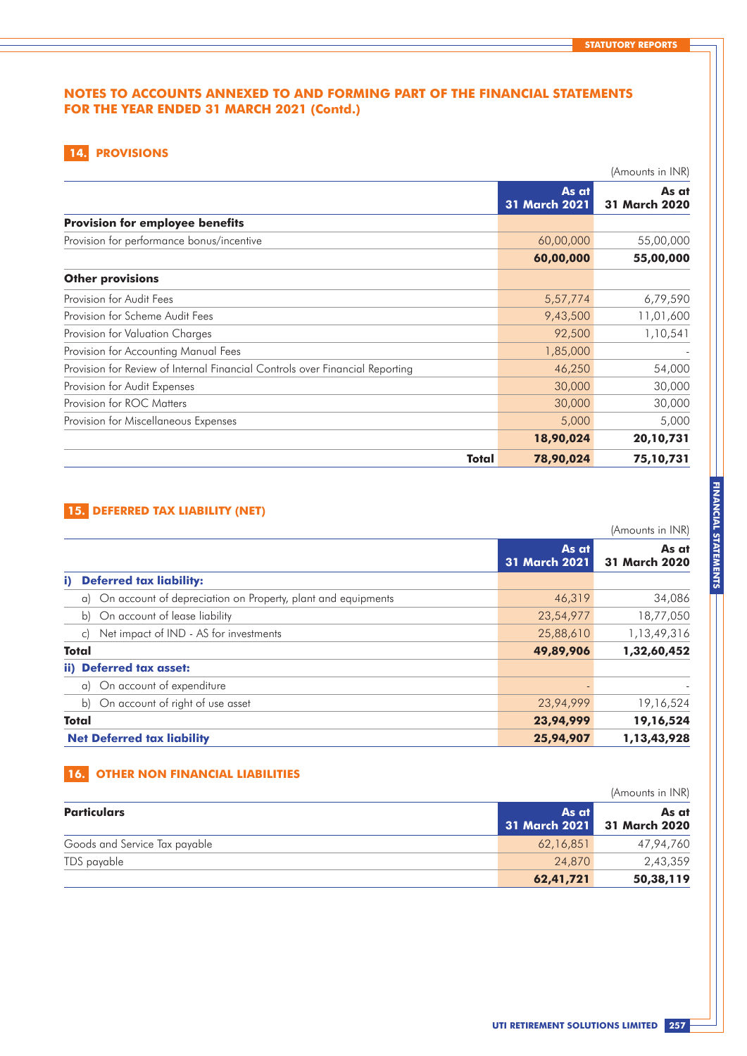# NOTES TO ACCOUNTS ANNEXED TO AND FORMING PART OF THE FINANCIAL STATEMENTS FOR THE YEAR ENDED 31 MARCH 2021 (Contd.)

## 14. PROVISIONS

(Amounts in INR)

| | As at 31 March 2021 | As at 31 March 2020 |
|---|---|---|
| **Provision for employee benefits** | | |
| Provision for performance bonus/incentive | 60,00,000 | 55,00,000 |
| | **60,00,000** | **55,00,000** |
| **Other provisions** | | |
| Provision for Audit Fees | 5,57,774 | 6,79,590 |
| Provision for Scheme Audit Fees | 9,43,500 | 11,01,600 |
| Provision for Valuation Charges | 92,500 | 1,10,541 |
| Provision for Accounting Manual Fees | 1,85,000 | - |
| Provision for Review of Internal Financial Controls over Financial Reporting | 46,250 | 54,000 |
| Provision for Audit Expenses | 30,000 | 30,000 |
| Provision for ROC Matters | 30,000 | 30,000 |
| Provision for Miscellaneous Expenses | 5,000 | 5,000 |
| | **18,90,024** | **20,10,731** |
| **Total** | **78,90,024** | **75,10,731** |

## 15. DEFERRED TAX LIABILITY (NET)

(Amounts in INR)

| | As at 31 March 2021 | As at 31 March 2020 |
|---|---|---|
| **i) Deferred tax liability:** | | |
| a) On account of depreciation on Property, plant and equipments | 46,319 | 34,086 |
| b) On account of lease liability | 23,54,977 | 18,77,050 |
| c) Net impact of IND - AS for investments | 25,88,610 | 1,13,49,316 |
| **Total** | **49,89,906** | **1,32,60,452** |
| **ii) Deferred tax asset:** | | |
| a) On account of expenditure | - | - |
| b) On account of right of use asset | 23,94,999 | 19,16,524 |
| **Total** | **23,94,999** | **19,16,524** |
| **Net Deferred tax liability** | **25,94,907** | **1,13,43,928** |

## 16. OTHER NON FINANCIAL LIABILITIES

(Amounts in INR)

| Particulars | As at 31 March 2021 | As at 31 March 2020 |
|---|---|---|
| Goods and Service Tax payable | 62,16,851 | 47,94,760 |
| TDS payable | 24,870 | 2,43,359 |
| | **62,41,721** | **50,38,119** |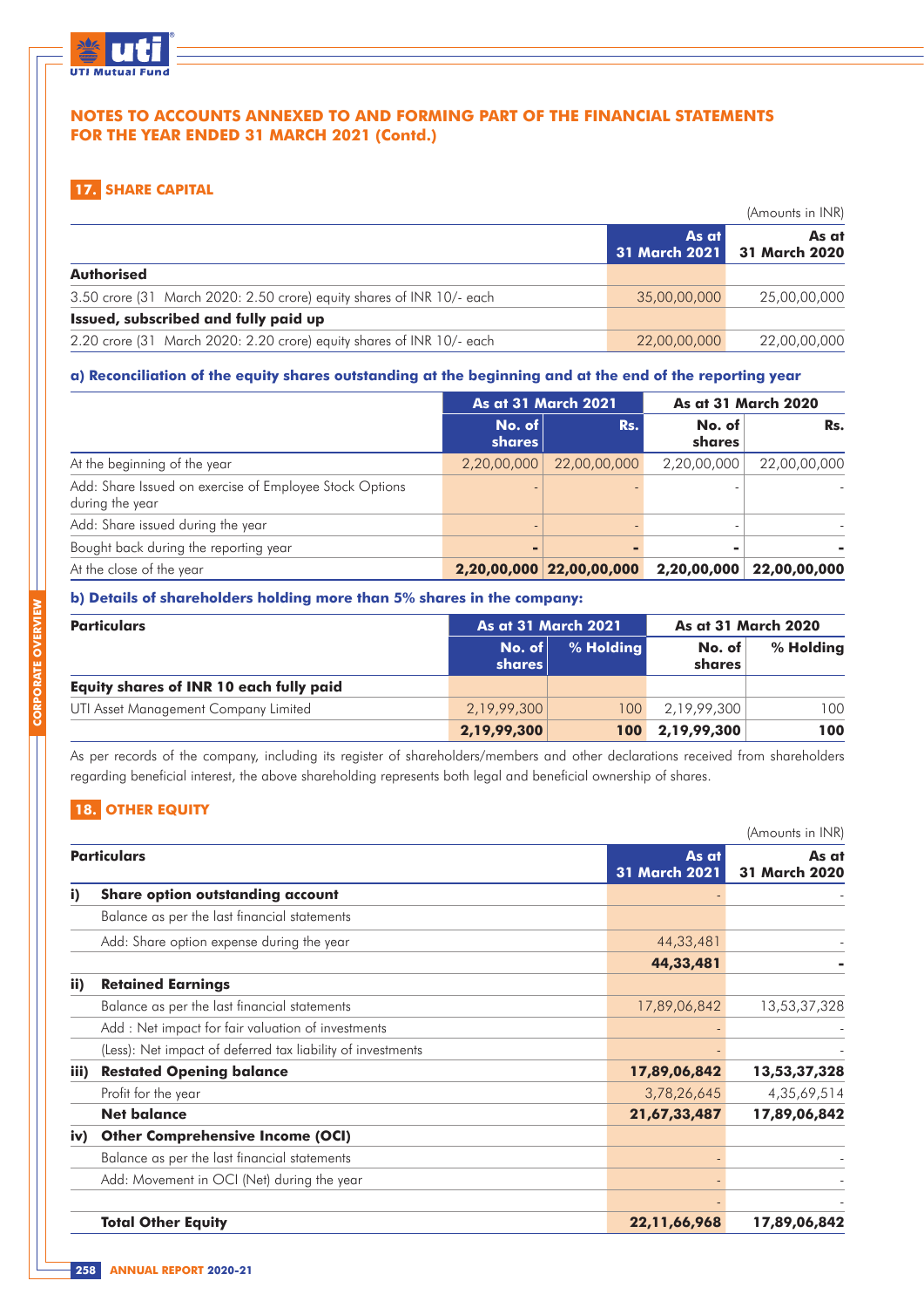## NOTES TO ACCOUNTS ANNEXED TO AND FORMING PART OF THE FINANCIAL STATEMENTS FOR THE YEAR ENDED 31 MARCH 2021 (Contd.)

### 17. SHARE CAPITAL

(Amounts in INR)

| | As at 31 March 2021 | As at 31 March 2020 |
|---|---|---|
| **Authorised** | | |
| 3.50 crore (31 March 2020: 2.50 crore) equity shares of INR 10/- each | 35,00,00,000 | 25,00,00,000 |
| **Issued, subscribed and fully paid up** | | |
| 2.20 crore (31 March 2020: 2.20 crore) equity shares of INR 10/- each | 22,00,00,000 | 22,00,00,000 |

**a) Reconciliation of the equity shares outstanding at the beginning and at the end of the reporting year**

| | As at 31 March 2021 | | As at 31 March 2020 | |
|---|---|---|---|---|
| | No. of shares | Rs. | No. of shares | Rs. |
| At the beginning of the year | 2,20,00,000 | 22,00,00,000 | 2,20,00,000 | 22,00,00,000 |
| Add: Share Issued on exercise of Employee Stock Options during the year | - | - | - | - |
| Add: Share issued during the year | - | - | - | - |
| Bought back during the reporting year | - | - | - | - |
| At the close of the year | **2,20,00,000** | **22,00,00,000** | **2,20,00,000** | **22,00,00,000** |

**b) Details of shareholders holding more than 5% shares in the company:**

| Particulars | As at 31 March 2021 | | As at 31 March 2020 | |
|---|---|---|---|---|
| | No. of shares | % Holding | No. of shares | % Holding |
| **Equity shares of INR 10 each fully paid** | | | | |
| UTI Asset Management Company Limited | 2,19,99,300 | 100 | 2,19,99,300 | 100 |
| | **2,19,99,300** | **100** | **2,19,99,300** | **100** |

As per records of the company, including its register of shareholders/members and other declarations received from shareholders regarding beneficial interest, the above shareholding represents both legal and beneficial ownership of shares.

### 18. OTHER EQUITY

(Amounts in INR)

| | Particulars | As at 31 March 2021 | As at 31 March 2020 |
|---|---|---|---|
| **i)** | **Share option outstanding account** | - | - |
| | Balance as per the last financial statements | | |
| | Add: Share option expense during the year | 44,33,481 | - |
| | | **44,33,481** | **-** |
| **ii)** | **Retained Earnings** | | |
| | Balance as per the last financial statements | 17,89,06,842 | 13,53,37,328 |
| | Add : Net impact for fair valuation of investments | - | - |
| | (Less): Net impact of deferred tax liability of investments | - | - |
| **iii)** | **Restated Opening balance** | **17,89,06,842** | **13,53,37,328** |
| | Profit for the year | 3,78,26,645 | 4,35,69,514 |
| | **Net balance** | **21,67,33,487** | **17,89,06,842** |
| **iv)** | **Other Comprehensive Income (OCI)** | | |
| | Balance as per the last financial statements | - | - |
| | Add: Movement in OCI (Net) during the year | - | - |
| | | - | - |
| | **Total Other Equity** | **22,11,66,968** | **17,89,06,842** |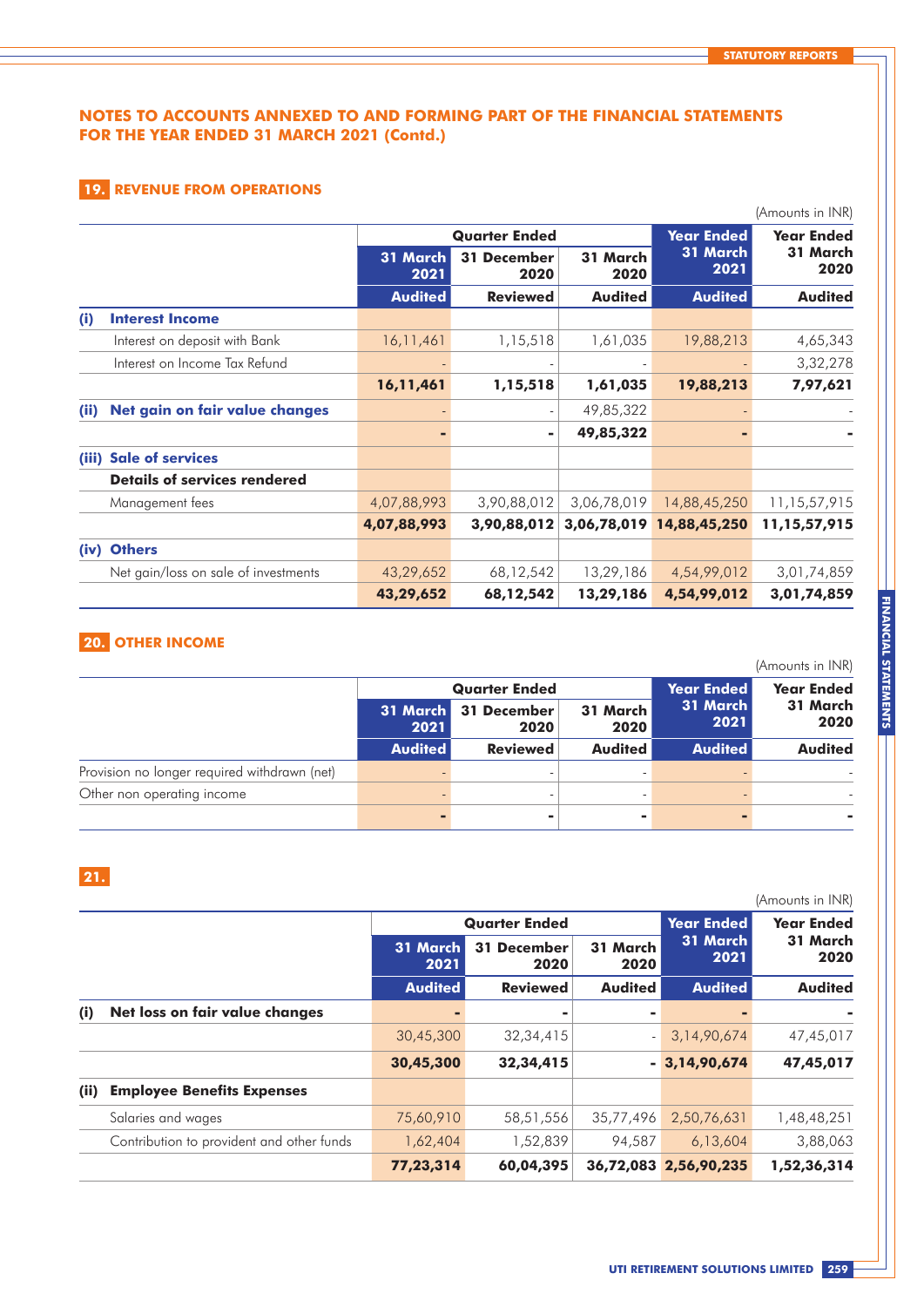## NOTES TO ACCOUNTS ANNEXED TO AND FORMING PART OF THE FINANCIAL STATEMENTS FOR THE YEAR ENDED 31 MARCH 2021 (Contd.)

### 19. REVENUE FROM OPERATIONS

(Amounts in INR)

| | Quarter Ended | | | Year Ended 31 March 2021 | Year Ended 31 March 2020 |
|---|---|---|---|---|---|
| | 31 March 2021 | 31 December 2020 | 31 March 2020 | | |
| | Audited | Reviewed | Audited | Audited | Audited |
| **(i) Interest Income** | | | | | |
| Interest on deposit with Bank | 16,11,461 | 1,15,518 | 1,61,035 | 19,88,213 | 4,65,343 |
| Interest on Income Tax Refund | - | - | - | - | 3,32,278 |
| | **16,11,461** | **1,15,518** | **1,61,035** | **19,88,213** | **7,97,621** |
| **(ii) Net gain on fair value changes** | - | - | 49,85,322 | - | - |
| | **-** | **-** | **49,85,322** | **-** | **-** |
| **(iii) Sale of services** | | | | | |
| **Details of services rendered** | | | | | |
| Management fees | 4,07,88,993 | 3,90,88,012 | 3,06,78,019 | 14,88,45,250 | 11,15,57,915 |
| | **4,07,88,993** | **3,90,88,012** | **3,06,78,019** | **14,88,45,250** | **11,15,57,915** |
| **(iv) Others** | | | | | |
| Net gain/loss on sale of investments | 43,29,652 | 68,12,542 | 13,29,186 | 4,54,99,012 | 3,01,74,859 |
| | **43,29,652** | **68,12,542** | **13,29,186** | **4,54,99,012** | **3,01,74,859** |

### 20. OTHER INCOME

(Amounts in INR)

| | Quarter Ended | | | Year Ended 31 March 2021 | Year Ended 31 March 2020 |
|---|---|---|---|---|---|
| | 31 March 2021 | 31 December 2020 | 31 March 2020 | | |
| | Audited | Reviewed | Audited | Audited | Audited |
| Provision no longer required withdrawn (net) | - | - | - | - | - |
| Other non operating income | - | - | - | - | - |
| | **-** | **-** | **-** | **-** | **-** |

### 21.

(Amounts in INR)

| | Quarter Ended | | | Year Ended 31 March 2021 | Year Ended 31 March 2020 |
|---|---|---|---|---|---|
| | 31 March 2021 | 31 December 2020 | 31 March 2020 | | |
| | Audited | Reviewed | Audited | Audited | Audited |
| **(i) Net loss on fair value changes** | **-** | **-** | **-** | **-** | **-** |
| | 30,45,300 | 32,34,415 | - | 3,14,90,674 | 47,45,017 |
| | **30,45,300** | **32,34,415** | **-** | **3,14,90,674** | **47,45,017** |
| **(ii) Employee Benefits Expenses** | | | | | |
| Salaries and wages | 75,60,910 | 58,51,556 | 35,77,496 | 2,50,76,631 | 1,48,48,251 |
| Contribution to provident and other funds | 1,62,404 | 1,52,839 | 94,587 | 6,13,604 | 3,88,063 |
| | **77,23,314** | **60,04,395** | **36,72,083** | **2,56,90,235** | **1,52,36,314** |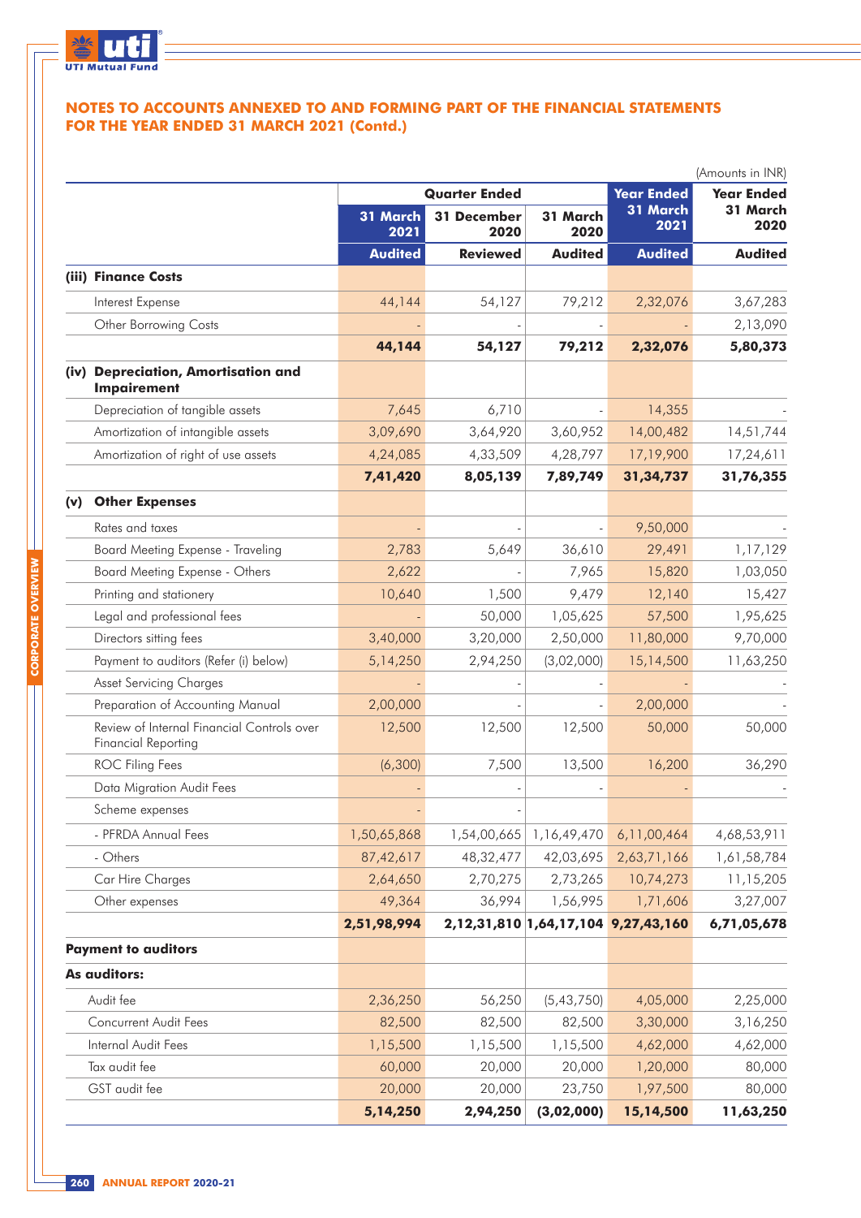## NOTES TO ACCOUNTS ANNEXED TO AND FORMING PART OF THE FINANCIAL STATEMENTS FOR THE YEAR ENDED 31 MARCH 2021 (Contd.)

(Amounts in INR)

| | Quarter Ended | | | Year Ended 31 March 2021 | Year Ended 31 March 2020 |
|---|---|---|---|---|---|
| | 31 March 2021 | 31 December 2020 | 31 March 2020 | | |
| | Audited | Reviewed | Audited | Audited | Audited |
| **(iii) Finance Costs** | | | | | |
| Interest Expense | 44,144 | 54,127 | 79,212 | 2,32,076 | 3,67,283 |
| Other Borrowing Costs | - | - | - | - | 2,13,090 |
| | **44,144** | **54,127** | **79,212** | **2,32,076** | **5,80,373** |
| **(iv) Depreciation, Amortisation and Impairement** | | | | | |
| Depreciation of tangible assets | 7,645 | 6,710 | - | 14,355 | - |
| Amortization of intangible assets | 3,09,690 | 3,64,920 | 3,60,952 | 14,00,482 | 14,51,744 |
| Amortization of right of use assets | 4,24,085 | 4,33,509 | 4,28,797 | 17,19,900 | 17,24,611 |
| | **7,41,420** | **8,05,139** | **7,89,749** | **31,34,737** | **31,76,355** |
| **(v) Other Expenses** | | | | | |
| Rates and taxes | - | - | - | 9,50,000 | - |
| Board Meeting Expense - Traveling | 2,783 | 5,649 | 36,610 | 29,491 | 1,17,129 |
| Board Meeting Expense - Others | 2,622 | - | 7,965 | 15,820 | 1,03,050 |
| Printing and stationery | 10,640 | 1,500 | 9,479 | 12,140 | 15,427 |
| Legal and professional fees | - | 50,000 | 1,05,625 | 57,500 | 1,95,625 |
| Directors sitting fees | 3,40,000 | 3,20,000 | 2,50,000 | 11,80,000 | 9,70,000 |
| Payment to auditors (Refer (i) below) | 5,14,250 | 2,94,250 | (3,02,000) | 15,14,500 | 11,63,250 |
| Asset Servicing Charges | - | - | - | - | - |
| Preparation of Accounting Manual | 2,00,000 | - | - | 2,00,000 | - |
| Review of Internal Financial Controls over Financial Reporting | 12,500 | 12,500 | 12,500 | 50,000 | 50,000 |
| ROC Filing Fees | (6,300) | 7,500 | 13,500 | 16,200 | 36,290 |
| Data Migration Audit Fees | - | - | - | - | - |
| Scheme expenses | - | - | | | |
| - PFRDA Annual Fees | 1,50,65,868 | 1,54,00,665 | 1,16,49,470 | 6,11,00,464 | 4,68,53,911 |
| - Others | 87,42,617 | 48,32,477 | 42,03,695 | 2,63,71,166 | 1,61,58,784 |
| Car Hire Charges | 2,64,650 | 2,70,275 | 2,73,265 | 10,74,273 | 11,15,205 |
| Other expenses | 49,364 | 36,994 | 1,56,995 | 1,71,606 | 3,27,007 |
| | **2,51,98,994** | **2,12,31,810** | **1,64,17,104** | **9,27,43,160** | **6,71,05,678** |
| **Payment to auditors** | | | | | |
| **As auditors:** | | | | | |
| Audit fee | 2,36,250 | 56,250 | (5,43,750) | 4,05,000 | 2,25,000 |
| Concurrent Audit Fees | 82,500 | 82,500 | 82,500 | 3,30,000 | 3,16,250 |
| Internal Audit Fees | 1,15,500 | 1,15,500 | 1,15,500 | 4,62,000 | 4,62,000 |
| Tax audit fee | 60,000 | 20,000 | 20,000 | 1,20,000 | 80,000 |
| GST audit fee | 20,000 | 20,000 | 23,750 | 1,97,500 | 80,000 |
| | **5,14,250** | **2,94,250** | **(3,02,000)** | **15,14,500** | **11,63,250** |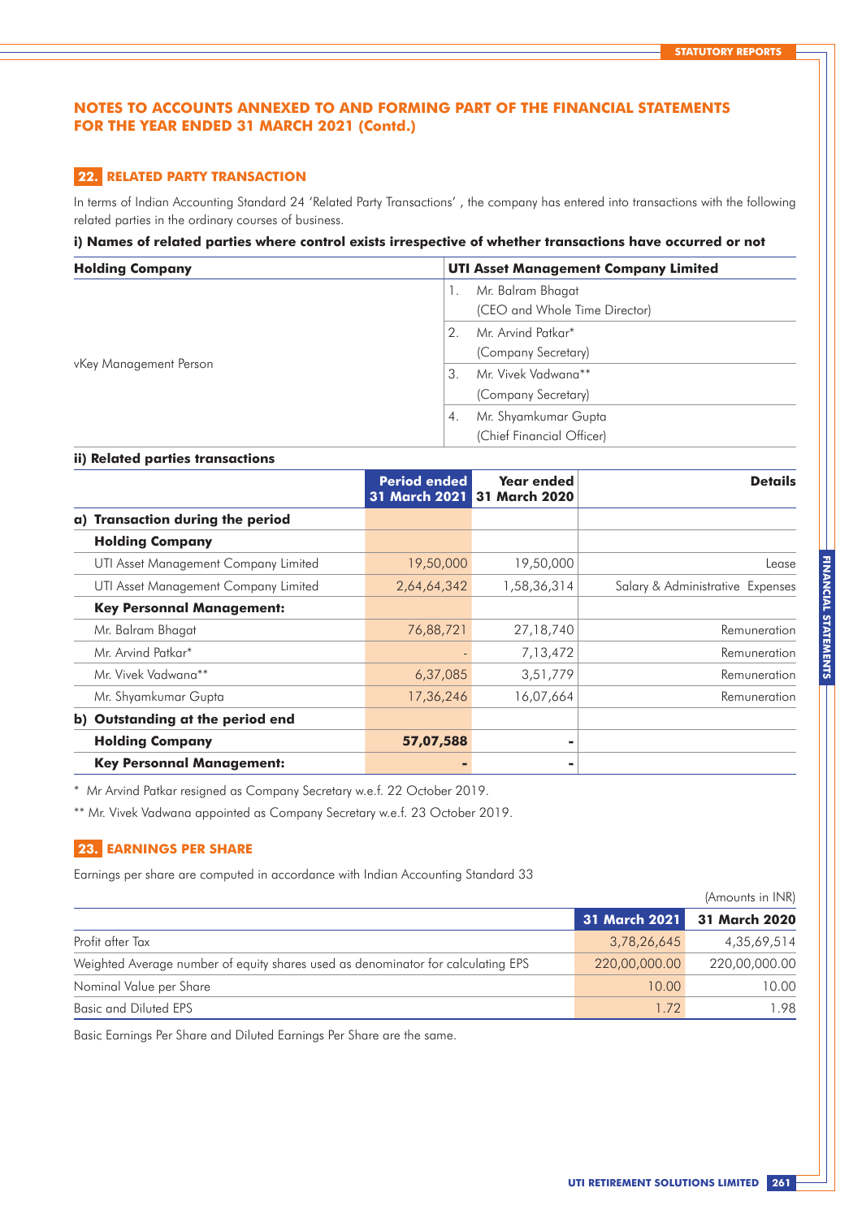## NOTES TO ACCOUNTS ANNEXED TO AND FORMING PART OF THE FINANCIAL STATEMENTS FOR THE YEAR ENDED 31 MARCH 2021 (Contd.)

### 22. RELATED PARTY TRANSACTION

In terms of Indian Accounting Standard 24 'Related Party Transactions' , the company has entered into transactions with the following related parties in the ordinary courses of business.

**i) Names of related parties where control exists irrespective of whether transactions have occurred or not**

| **Holding Company** | **UTI Asset Management Company Limited** |
|---|---|
| vKey Management Person | 1. Mr. Balram Bhagat (CEO and Whole Time Director) |
| | 2. Mr. Arvind Patkar* (Company Secretary) |
| | 3. Mr. Vivek Vadwana** (Company Secretary) |
| | 4. Mr. Shyamkumar Gupta (Chief Financial Officer) |

**ii) Related parties transactions**

| | Period ended 31 March 2021 | Year ended 31 March 2020 | Details |
|---|---|---|---|
| **a) Transaction during the period** | | | |
| **Holding Company** | | | |
| UTI Asset Management Company Limited | 19,50,000 | 19,50,000 | Lease |
| UTI Asset Management Company Limited | 2,64,64,342 | 1,58,36,314 | Salary & Administrative Expenses |
| **Key Personnal Management:** | | | |
| Mr. Balram Bhagat | 76,88,721 | 27,18,740 | Remuneration |
| Mr. Arvind Patkar* | - | 7,13,472 | Remuneration |
| Mr. Vivek Vadwana** | 6,37,085 | 3,51,779 | Remuneration |
| Mr. Shyamkumar Gupta | 17,36,246 | 16,07,664 | Remuneration |
| **b) Outstanding at the period end** | | | |
| **Holding Company** | **57,07,588** | **-** | |
| **Key Personnal Management:** | **-** | **-** | |

\* Mr Arvind Patkar resigned as Company Secretary w.e.f. 22 October 2019.

** Mr. Vivek Vadwana appointed as Company Secretary w.e.f. 23 October 2019.

### 23. EARNINGS PER SHARE

Earnings per share are computed in accordance with Indian Accounting Standard 33

(Amounts in INR)

| | 31 March 2021 | 31 March 2020 |
|---|---|---|
| Profit after Tax | 3,78,26,645 | 4,35,69,514 |
| Weighted Average number of equity shares used as denominator for calculating EPS | 220,00,000.00 | 220,00,000.00 |
| Nominal Value per Share | 10.00 | 10.00 |
| Basic and Diluted EPS | 1.72 | 1.98 |

Basic Earnings Per Share and Diluted Earnings Per Share are the same.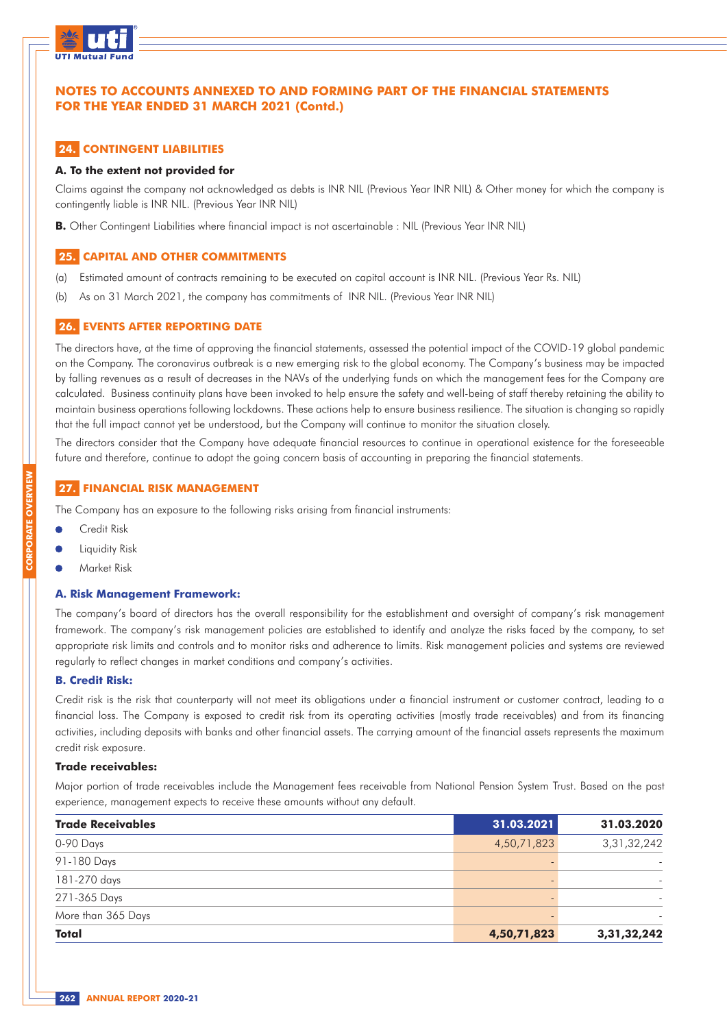# NOTES TO ACCOUNTS ANNEXED TO AND FORMING PART OF THE FINANCIAL STATEMENTS FOR THE YEAR ENDED 31 MARCH 2021 (Contd.)

## 24. CONTINGENT LIABILITIES

**A. To the extent not provided for**

Claims against the company not acknowledged as debts is INR NIL (Previous Year INR NIL) & Other money for which the company is contingently liable is INR NIL. (Previous Year INR NIL)

**B.** Other Contingent Liabilities where financial impact is not ascertainable : NIL (Previous Year INR NIL)

## 25. CAPITAL AND OTHER COMMITMENTS

(a) Estimated amount of contracts remaining to be executed on capital account is INR NIL. (Previous Year Rs. NIL)

(b) As on 31 March 2021, the company has commitments of INR NIL. (Previous Year INR NIL)

## 26. EVENTS AFTER REPORTING DATE

The directors have, at the time of approving the financial statements, assessed the potential impact of the COVID-19 global pandemic on the Company. The coronavirus outbreak is a new emerging risk to the global economy. The Company's business may be impacted by falling revenues as a result of decreases in the NAVs of the underlying funds on which the management fees for the Company are calculated. Business continuity plans have been invoked to help ensure the safety and well-being of staff thereby retaining the ability to maintain business operations following lockdowns. These actions help to ensure business resilience. The situation is changing so rapidly that the full impact cannot yet be understood, but the Company will continue to monitor the situation closely.

The directors consider that the Company have adequate financial resources to continue in operational existence for the foreseeable future and therefore, continue to adopt the going concern basis of accounting in preparing the financial statements.

## 27. FINANCIAL RISK MANAGEMENT

The Company has an exposure to the following risks arising from financial instruments:

- Credit Risk
- Liquidity Risk
- Market Risk

### A. Risk Management Framework:

The company's board of directors has the overall responsibility for the establishment and oversight of company's risk management framework. The company's risk management policies are established to identify and analyze the risks faced by the company, to set appropriate risk limits and controls and to monitor risks and adherence to limits. Risk management policies and systems are reviewed regularly to reflect changes in market conditions and company's activities.

### B. Credit Risk:

Credit risk is the risk that counterparty will not meet its obligations under a financial instrument or customer contract, leading to a financial loss. The Company is exposed to credit risk from its operating activities (mostly trade receivables) and from its financing activities, including deposits with banks and other financial assets. The carrying amount of the financial assets represents the maximum credit risk exposure.

**Trade receivables:**

Major portion of trade receivables include the Management fees receivable from National Pension System Trust. Based on the past experience, management expects to receive these amounts without any default.

| Trade Receivables | 31.03.2021 | 31.03.2020 |
|---|---|---|
| 0-90 Days | 4,50,71,823 | 3,31,32,242 |
| 91-180 Days | - | - |
| 181-270 days | - | - |
| 271-365 Days | - | - |
| More than 365 Days | - | - |
| **Total** | **4,50,71,823** | **3,31,32,242** |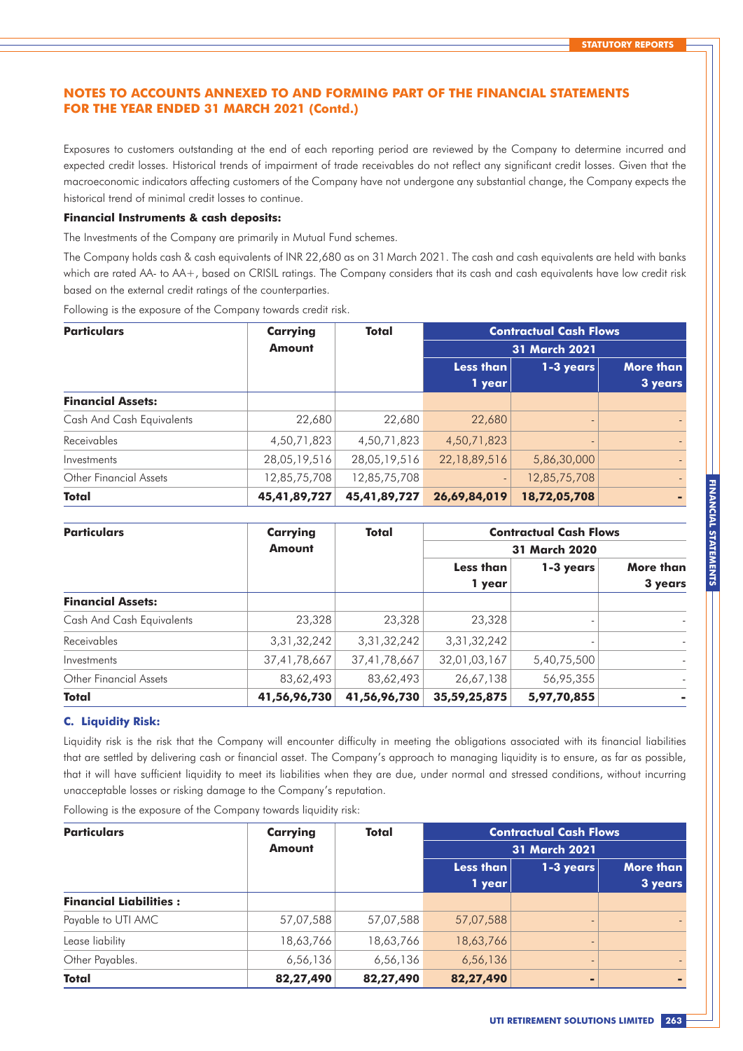## NOTES TO ACCOUNTS ANNEXED TO AND FORMING PART OF THE FINANCIAL STATEMENTS FOR THE YEAR ENDED 31 MARCH 2021 (Contd.)

Exposures to customers outstanding at the end of each reporting period are reviewed by the Company to determine incurred and expected credit losses. Historical trends of impairment of trade receivables do not reflect any significant credit losses. Given that the macroeconomic indicators affecting customers of the Company have not undergone any substantial change, the Company expects the historical trend of minimal credit losses to continue.

**Financial Instruments & cash deposits:**

The Investments of the Company are primarily in Mutual Fund schemes.

The Company holds cash & cash equivalents of INR 22,680 as on 31 March 2021. The cash and cash equivalents are held with banks which are rated AA- to AA+, based on CRISIL ratings. The Company considers that its cash and cash equivalents have low credit risk based on the external credit ratings of the counterparties.

Following is the exposure of the Company towards credit risk.

| Particulars | Carrying Amount | Total | Contractual Cash Flows | | |
|---|---|---|---|---|---|
| | | | 31 March 2021 | | |
| | | | Less than 1 year | 1-3 years | More than 3 years |
| **Financial Assets:** | | | | | |
| Cash And Cash Equivalents | 22,680 | 22,680 | 22,680 | - | - |
| Receivables | 4,50,71,823 | 4,50,71,823 | 4,50,71,823 | - | - |
| Investments | 28,05,19,516 | 28,05,19,516 | 22,18,89,516 | 5,86,30,000 | - |
| Other Financial Assets | 12,85,75,708 | 12,85,75,708 | - | 12,85,75,708 | - |
| **Total** | **45,41,89,727** | **45,41,89,727** | **26,69,84,019** | **18,72,05,708** | **-** |

| Particulars | Carrying Amount | Total | Contractual Cash Flows | | |
|---|---|---|---|---|---|
| | | | 31 March 2020 | | |
| | | | Less than 1 year | 1-3 years | More than 3 years |
| **Financial Assets:** | | | | | |
| Cash And Cash Equivalents | 23,328 | 23,328 | 23,328 | - | - |
| Receivables | 3,31,32,242 | 3,31,32,242 | 3,31,32,242 | - | - |
| Investments | 37,41,78,667 | 37,41,78,667 | 32,01,03,167 | 5,40,75,500 | - |
| Other Financial Assets | 83,62,493 | 83,62,493 | 26,67,138 | 56,95,355 | - |
| **Total** | **41,56,96,730** | **41,56,96,730** | **35,59,25,875** | **5,97,70,855** | **-** |

### C. Liquidity Risk:

Liquidity risk is the risk that the Company will encounter difficulty in meeting the obligations associated with its financial liabilities that are settled by delivering cash or financial asset. The Company's approach to managing liquidity is to ensure, as far as possible, that it will have sufficient liquidity to meet its liabilities when they are due, under normal and stressed conditions, without incurring unacceptable losses or risking damage to the Company's reputation.

Following is the exposure of the Company towards liquidity risk:

| Particulars | Carrying Amount | Total | Contractual Cash Flows | | |
|---|---|---|---|---|---|
| | | | 31 March 2021 | | |
| | | | Less than 1 year | 1-3 years | More than 3 years |
| **Financial Liabilities :** | | | | | |
| Payable to UTI AMC | 57,07,588 | 57,07,588 | 57,07,588 | - | - |
| Lease liability | 18,63,766 | 18,63,766 | 18,63,766 | - | |
| Other Payables. | 6,56,136 | 6,56,136 | 6,56,136 | - | - |
| **Total** | **82,27,490** | **82,27,490** | **82,27,490** | **-** | **-** |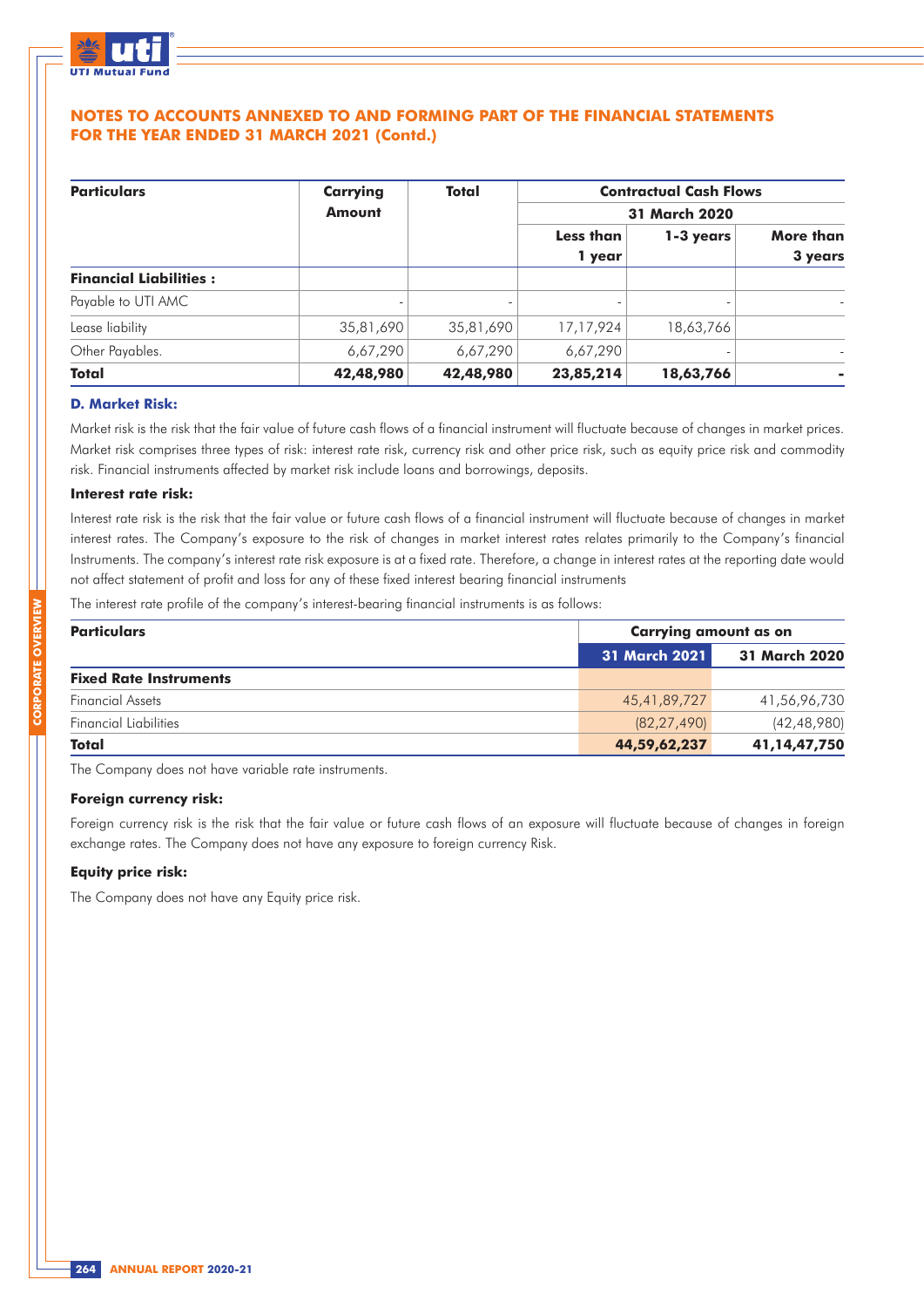## NOTES TO ACCOUNTS ANNEXED TO AND FORMING PART OF THE FINANCIAL STATEMENTS FOR THE YEAR ENDED 31 MARCH 2021 (Contd.)

| Particulars | Carrying Amount | Total | Contractual Cash Flows | | |
|---|---|---|---|---|---|
| | | | 31 March 2020 | | |
| | | | Less than 1 year | 1-3 years | More than 3 years |
| **Financial Liabilities :** | | | | | |
| Payable to UTI AMC | - | - | - | - | - |
| Lease liability | 35,81,690 | 35,81,690 | 17,17,924 | 18,63,766 | |
| Other Payables. | 6,67,290 | 6,67,290 | 6,67,290 | - | - |
| **Total** | **42,48,980** | **42,48,980** | **23,85,214** | **18,63,766** | **-** |

### D. Market Risk:

Market risk is the risk that the fair value of future cash flows of a financial instrument will fluctuate because of changes in market prices. Market risk comprises three types of risk: interest rate risk, currency risk and other price risk, such as equity price risk and commodity risk. Financial instruments affected by market risk include loans and borrowings, deposits.

**Interest rate risk:**

Interest rate risk is the risk that the fair value or future cash flows of a financial instrument will fluctuate because of changes in market interest rates. The Company's exposure to the risk of changes in market interest rates relates primarily to the Company's financial Instruments. The company's interest rate risk exposure is at a fixed rate. Therefore, a change in interest rates at the reporting date would not affect statement of profit and loss for any of these fixed interest bearing financial instruments

The interest rate profile of the company's interest-bearing financial instruments is as follows:

| Particulars | Carrying amount as on | |
|---|---|---|
| | 31 March 2021 | 31 March 2020 |
| **Fixed Rate Instruments** | | |
| Financial Assets | 45,41,89,727 | 41,56,96,730 |
| Financial Liabilities | (82,27,490) | (42,48,980) |
| **Total** | **44,59,62,237** | **41,14,47,750** |

The Company does not have variable rate instruments.

**Foreign currency risk:**

Foreign currency risk is the risk that the fair value or future cash flows of an exposure will fluctuate because of changes in foreign exchange rates. The Company does not have any exposure to foreign currency Risk.

**Equity price risk:**

The Company does not have any Equity price risk.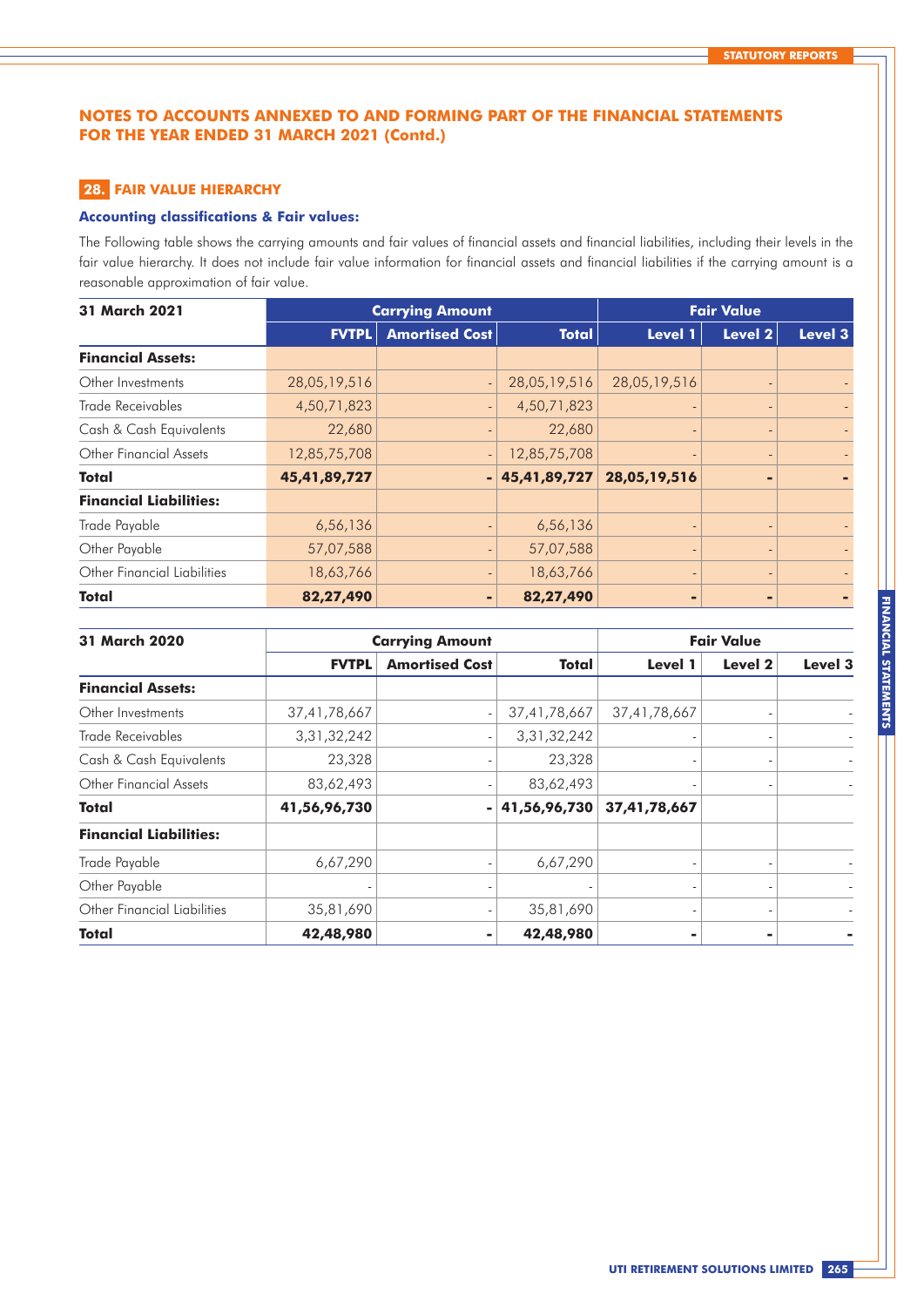## NOTES TO ACCOUNTS ANNEXED TO AND FORMING PART OF THE FINANCIAL STATEMENTS FOR THE YEAR ENDED 31 MARCH 2021 (Contd.)

### 28. FAIR VALUE HIERARCHY

**Accounting classifications & Fair values:**

The Following table shows the carrying amounts and fair values of financial assets and financial liabilities, including their levels in the fair value hierarchy. It does not include fair value information for financial assets and financial liabilities if the carrying amount is a reasonable approximation of fair value.

| 31 March 2021 | Carrying Amount | | | Fair Value | | |
|---|---|---|---|---|---|---|
| | FVTPL | Amortised Cost | Total | Level 1 | Level 2 | Level 3 |
| **Financial Assets:** | | | | | | |
| Other Investments | 28,05,19,516 | - | 28,05,19,516 | 28,05,19,516 | - | - |
| Trade Receivables | 4,50,71,823 | - | 4,50,71,823 | - | - | - |
| Cash & Cash Equivalents | 22,680 | - | 22,680 | - | - | - |
| Other Financial Assets | 12,85,75,708 | - | 12,85,75,708 | - | - | - |
| **Total** | **45,41,89,727** | **-** | **45,41,89,727** | **28,05,19,516** | **-** | **-** |
| **Financial Liabilities:** | | | | | | |
| Trade Payable | 6,56,136 | - | 6,56,136 | - | - | - |
| Other Payable | 57,07,588 | - | 57,07,588 | - | - | - |
| Other Financial Liabilities | 18,63,766 | - | 18,63,766 | - | - | - |
| **Total** | **82,27,490** | **-** | **82,27,490** | **-** | **-** | **-** |

| 31 March 2020 | Carrying Amount | | | Fair Value | | |
|---|---|---|---|---|---|---|
| | FVTPL | Amortised Cost | Total | Level 1 | Level 2 | Level 3 |
| **Financial Assets:** | | | | | | |
| Other Investments | 37,41,78,667 | - | 37,41,78,667 | 37,41,78,667 | - | - |
| Trade Receivables | 3,31,32,242 | - | 3,31,32,242 | - | - | - |
| Cash & Cash Equivalents | 23,328 | - | 23,328 | - | - | - |
| Other Financial Assets | 83,62,493 | - | 83,62,493 | - | - | - |
| **Total** | **41,56,96,730** | **-** | **41,56,96,730** | **37,41,78,667** | | |
| **Financial Liabilities:** | | | | | | |
| Trade Payable | 6,67,290 | - | 6,67,290 | - | - | - |
| Other Payable | - | - | - | - | - | - |
| Other Financial Liabilities | 35,81,690 | - | 35,81,690 | - | - | - |
| **Total** | **42,48,980** | **-** | **42,48,980** | **-** | **-** | **-** |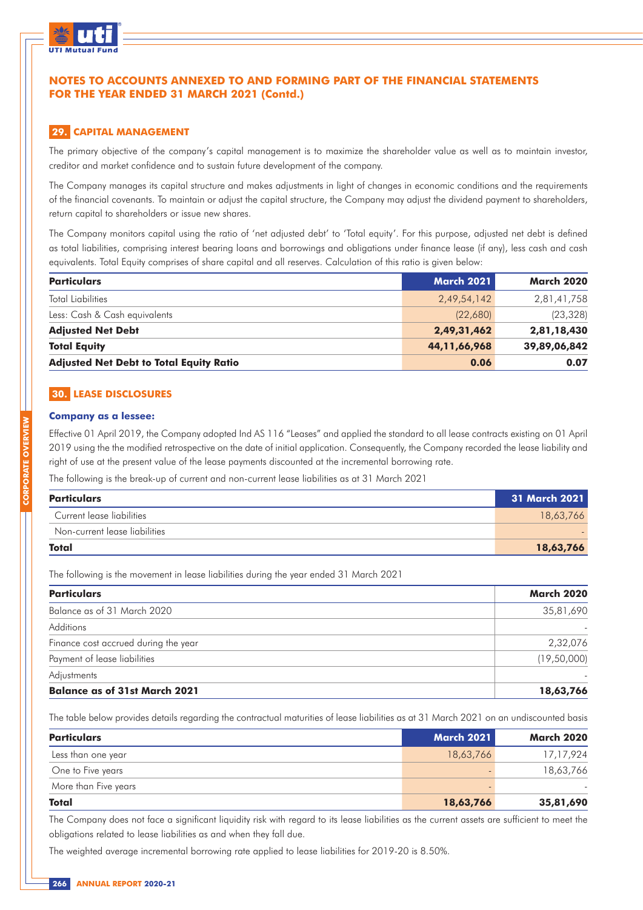# NOTES TO ACCOUNTS ANNEXED TO AND FORMING PART OF THE FINANCIAL STATEMENTS FOR THE YEAR ENDED 31 MARCH 2021 (Contd.)

## 29. CAPITAL MANAGEMENT

The primary objective of the company's capital management is to maximize the shareholder value as well as to maintain investor, creditor and market confidence and to sustain future development of the company.

The Company manages its capital structure and makes adjustments in light of changes in economic conditions and the requirements of the financial covenants. To maintain or adjust the capital structure, the Company may adjust the dividend payment to shareholders, return capital to shareholders or issue new shares.

The Company monitors capital using the ratio of 'net adjusted debt' to 'Total equity'. For this purpose, adjusted net debt is defined as total liabilities, comprising interest bearing loans and borrowings and obligations under finance lease (if any), less cash and cash equivalents. Total Equity comprises of share capital and all reserves. Calculation of this ratio is given below:

| Particulars | March 2021 | March 2020 |
|---|---|---|
| Total Liabilities | 2,49,54,142 | 2,81,41,758 |
| Less: Cash & Cash equivalents | (22,680) | (23,328) |
| **Adjusted Net Debt** | **2,49,31,462** | **2,81,18,430** |
| **Total Equity** | **44,11,66,968** | **39,89,06,842** |
| **Adjusted Net Debt to Total Equity Ratio** | **0.06** | **0.07** |

## 30. LEASE DISCLOSURES

### Company as a lessee:

Effective 01 April 2019, the Company adopted Ind AS 116 "Leases" and applied the standard to all lease contracts existing on 01 April 2019 using the the modified retrospective on the date of initial application. Consequently, the Company recorded the lease liability and right of use at the present value of the lease payments discounted at the incremental borrowing rate.

The following is the break-up of current and non-current lease liabilities as at 31 March 2021

| Particulars | 31 March 2021 |
|---|---|
| Current lease liabilities | 18,63,766 |
| Non-current lease liabilities | - |
| **Total** | **18,63,766** |

The following is the movement in lease liabilities during the year ended 31 March 2021

| Particulars | March 2020 |
|---|---|
| Balance as of 31 March 2020 | 35,81,690 |
| Additions | - |
| Finance cost accrued during the year | 2,32,076 |
| Payment of lease liabilities | (19,50,000) |
| Adjustments | - |
| **Balance as of 31st March 2021** | **18,63,766** |

The table below provides details regarding the contractual maturities of lease liabilities as at 31 March 2021 on an undiscounted basis

| Particulars | March 2021 | March 2020 |
|---|---|---|
| Less than one year | 18,63,766 | 17,17,924 |
| One to Five years | - | 18,63,766 |
| More than Five years | - | - |
| **Total** | **18,63,766** | **35,81,690** |

The Company does not face a significant liquidity risk with regard to its lease liabilities as the current assets are sufficient to meet the obligations related to lease liabilities as and when they fall due.

The weighted average incremental borrowing rate applied to lease liabilities for 2019-20 is 8.50%.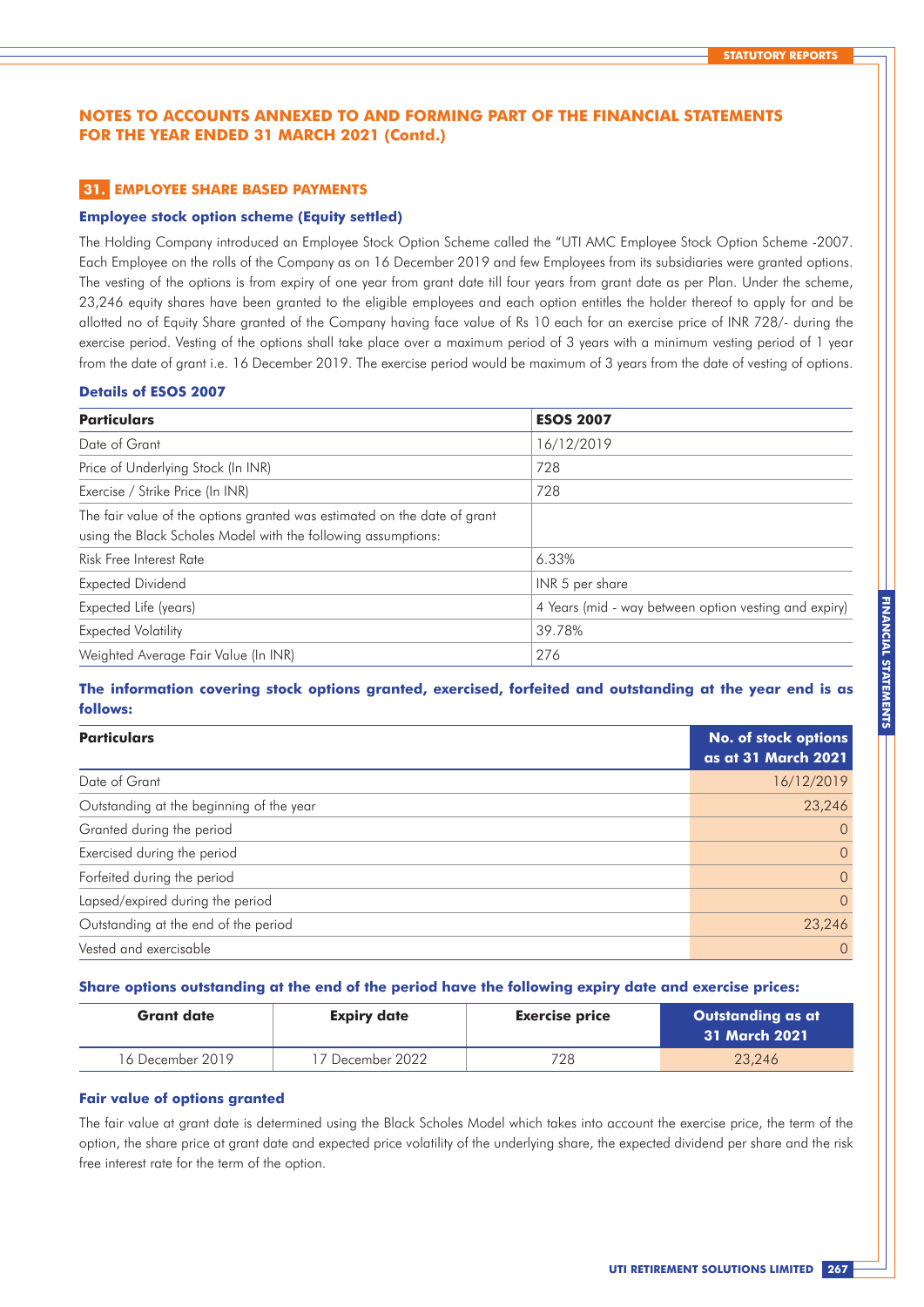## NOTES TO ACCOUNTS ANNEXED TO AND FORMING PART OF THE FINANCIAL STATEMENTS FOR THE YEAR ENDED 31 MARCH 2021 (Contd.)

### 31. EMPLOYEE SHARE BASED PAYMENTS

**Employee stock option scheme (Equity settled)**

The Holding Company introduced an Employee Stock Option Scheme called the "UTI AMC Employee Stock Option Scheme -2007. Each Employee on the rolls of the Company as on 16 December 2019 and few Employees from its subsidiaries were granted options. The vesting of the options is from expiry of one year from grant date till four years from grant date as per Plan. Under the scheme, 23,246 equity shares have been granted to the eligible employees and each option entitles the holder thereof to apply for and be allotted no of Equity Share granted of the Company having face value of Rs 10 each for an exercise price of INR 728/- during the exercise period. Vesting of the options shall take place over a maximum period of 3 years with a minimum vesting period of 1 year from the date of grant i.e. 16 December 2019. The exercise period would be maximum of 3 years from the date of vesting of options.

**Details of ESOS 2007**

| Particulars | ESOS 2007 |
|---|---|
| Date of Grant | 16/12/2019 |
| Price of Underlying Stock (In INR) | 728 |
| Exercise / Strike Price (In INR) | 728 |
| The fair value of the options granted was estimated on the date of grant using the Black Scholes Model with the following assumptions: | |
| Risk Free Interest Rate | 6.33% |
| Expected Dividend | INR 5 per share |
| Expected Life (years) | 4 Years (mid - way between option vesting and expiry) |
| Expected Volatility | 39.78% |
| Weighted Average Fair Value (In INR) | 276 |

**The information covering stock options granted, exercised, forfeited and outstanding at the year end is as follows:**

| Particulars | No. of stock options as at 31 March 2021 |
|---|---|
| Date of Grant | 16/12/2019 |
| Outstanding at the beginning of the year | 23,246 |
| Granted during the period | 0 |
| Exercised during the period | 0 |
| Forfeited during the period | 0 |
| Lapsed/expired during the period | 0 |
| Outstanding at the end of the period | 23,246 |
| Vested and exercisable | 0 |

**Share options outstanding at the end of the period have the following expiry date and exercise prices:**

| Grant date | Expiry date | Exercise price | Outstanding as at 31 March 2021 |
|---|---|---|---|
| 16 December 2019 | 17 December 2022 | 728 | 23,246 |

**Fair value of options granted**

The fair value at grant date is determined using the Black Scholes Model which takes into account the exercise price, the term of the option, the share price at grant date and expected price volatility of the underlying share, the expected dividend per share and the risk free interest rate for the term of the option.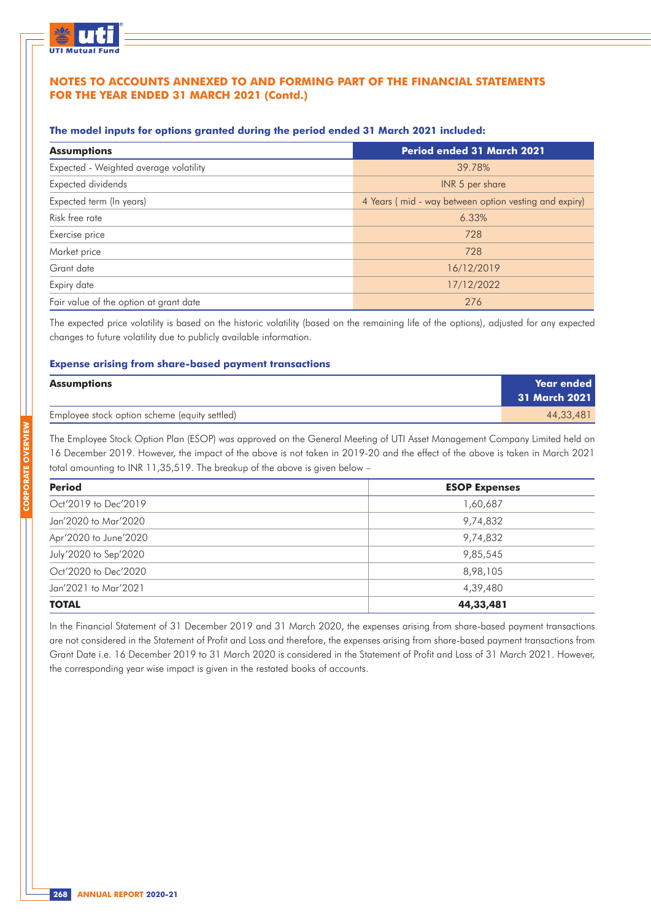## NOTES TO ACCOUNTS ANNEXED TO AND FORMING PART OF THE FINANCIAL STATEMENTS FOR THE YEAR ENDED 31 MARCH 2021 (Contd.)

### The model inputs for options granted during the period ended 31 March 2021 included:

| Assumptions | Period ended 31 March 2021 |
|---|---|
| Expected - Weighted average volatility | 39.78% |
| Expected dividends | INR 5 per share |
| Expected term (In years) | 4 Years ( mid - way between option vesting and expiry) |
| Risk free rate | 6.33% |
| Exercise price | 728 |
| Market price | 728 |
| Grant date | 16/12/2019 |
| Expiry date | 17/12/2022 |
| Fair value of the option at grant date | 276 |

The expected price volatility is based on the historic volatility (based on the remaining life of the options), adjusted for any expected changes to future volatility due to publicly available information.

### Expense arising from share-based payment transactions

| Assumptions | Year ended 31 March 2021 |
|---|---|
| Employee stock option scheme (equity settled) | 44,33,481 |

The Employee Stock Option Plan (ESOP) was approved on the General Meeting of UTI Asset Management Company Limited held on 16 December 2019. However, the impact of the above is not taken in 2019-20 and the effect of the above is taken in March 2021 total amounting to INR 11,35,519. The breakup of the above is given below –

| Period | ESOP Expenses |
|---|---|
| Oct'2019 to Dec'2019 | 1,60,687 |
| Jan'2020 to Mar'2020 | 9,74,832 |
| Apr'2020 to June'2020 | 9,74,832 |
| July'2020 to Sep'2020 | 9,85,545 |
| Oct'2020 to Dec'2020 | 8,98,105 |
| Jan'2021 to Mar'2021 | 4,39,480 |
| **TOTAL** | **44,33,481** |

In the Financial Statement of 31 December 2019 and 31 March 2020, the expenses arising from share-based payment transactions are not considered in the Statement of Profit and Loss and therefore, the expenses arising from share-based payment transactions from Grant Date i.e. 16 December 2019 to 31 March 2020 is considered in the Statement of Profit and Loss of 31 March 2021. However, the corresponding year wise impact is given in the restated books of accounts.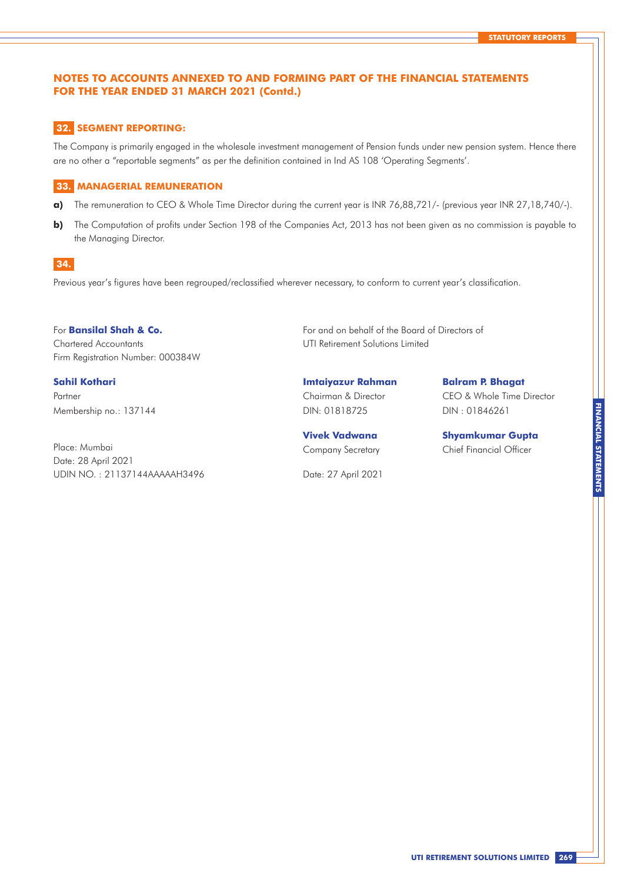## NOTES TO ACCOUNTS ANNEXED TO AND FORMING PART OF THE FINANCIAL STATEMENTS FOR THE YEAR ENDED 31 MARCH 2021 (Contd.)

### 32. SEGMENT REPORTING:

The Company is primarily engaged in the wholesale investment management of Pension funds under new pension system. Hence there are no other a "reportable segments" as per the definition contained in Ind AS 108 'Operating Segments'.

### 33. MANAGERIAL REMUNERATION

**a)** The remuneration to CEO & Whole Time Director during the current year is INR 76,88,721/- (previous year INR 27,18,740/-).

**b)** The Computation of profits under Section 198 of the Companies Act, 2013 has not been given as no commission is payable to the Managing Director.

### 34.

Previous year's figures have been regrouped/reclassified wherever necessary, to conform to current year's classification.

For **Bansilal Shah & Co.**
Chartered Accountants
Firm Registration Number: 000384W

**Sahil Kothari**
Partner
Membership no.: 137144

Place: Mumbai
Date: 28 April 2021
UDIN NO. : 21137144AAAAAH3496

For and on behalf of the Board of Directors of
UTI Retirement Solutions Limited

**Imtaiyazur Rahman**
Chairman & Director
DIN: 01818725

**Balram P. Bhagat**
CEO & Whole Time Director
DIN : 01846261

**Vivek Vadwana**
Company Secretary

**Shyamkumar Gupta**
Chief Financial Officer

Date: 27 April 2021